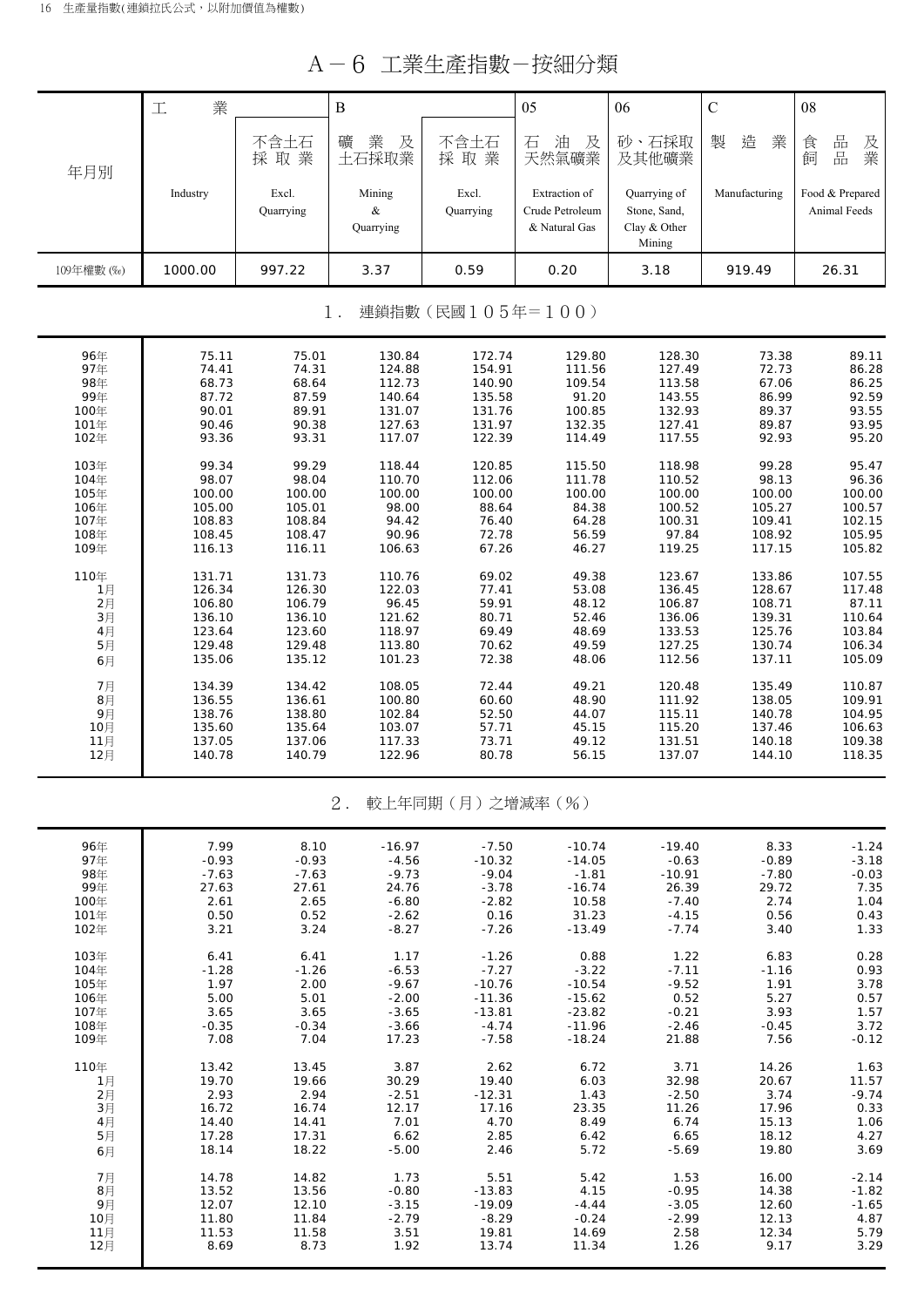# A－6 工業生產指數－按細分類

| 年月別 | 工業 Industry | 不含土石採取業 Excl. Quarrying | B 礦業及土石採取業 Mining & Quarrying | 不含土石採取業 Excl. Quarrying | 05 石油及天然氣礦業 Extraction of Crude Petroleum & Natural Gas | 06 砂、石採取及其他礦業 Quarrying of Stone, Sand, Clay & Other Mining | C 製造業 Manufacturing | 08 食品及飼品業 Food & Prepared Animal Feeds |
|---|---|---|---|---|---|---|---|---|
| 109年權數 (‰) | 1000.00 | 997.22 | 3.37 | 0.59 | 0.20 | 3.18 | 919.49 | 26.31 |
| **1. 連鎖指數（民國105年＝100）** | | | | | | | | |
| 96年 | 75.11 | 75.01 | 130.84 | 172.74 | 129.80 | 128.30 | 73.38 | 89.11 |
| 97年 | 74.41 | 74.31 | 124.88 | 154.91 | 111.56 | 127.49 | 72.73 | 86.28 |
| 98年 | 68.73 | 68.64 | 112.73 | 140.90 | 109.54 | 113.58 | 67.06 | 86.25 |
| 99年 | 87.72 | 87.59 | 140.64 | 135.58 | 91.20 | 143.55 | 86.99 | 92.59 |
| 100年 | 90.01 | 89.91 | 131.07 | 131.76 | 100.85 | 132.93 | 89.37 | 93.55 |
| 101年 | 90.46 | 90.38 | 127.63 | 131.97 | 132.35 | 127.41 | 89.87 | 93.95 |
| 102年 | 93.36 | 93.31 | 117.07 | 122.39 | 114.49 | 117.55 | 92.93 | 95.20 |
| 103年 | 99.34 | 99.29 | 118.44 | 120.85 | 115.50 | 118.98 | 99.28 | 95.47 |
| 104年 | 98.07 | 98.04 | 110.70 | 112.06 | 111.78 | 110.52 | 98.13 | 96.36 |
| 105年 | 100.00 | 100.00 | 100.00 | 100.00 | 100.00 | 100.00 | 100.00 | 100.00 |
| 106年 | 105.00 | 105.01 | 98.00 | 88.64 | 84.38 | 100.52 | 105.27 | 100.57 |
| 107年 | 108.83 | 108.84 | 94.42 | 76.40 | 64.28 | 100.31 | 109.41 | 102.15 |
| 108年 | 108.45 | 108.47 | 90.96 | 72.78 | 56.59 | 97.84 | 108.92 | 105.95 |
| 109年 | 116.13 | 116.11 | 106.63 | 67.26 | 46.27 | 119.25 | 117.15 | 105.82 |
| 110年 | 131.71 | 131.73 | 110.76 | 69.02 | 49.38 | 123.67 | 133.86 | 107.55 |
| 1月 | 126.34 | 126.30 | 122.03 | 77.41 | 53.08 | 136.45 | 128.67 | 117.48 |
| 2月 | 106.80 | 106.79 | 96.45 | 59.91 | 48.12 | 106.87 | 108.71 | 87.11 |
| 3月 | 136.10 | 136.10 | 121.62 | 80.71 | 52.46 | 136.06 | 139.31 | 110.64 |
| 4月 | 123.64 | 123.60 | 118.97 | 69.49 | 48.69 | 133.53 | 125.76 | 103.84 |
| 5月 | 129.48 | 129.48 | 113.80 | 70.62 | 49.59 | 127.25 | 130.74 | 106.34 |
| 6月 | 135.06 | 135.12 | 101.23 | 72.38 | 48.06 | 112.56 | 137.11 | 105.09 |
| 7月 | 134.39 | 134.42 | 108.05 | 72.44 | 49.21 | 120.48 | 135.49 | 110.87 |
| 8月 | 136.55 | 136.61 | 100.80 | 60.60 | 48.90 | 111.92 | 138.05 | 109.91 |
| 9月 | 138.76 | 138.80 | 102.84 | 52.50 | 44.07 | 115.11 | 140.78 | 104.95 |
| 10月 | 135.60 | 135.64 | 103.07 | 57.71 | 45.15 | 115.20 | 137.46 | 106.63 |
| 11月 | 137.05 | 137.06 | 117.33 | 73.71 | 49.12 | 131.51 | 140.18 | 109.38 |
| 12月 | 140.78 | 140.79 | 122.96 | 80.78 | 56.15 | 137.07 | 144.10 | 118.35 |
| **2. 較上年同期（月）之增減率（%）** | | | | | | | | |
| 96年 | 7.99 | 8.10 | -16.97 | -7.50 | -10.74 | -19.40 | 8.33 | -1.24 |
| 97年 | -0.93 | -0.93 | -4.56 | -10.32 | -14.05 | -0.63 | -0.89 | -3.18 |
| 98年 | -7.63 | -7.63 | -9.73 | -9.04 | -1.81 | -10.91 | -7.80 | -0.03 |
| 99年 | 27.63 | 27.61 | 24.76 | -3.78 | -16.74 | 26.39 | 29.72 | 7.35 |
| 100年 | 2.61 | 2.65 | -6.80 | -2.82 | 10.58 | -7.40 | 2.74 | 1.04 |
| 101年 | 0.50 | 0.52 | -2.62 | 0.16 | 31.23 | -4.15 | 0.56 | 0.43 |
| 102年 | 3.21 | 3.24 | -8.27 | -7.26 | -13.49 | -7.74 | 3.40 | 1.33 |
| 103年 | 6.41 | 6.41 | 1.17 | -1.26 | 0.88 | 1.22 | 6.83 | 0.28 |
| 104年 | -1.28 | -1.26 | -6.53 | -7.27 | -3.22 | -7.11 | -1.16 | 0.93 |
| 105年 | 1.97 | 2.00 | -9.67 | -10.76 | -10.54 | -9.52 | 1.91 | 3.78 |
| 106年 | 5.00 | 5.01 | -2.00 | -11.36 | -15.62 | 0.52 | 5.27 | 0.57 |
| 107年 | 3.65 | 3.65 | -3.65 | -13.81 | -23.82 | -0.21 | 3.93 | 1.57 |
| 108年 | -0.35 | -0.34 | -3.66 | -4.74 | -11.96 | -2.46 | -0.45 | 3.72 |
| 109年 | 7.08 | 7.04 | 17.23 | -7.58 | -18.24 | 21.88 | 7.56 | -0.12 |
| 110年 | 13.42 | 13.45 | 3.87 | 2.62 | 6.72 | 3.71 | 14.26 | 1.63 |
| 1月 | 19.70 | 19.66 | 30.29 | 19.40 | 6.03 | 32.98 | 20.67 | 11.57 |
| 2月 | 2.93 | 2.94 | -2.51 | -12.31 | 1.43 | -2.50 | 3.74 | -9.74 |
| 3月 | 16.72 | 16.74 | 12.17 | 17.16 | 23.35 | 11.26 | 17.96 | 0.33 |
| 4月 | 14.40 | 14.41 | 7.01 | 4.70 | 8.49 | 6.74 | 15.13 | 1.06 |
| 5月 | 17.28 | 17.31 | 6.62 | 2.85 | 6.42 | 6.65 | 18.12 | 4.27 |
| 6月 | 18.14 | 18.22 | -5.00 | 2.46 | 5.72 | -5.69 | 19.80 | 3.69 |
| 7月 | 14.78 | 14.82 | 1.73 | 5.51 | 5.42 | 1.53 | 16.00 | -2.14 |
| 8月 | 13.52 | 13.56 | -0.80 | -13.83 | 4.15 | -0.95 | 14.38 | -1.82 |
| 9月 | 12.07 | 12.10 | -3.15 | -19.09 | -4.44 | -3.05 | 12.60 | -1.65 |
| 10月 | 11.80 | 11.84 | -2.79 | -8.29 | -0.24 | -2.99 | 12.13 | 4.87 |
| 11月 | 11.53 | 11.58 | 3.51 | 19.81 | 14.69 | 2.58 | 12.34 | 5.79 |
| 12月 | 8.69 | 8.73 | 1.92 | 13.74 | 11.34 | 1.26 | 9.17 | 3.29 |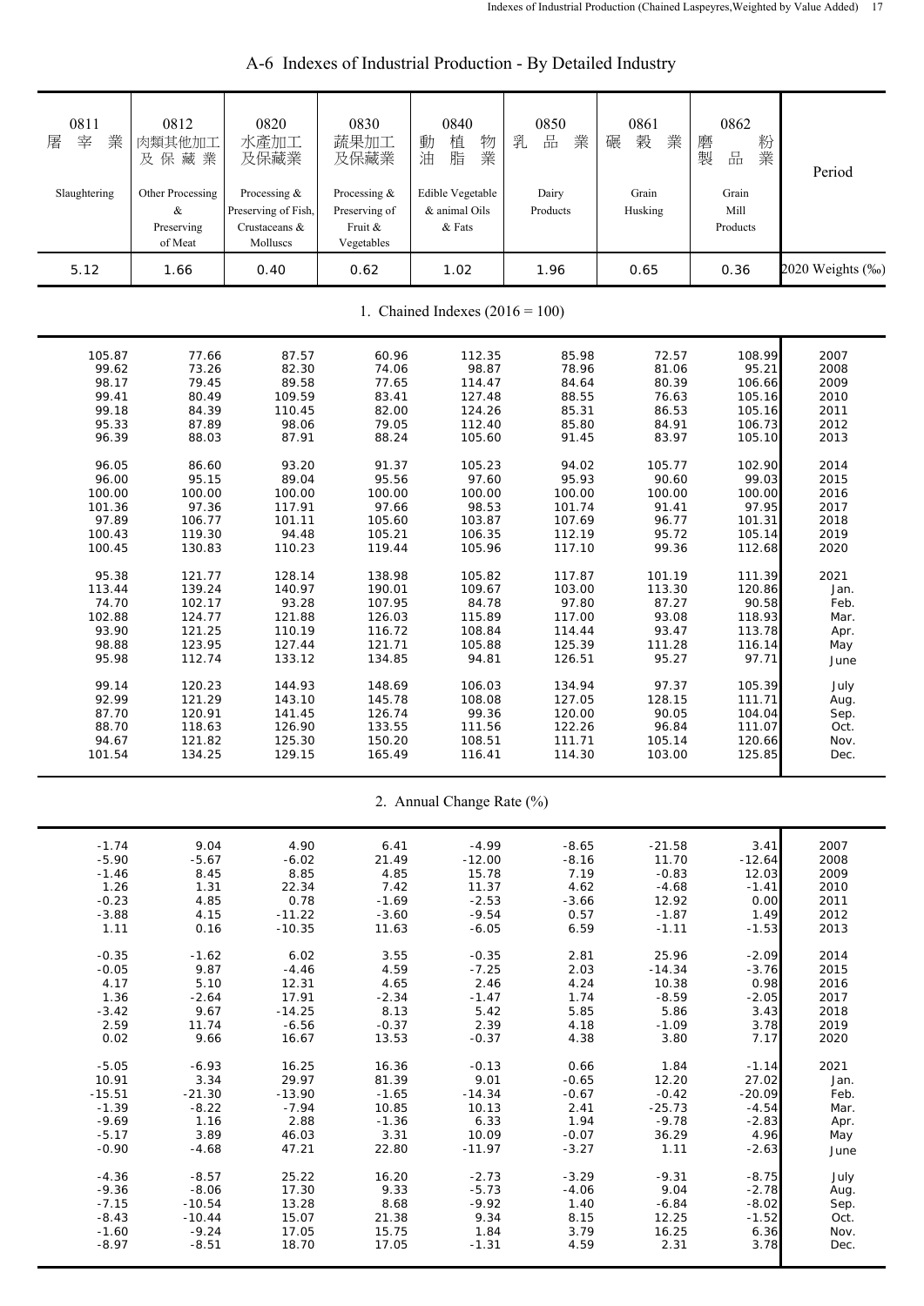# A-6 Indexes of Industrial Production - By Detailed Industry

| 0811 屠宰業 Slaughtering | 0812 肉類其他加工及保藏業 Other Processing & Preserving of Meat | 0820 水產加工及保藏業 Processing & Preserving of Fish, Crustaceans & Molluscs | 0830 蔬果加工及保藏業 Processing & Preserving of Fruit & Vegetables | 0840 動植物油脂業 Edible Vegetable & animal Oils & Fats | 0850 乳品業 Dairy Products | 0861 碾穀業 Grain Husking | 0862 磨粉製品業 Grain Mill Products | Period |
|---|---|---|---|---|---|---|---|---|
| 5.12 | 1.66 | 0.40 | 0.62 | 1.02 | 1.96 | 0.65 | 0.36 | 2020 Weights (‰) |
| **1. Chained Indexes (2016 = 100)** | | | | | | | | |
| 105.87 | 77.66 | 87.57 | 60.96 | 112.35 | 85.98 | 72.57 | 108.99 | 2007 |
| 99.62 | 73.26 | 82.30 | 74.06 | 98.87 | 78.96 | 81.06 | 95.21 | 2008 |
| 98.17 | 79.45 | 89.58 | 77.65 | 114.47 | 84.64 | 80.39 | 106.66 | 2009 |
| 99.41 | 80.49 | 109.59 | 83.41 | 127.48 | 88.55 | 76.63 | 105.16 | 2010 |
| 99.18 | 84.39 | 110.45 | 82.00 | 124.26 | 85.31 | 86.53 | 105.16 | 2011 |
| 95.33 | 87.89 | 98.06 | 79.05 | 112.40 | 85.80 | 84.91 | 106.73 | 2012 |
| 96.39 | 88.03 | 87.91 | 88.24 | 105.60 | 91.45 | 83.97 | 105.10 | 2013 |
| 96.05 | 86.60 | 93.20 | 91.37 | 105.23 | 94.02 | 105.77 | 102.90 | 2014 |
| 96.00 | 95.15 | 89.04 | 95.56 | 97.60 | 95.93 | 90.60 | 99.03 | 2015 |
| 100.00 | 100.00 | 100.00 | 100.00 | 100.00 | 100.00 | 100.00 | 100.00 | 2016 |
| 101.36 | 97.36 | 117.91 | 97.66 | 98.53 | 101.74 | 91.41 | 97.95 | 2017 |
| 97.89 | 106.77 | 101.11 | 105.60 | 103.87 | 107.69 | 96.77 | 101.31 | 2018 |
| 100.43 | 119.30 | 94.48 | 105.21 | 106.35 | 112.19 | 95.72 | 105.14 | 2019 |
| 100.45 | 130.83 | 110.23 | 119.44 | 105.96 | 117.10 | 99.36 | 112.68 | 2020 |
| 95.38 | 121.77 | 128.14 | 138.98 | 105.82 | 117.87 | 101.19 | 111.39 | 2021 |
| 113.44 | 139.24 | 140.97 | 190.01 | 109.67 | 103.00 | 113.30 | 120.86 | Jan. |
| 74.70 | 102.17 | 93.28 | 107.95 | 84.78 | 97.80 | 87.27 | 90.58 | Feb. |
| 102.88 | 124.77 | 121.88 | 126.03 | 115.89 | 117.00 | 93.08 | 118.93 | Mar. |
| 93.90 | 121.25 | 110.19 | 116.72 | 108.84 | 114.44 | 93.47 | 113.78 | Apr. |
| 98.88 | 123.95 | 127.44 | 121.71 | 105.88 | 125.39 | 111.28 | 116.14 | May |
| 95.98 | 112.74 | 133.12 | 134.85 | 94.81 | 126.51 | 95.27 | 97.71 | June |
| 99.14 | 120.23 | 144.93 | 148.69 | 106.03 | 134.94 | 97.37 | 105.39 | July |
| 92.99 | 121.29 | 143.10 | 145.78 | 108.08 | 127.05 | 128.15 | 111.71 | Aug. |
| 87.70 | 120.91 | 141.45 | 126.74 | 99.36 | 120.00 | 90.05 | 104.04 | Sep. |
| 88.70 | 118.63 | 126.90 | 133.55 | 111.56 | 122.26 | 96.84 | 111.07 | Oct. |
| 94.67 | 121.82 | 125.30 | 150.20 | 108.51 | 111.71 | 105.14 | 120.66 | Nov. |
| 101.54 | 134.25 | 129.15 | 165.49 | 116.41 | 114.30 | 103.00 | 125.85 | Dec. |
| **2. Annual Change Rate (%)** | | | | | | | | |
| -1.74 | 9.04 | 4.90 | 6.41 | -4.99 | -8.65 | -21.58 | 3.41 | 2007 |
| -5.90 | -5.67 | -6.02 | 21.49 | -12.00 | -8.16 | 11.70 | -12.64 | 2008 |
| -1.46 | 8.45 | 8.85 | 4.85 | 15.78 | 7.19 | -0.83 | 12.03 | 2009 |
| 1.26 | 1.31 | 22.34 | 7.42 | 11.37 | 4.62 | -4.68 | -1.41 | 2010 |
| -0.23 | 4.85 | 0.78 | -1.69 | -2.53 | -3.66 | 12.92 | 0.00 | 2011 |
| -3.88 | 4.15 | -11.22 | -3.60 | -9.54 | 0.57 | -1.87 | 1.49 | 2012 |
| 1.11 | 0.16 | -10.35 | 11.63 | -6.05 | 6.59 | -1.11 | -1.53 | 2013 |
| -0.35 | -1.62 | 6.02 | 3.55 | -0.35 | 2.81 | 25.96 | -2.09 | 2014 |
| -0.05 | 9.87 | -4.46 | 4.59 | -7.25 | 2.03 | -14.34 | -3.76 | 2015 |
| 4.17 | 5.10 | 12.31 | 4.65 | 2.46 | 4.24 | 10.38 | 0.98 | 2016 |
| 1.36 | -2.64 | 17.91 | -2.34 | -1.47 | 1.74 | -8.59 | -2.05 | 2017 |
| -3.42 | 9.67 | -14.25 | 8.13 | 5.42 | 5.85 | 5.86 | 3.43 | 2018 |
| 2.59 | 11.74 | -6.56 | -0.37 | 2.39 | 4.18 | -1.09 | 3.78 | 2019 |
| 0.02 | 9.66 | 16.67 | 13.53 | -0.37 | 4.38 | 3.80 | 7.17 | 2020 |
| -5.05 | -6.93 | 16.25 | 16.36 | -0.13 | 0.66 | 1.84 | -1.14 | 2021 |
| 10.91 | 3.34 | 29.97 | 81.39 | 9.01 | -0.65 | 12.20 | 27.02 | Jan. |
| -15.51 | -21.30 | -13.90 | -1.65 | -14.34 | -0.67 | -0.42 | -20.09 | Feb. |
| -1.39 | -8.22 | -7.94 | 10.85 | 10.13 | 2.41 | -25.73 | -4.54 | Mar. |
| -9.69 | 1.16 | 2.88 | -1.36 | 6.33 | 1.94 | -9.78 | -2.83 | Apr. |
| -5.17 | 3.89 | 46.03 | 3.31 | 10.09 | -0.07 | 36.29 | 4.96 | May |
| -0.90 | -4.68 | 47.21 | 22.80 | -11.97 | -3.27 | 1.11 | -2.63 | June |
| -4.36 | -8.57 | 25.22 | 16.20 | -2.73 | -3.29 | -9.31 | -8.75 | July |
| -9.36 | -8.06 | 17.30 | 9.33 | -5.73 | -4.06 | 9.04 | -2.78 | Aug. |
| -7.15 | -10.54 | 13.28 | 8.68 | -9.92 | 1.40 | -6.84 | -8.02 | Sep. |
| -8.43 | -10.44 | 15.07 | 21.38 | 9.34 | 8.15 | 12.25 | -1.52 | Oct. |
| -1.60 | -9.24 | 17.05 | 15.75 | 1.84 | 3.79 | 16.25 | 6.36 | Nov. |
| -8.97 | -8.51 | 18.70 | 17.05 | -1.31 | 4.59 | 2.31 | 3.78 | Dec. |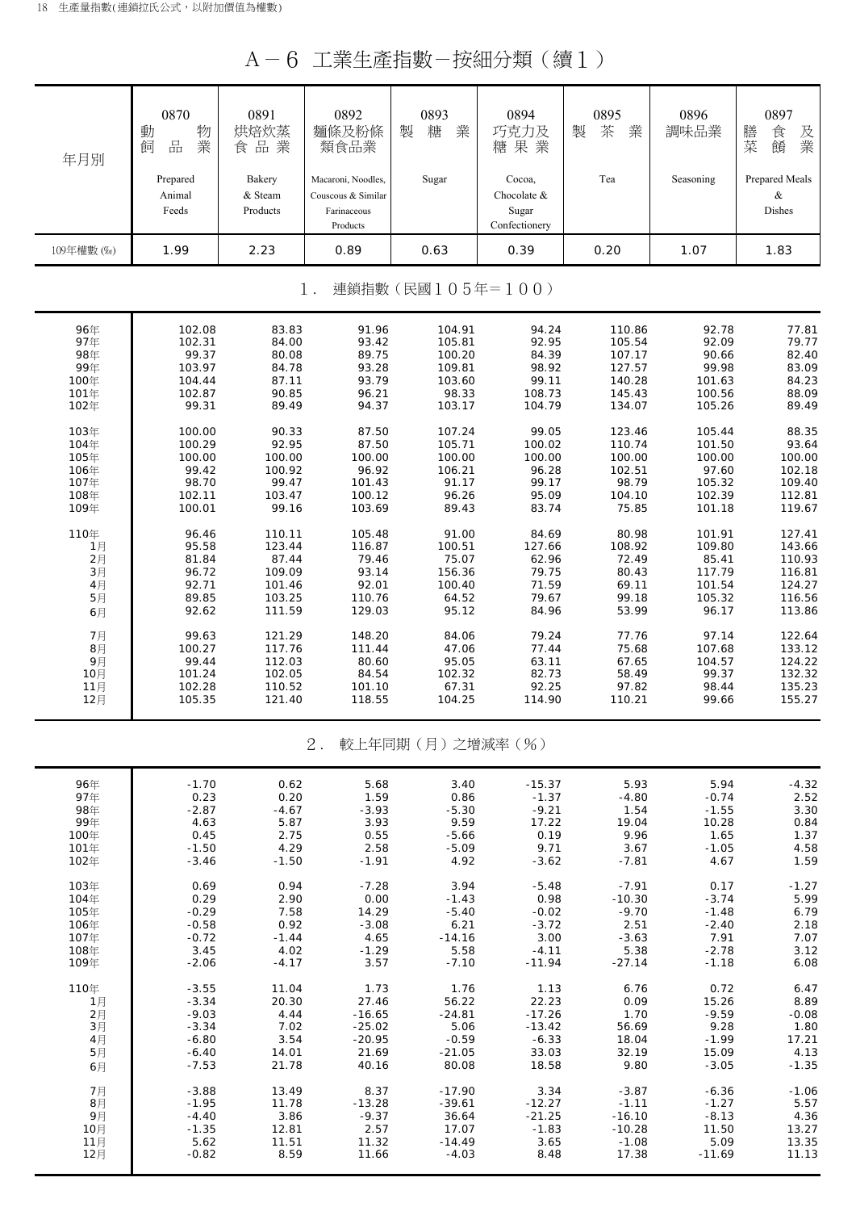# A－6 工業生產指數－按細分類（續1）

| 年月別 | 0870 動物飼品業 Prepared Animal Feeds | 0891 烘焙炊蒸食品業 Bakery & Steam Products | 0892 麵條及粉條類食品業 Macaroni, Noodles, Couscous & Similar Farinaceous Products | 0893 製糖業 Sugar | 0894 巧克力及糖果業 Cocoa, Chocolate & Sugar Confectionery | 0895 製茶業 Tea | 0896 調味品業 Seasoning | 0897 膳食及菜餚業 Prepared Meals & Dishes |
|---|---|---|---|---|---|---|---|---|
| 109年權數 (‰) | 1.99 | 2.23 | 0.89 | 0.63 | 0.39 | 0.20 | 1.07 | 1.83 |
| **1．連鎖指數（民國105年＝100）** | | | | | | | | |
| 96年 | 102.08 | 83.83 | 91.96 | 104.91 | 94.24 | 110.86 | 92.78 | 77.81 |
| 97年 | 102.31 | 84.00 | 93.42 | 105.81 | 92.95 | 105.54 | 92.09 | 79.77 |
| 98年 | 99.37 | 80.08 | 89.75 | 100.20 | 84.39 | 107.17 | 90.66 | 82.40 |
| 99年 | 103.97 | 84.78 | 93.28 | 109.81 | 98.92 | 127.57 | 99.98 | 83.09 |
| 100年 | 104.44 | 87.11 | 93.79 | 103.60 | 99.11 | 140.28 | 101.63 | 84.23 |
| 101年 | 102.87 | 90.85 | 96.21 | 98.33 | 108.73 | 145.43 | 100.56 | 88.09 |
| 102年 | 99.31 | 89.49 | 94.37 | 103.17 | 104.79 | 134.07 | 105.26 | 89.49 |
| 103年 | 100.00 | 90.33 | 87.50 | 107.24 | 99.05 | 123.46 | 105.44 | 88.35 |
| 104年 | 100.29 | 92.95 | 87.50 | 105.71 | 100.02 | 110.74 | 101.50 | 93.64 |
| 105年 | 100.00 | 100.00 | 100.00 | 100.00 | 100.00 | 100.00 | 100.00 | 100.00 |
| 106年 | 99.42 | 100.92 | 96.92 | 106.21 | 96.28 | 102.51 | 97.60 | 102.18 |
| 107年 | 98.70 | 99.47 | 101.43 | 91.17 | 99.17 | 98.79 | 105.32 | 109.40 |
| 108年 | 102.11 | 103.47 | 100.12 | 96.26 | 95.09 | 104.10 | 102.39 | 112.81 |
| 109年 | 100.01 | 99.16 | 103.69 | 89.43 | 83.74 | 75.85 | 101.18 | 119.67 |
| 110年 | 96.46 | 110.11 | 105.48 | 91.00 | 84.69 | 80.98 | 101.91 | 127.41 |
| 1月 | 95.58 | 123.44 | 116.87 | 100.51 | 127.66 | 108.92 | 109.80 | 143.66 |
| 2月 | 81.84 | 87.44 | 79.46 | 75.07 | 62.96 | 72.49 | 85.41 | 110.93 |
| 3月 | 96.72 | 109.09 | 93.14 | 156.36 | 79.75 | 80.43 | 117.79 | 116.81 |
| 4月 | 92.71 | 101.46 | 92.01 | 100.40 | 71.59 | 69.11 | 101.54 | 124.27 |
| 5月 | 89.85 | 103.25 | 110.76 | 64.52 | 79.67 | 99.18 | 105.32 | 116.56 |
| 6月 | 92.62 | 111.59 | 129.03 | 95.12 | 84.96 | 53.99 | 96.17 | 113.86 |
| 7月 | 99.63 | 121.29 | 148.20 | 84.06 | 79.24 | 77.76 | 97.14 | 122.64 |
| 8月 | 100.27 | 117.76 | 111.44 | 47.06 | 77.44 | 75.68 | 107.68 | 133.12 |
| 9月 | 99.44 | 112.03 | 80.60 | 95.05 | 63.11 | 67.65 | 104.57 | 124.22 |
| 10月 | 101.24 | 102.05 | 84.54 | 102.32 | 82.73 | 58.49 | 99.37 | 132.32 |
| 11月 | 102.28 | 110.52 | 101.10 | 67.31 | 92.25 | 97.82 | 98.44 | 135.23 |
| 12月 | 105.35 | 121.40 | 118.55 | 104.25 | 114.90 | 110.21 | 99.66 | 155.27 |
| **2．較上年同期（月）之增減率（%）** | | | | | | | | |
| 96年 | -1.70 | 0.62 | 5.68 | 3.40 | -15.37 | 5.93 | 5.94 | -4.32 |
| 97年 | 0.23 | 0.20 | 1.59 | 0.86 | -1.37 | -4.80 | -0.74 | 2.52 |
| 98年 | -2.87 | -4.67 | -3.93 | -5.30 | -9.21 | 1.54 | -1.55 | 3.30 |
| 99年 | 4.63 | 5.87 | 3.93 | 9.59 | 17.22 | 19.04 | 10.28 | 0.84 |
| 100年 | 0.45 | 2.75 | 0.55 | -5.66 | 0.19 | 9.96 | 1.65 | 1.37 |
| 101年 | -1.50 | 4.29 | 2.58 | -5.09 | 9.71 | 3.67 | -1.05 | 4.58 |
| 102年 | -3.46 | -1.50 | -1.91 | 4.92 | -3.62 | -7.81 | 4.67 | 1.59 |
| 103年 | 0.69 | 0.94 | -7.28 | 3.94 | -5.48 | -7.91 | 0.17 | -1.27 |
| 104年 | 0.29 | 2.90 | 0.00 | -1.43 | 0.98 | -10.30 | -3.74 | 5.99 |
| 105年 | -0.29 | 7.58 | 14.29 | -5.40 | -0.02 | -9.70 | -1.48 | 6.79 |
| 106年 | -0.58 | 0.92 | -3.08 | 6.21 | -3.72 | 2.51 | -2.40 | 2.18 |
| 107年 | -0.72 | -1.44 | 4.65 | -14.16 | 3.00 | -3.63 | 7.91 | 7.07 |
| 108年 | 3.45 | 4.02 | -1.29 | 5.58 | -4.11 | 5.38 | -2.78 | 3.12 |
| 109年 | -2.06 | -4.17 | 3.57 | -7.10 | -11.94 | -27.14 | -1.18 | 6.08 |
| 110年 | -3.55 | 11.04 | 1.73 | 1.76 | 1.13 | 6.76 | 0.72 | 6.47 |
| 1月 | -3.34 | 20.30 | 27.46 | 56.22 | 22.23 | 0.09 | 15.26 | 8.89 |
| 2月 | -9.03 | 4.44 | -16.65 | -24.81 | -17.26 | 1.70 | -9.59 | -0.08 |
| 3月 | -3.34 | 7.02 | -25.02 | 5.06 | -13.42 | 56.69 | 9.28 | 1.80 |
| 4月 | -6.80 | 3.54 | -20.95 | -0.59 | -6.33 | 18.04 | -1.99 | 17.21 |
| 5月 | -6.40 | 14.01 | 21.69 | -21.05 | 33.03 | 32.19 | 15.09 | 4.13 |
| 6月 | -7.53 | 21.78 | 40.16 | 80.08 | 18.58 | 9.80 | -3.05 | -1.35 |
| 7月 | -3.88 | 13.49 | 8.37 | -17.90 | 3.34 | -3.87 | -6.36 | -1.06 |
| 8月 | -1.95 | 11.78 | -13.28 | -39.61 | -12.27 | -1.11 | -1.27 | 5.57 |
| 9月 | -4.40 | 3.86 | -9.37 | 36.64 | -21.25 | -16.10 | -8.13 | 4.36 |
| 10月 | -1.35 | 12.81 | 2.57 | 17.07 | -1.83 | -10.28 | 11.50 | 13.27 |
| 11月 | 5.62 | 11.51 | 11.32 | -14.49 | 3.65 | -1.08 | 5.09 | 13.35 |
| 12月 | -0.82 | 8.59 | 11.66 | -4.03 | 8.48 | 17.38 | -11.69 | 11.13 |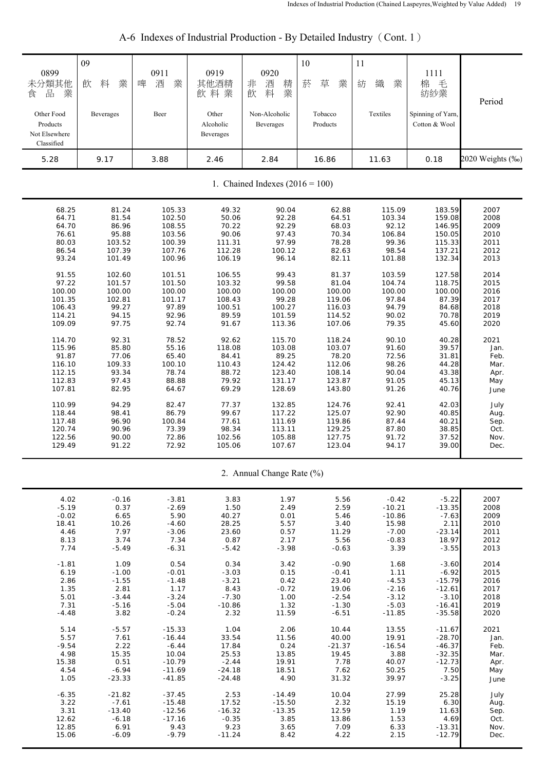# A-6 Indexes of Industrial Production - By Detailed Industry（Cont. 1）

| 0899 未分類其他食品業 Other Food Products Not Elsewhere Classified | 09 飲料業 Beverages | 0911 啤酒業 Beer | 0919 其他酒精飲料業 Other Alcoholic Beverages | 0920 非酒精飲料業 Non-Alcoholic Beverages | 10 菸草業 Tobacco Products | 11 紡織業 Textiles | 1111 棉毛紡紗業 Spinning of Yarn, Cotton & Wool | Period |
|---|---|---|---|---|---|---|---|---|
| 5.28 | 9.17 | 3.88 | 2.46 | 2.84 | 16.86 | 11.63 | 0.18 | 2020 Weights (‰) |
| **1. Chained Indexes (2016 = 100)** | | | | | | | | |
| 68.25 | 81.24 | 105.33 | 49.32 | 90.04 | 62.88 | 115.09 | 183.59 | 2007 |
| 64.71 | 81.54 | 102.50 | 50.06 | 92.28 | 64.51 | 103.34 | 159.08 | 2008 |
| 64.70 | 86.96 | 108.55 | 70.22 | 92.29 | 68.03 | 92.12 | 146.95 | 2009 |
| 76.61 | 95.88 | 103.56 | 90.06 | 97.43 | 70.34 | 106.84 | 150.05 | 2010 |
| 80.03 | 103.52 | 100.39 | 111.31 | 97.99 | 78.28 | 99.36 | 115.33 | 2011 |
| 86.54 | 107.39 | 107.76 | 112.28 | 100.12 | 82.63 | 98.54 | 137.21 | 2012 |
| 93.24 | 101.49 | 100.96 | 106.19 | 96.14 | 82.11 | 101.88 | 132.34 | 2013 |
| 91.55 | 102.60 | 101.51 | 106.55 | 99.43 | 81.37 | 103.59 | 127.58 | 2014 |
| 97.22 | 101.57 | 101.50 | 103.32 | 99.58 | 81.04 | 104.74 | 118.75 | 2015 |
| 100.00 | 100.00 | 100.00 | 100.00 | 100.00 | 100.00 | 100.00 | 100.00 | 2016 |
| 101.35 | 102.81 | 101.17 | 108.43 | 99.28 | 119.06 | 97.84 | 87.39 | 2017 |
| 106.43 | 99.27 | 97.89 | 100.51 | 100.27 | 116.03 | 94.79 | 84.68 | 2018 |
| 114.21 | 94.15 | 92.96 | 89.59 | 101.59 | 114.52 | 90.02 | 70.78 | 2019 |
| 109.09 | 97.75 | 92.74 | 91.67 | 113.36 | 107.06 | 79.35 | 45.60 | 2020 |
| 114.70 | 92.31 | 78.52 | 92.62 | 115.70 | 118.24 | 90.10 | 40.28 | 2021 |
| 115.96 | 85.80 | 55.16 | 118.08 | 103.08 | 103.07 | 91.60 | 39.57 | Jan. |
| 91.87 | 77.06 | 65.40 | 84.41 | 89.25 | 78.20 | 72.56 | 31.81 | Feb. |
| 116.10 | 109.33 | 100.10 | 110.43 | 124.42 | 112.06 | 98.26 | 44.28 | Mar. |
| 112.15 | 93.34 | 78.74 | 88.72 | 123.40 | 108.14 | 90.04 | 43.38 | Apr. |
| 112.83 | 97.43 | 88.88 | 79.92 | 131.17 | 123.87 | 91.05 | 45.13 | May |
| 107.81 | 82.95 | 64.67 | 69.29 | 128.69 | 143.80 | 91.26 | 40.76 | June |
| 110.99 | 94.29 | 82.47 | 77.37 | 132.85 | 124.76 | 92.41 | 42.03 | July |
| 118.44 | 98.41 | 86.79 | 99.67 | 117.22 | 125.07 | 92.90 | 40.85 | Aug. |
| 117.48 | 96.90 | 100.84 | 77.61 | 111.69 | 119.86 | 87.44 | 40.21 | Sep. |
| 120.74 | 90.96 | 73.39 | 98.34 | 113.11 | 129.25 | 87.80 | 38.85 | Oct. |
| 122.56 | 90.00 | 72.86 | 102.56 | 105.88 | 127.75 | 91.72 | 37.52 | Nov. |
| 129.49 | 91.22 | 72.92 | 105.06 | 107.67 | 123.04 | 94.17 | 39.00 | Dec. |
| **2. Annual Change Rate (%)** | | | | | | | | |
| 4.02 | -0.16 | -3.81 | 3.83 | 1.97 | 5.56 | -0.42 | -5.22 | 2007 |
| -5.19 | 0.37 | -2.69 | 1.50 | 2.49 | 2.59 | -10.21 | -13.35 | 2008 |
| -0.02 | 6.65 | 5.90 | 40.27 | 0.01 | 5.46 | -10.86 | -7.63 | 2009 |
| 18.41 | 10.26 | -4.60 | 28.25 | 5.57 | 3.40 | 15.98 | 2.11 | 2010 |
| 4.46 | 7.97 | -3.06 | 23.60 | 0.57 | 11.29 | -7.00 | -23.14 | 2011 |
| 8.13 | 3.74 | 7.34 | 0.87 | 2.17 | 5.56 | -0.83 | 18.97 | 2012 |
| 7.74 | -5.49 | -6.31 | -5.42 | -3.98 | -0.63 | 3.39 | -3.55 | 2013 |
| -1.81 | 1.09 | 0.54 | 0.34 | 3.42 | -0.90 | 1.68 | -3.60 | 2014 |
| 6.19 | -1.00 | -0.01 | -3.03 | 0.15 | -0.41 | 1.11 | -6.92 | 2015 |
| 2.86 | -1.55 | -1.48 | -3.21 | 0.42 | 23.40 | -4.53 | -15.79 | 2016 |
| 1.35 | 2.81 | 1.17 | 8.43 | -0.72 | 19.06 | -2.16 | -12.61 | 2017 |
| 5.01 | -3.44 | -3.24 | -7.30 | 1.00 | -2.54 | -3.12 | -3.10 | 2018 |
| 7.31 | -5.16 | -5.04 | -10.86 | 1.32 | -1.30 | -5.03 | -16.41 | 2019 |
| -4.48 | 3.82 | -0.24 | 2.32 | 11.59 | -6.51 | -11.85 | -35.58 | 2020 |
| 5.14 | -5.57 | -15.33 | 1.04 | 2.06 | 10.44 | 13.55 | -11.67 | 2021 |
| 5.57 | 7.61 | -16.44 | 33.54 | 11.56 | 40.00 | 19.91 | -28.70 | Jan. |
| -9.54 | 2.22 | -6.44 | 17.84 | 0.24 | -21.37 | -16.54 | -46.37 | Feb. |
| 4.98 | 15.35 | 10.04 | 25.53 | 13.85 | 19.45 | 3.88 | -32.35 | Mar. |
| 15.38 | 0.51 | -10.79 | -2.44 | 19.91 | 7.78 | 40.07 | -12.73 | Apr. |
| 4.54 | -6.94 | -11.69 | -24.18 | 18.51 | 7.62 | 50.25 | 7.50 | May |
| 1.05 | -23.33 | -41.85 | -24.48 | 4.90 | 31.32 | 39.97 | -3.25 | June |
| -6.35 | -21.82 | -37.45 | 2.53 | -14.49 | 10.04 | 27.99 | 25.28 | July |
| 3.22 | -7.61 | -15.48 | 17.52 | -15.50 | 2.32 | 15.19 | 6.30 | Aug. |
| 3.31 | -13.40 | -12.56 | -16.32 | -13.35 | 12.59 | 1.19 | 11.63 | Sep. |
| 12.62 | -6.18 | -17.16 | -0.35 | 3.85 | 13.86 | 1.53 | 4.69 | Oct. |
| 12.85 | 6.91 | 9.43 | 9.23 | 3.65 | 7.09 | 6.33 | -13.31 | Nov. |
| 15.06 | -6.09 | -9.79 | -11.24 | 8.42 | 4.22 | 2.15 | -12.79 | Dec. |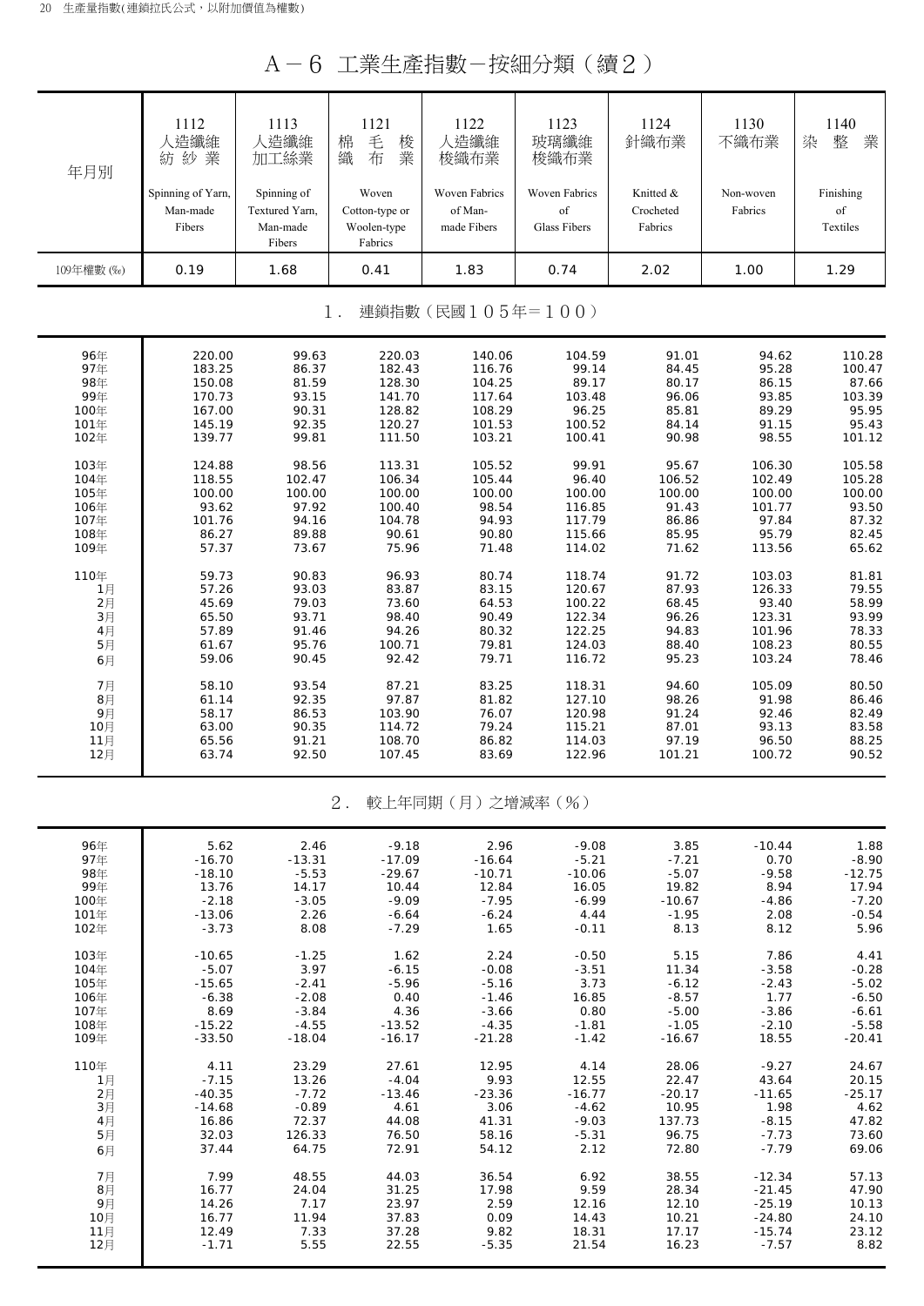# A－6 工業生產指數－按細分類（續２）

| 年月別 | 1112 人造纖維紡紗業 Spinning of Yarn, Man-made Fibers | 1113 人造纖維加工絲業 Spinning of Textured Yarn, Man-made Fibers | 1121 棉毛梭織布業 Woven Cotton-type or Woolen-type Fabrics | 1122 人造纖維梭織布業 Woven Fabrics of Man-made Fibers | 1123 玻璃纖維梭織布業 Woven Fabrics of Glass Fibers | 1124 針織布業 Knitted & Crocheted Fabrics | 1130 不織布業 Non-woven Fabrics | 1140 染整業 Finishing of Textiles |
|---|---|---|---|---|---|---|---|---|
| 109年權數 (‰) | 0.19 | 1.68 | 0.41 | 1.83 | 0.74 | 2.02 | 1.00 | 1.29 |
| **1．連鎖指數（民國105年＝100）** | | | | | | | | |
| 96年 | 220.00 | 99.63 | 220.03 | 140.06 | 104.59 | 91.01 | 94.62 | 110.28 |
| 97年 | 183.25 | 86.37 | 182.43 | 116.76 | 99.14 | 84.45 | 95.28 | 100.47 |
| 98年 | 150.08 | 81.59 | 128.30 | 104.25 | 89.17 | 80.17 | 86.15 | 87.66 |
| 99年 | 170.73 | 93.15 | 141.70 | 117.64 | 103.48 | 96.06 | 93.85 | 103.39 |
| 100年 | 167.00 | 90.31 | 128.82 | 108.29 | 96.25 | 85.81 | 89.29 | 95.95 |
| 101年 | 145.19 | 92.35 | 120.27 | 101.53 | 100.52 | 84.14 | 91.15 | 95.43 |
| 102年 | 139.77 | 99.81 | 111.50 | 103.21 | 100.41 | 90.98 | 98.55 | 101.12 |
| 103年 | 124.88 | 98.56 | 113.31 | 105.52 | 99.91 | 95.67 | 106.30 | 105.58 |
| 104年 | 118.55 | 102.47 | 106.34 | 105.44 | 96.40 | 106.52 | 102.49 | 105.28 |
| 105年 | 100.00 | 100.00 | 100.00 | 100.00 | 100.00 | 100.00 | 100.00 | 100.00 |
| 106年 | 93.62 | 97.92 | 100.40 | 98.54 | 116.85 | 91.43 | 101.77 | 93.50 |
| 107年 | 101.76 | 94.16 | 104.78 | 94.93 | 117.79 | 86.86 | 97.84 | 87.32 |
| 108年 | 86.27 | 89.88 | 90.61 | 90.80 | 115.66 | 85.95 | 95.79 | 82.45 |
| 109年 | 57.37 | 73.67 | 75.96 | 71.48 | 114.02 | 71.62 | 113.56 | 65.62 |
| 110年 | 59.73 | 90.83 | 96.93 | 80.74 | 118.74 | 91.72 | 103.03 | 81.81 |
| 1月 | 57.26 | 93.03 | 83.87 | 83.15 | 120.67 | 87.93 | 126.33 | 79.55 |
| 2月 | 45.69 | 79.03 | 73.60 | 64.53 | 100.22 | 68.45 | 93.40 | 58.99 |
| 3月 | 65.50 | 93.71 | 98.40 | 90.49 | 122.34 | 96.26 | 123.31 | 93.99 |
| 4月 | 57.89 | 91.46 | 94.26 | 80.32 | 122.25 | 94.83 | 101.96 | 78.33 |
| 5月 | 61.67 | 95.76 | 100.71 | 79.81 | 124.03 | 88.40 | 108.23 | 80.55 |
| 6月 | 59.06 | 90.45 | 92.42 | 79.71 | 116.72 | 95.23 | 103.24 | 78.46 |
| 7月 | 58.10 | 93.54 | 87.21 | 83.25 | 118.31 | 94.60 | 105.09 | 80.50 |
| 8月 | 61.14 | 92.35 | 97.87 | 81.82 | 127.10 | 98.26 | 91.98 | 86.46 |
| 9月 | 58.17 | 86.53 | 103.90 | 76.07 | 120.98 | 91.24 | 92.46 | 82.49 |
| 10月 | 63.00 | 90.35 | 114.72 | 79.24 | 115.21 | 87.01 | 93.13 | 83.58 |
| 11月 | 65.56 | 91.21 | 108.70 | 86.82 | 114.03 | 97.19 | 96.50 | 88.25 |
| 12月 | 63.74 | 92.50 | 107.45 | 83.69 | 122.96 | 101.21 | 100.72 | 90.52 |
| **2．較上年同期（月）之增減率（%）** | | | | | | | | |
| 96年 | 5.62 | 2.46 | -9.18 | 2.96 | -9.08 | 3.85 | -10.44 | 1.88 |
| 97年 | -16.70 | -13.31 | -17.09 | -16.64 | -5.21 | -7.21 | 0.70 | -8.90 |
| 98年 | -18.10 | -5.53 | -29.67 | -10.71 | -10.06 | -5.07 | -9.58 | -12.75 |
| 99年 | 13.76 | 14.17 | 10.44 | 12.84 | 16.05 | 19.82 | 8.94 | 17.94 |
| 100年 | -2.18 | -3.05 | -9.09 | -7.95 | -6.99 | -10.67 | -4.86 | -7.20 |
| 101年 | -13.06 | 2.26 | -6.64 | -6.24 | 4.44 | -1.95 | 2.08 | -0.54 |
| 102年 | -3.73 | 8.08 | -7.29 | 1.65 | -0.11 | 8.13 | 8.12 | 5.96 |
| 103年 | -10.65 | -1.25 | 1.62 | 2.24 | -0.50 | 5.15 | 7.86 | 4.41 |
| 104年 | -5.07 | 3.97 | -6.15 | -0.08 | -3.51 | 11.34 | -3.58 | -0.28 |
| 105年 | -15.65 | -2.41 | -5.96 | -5.16 | 3.73 | -6.12 | -2.43 | -5.02 |
| 106年 | -6.38 | -2.08 | 0.40 | -1.46 | 16.85 | -8.57 | 1.77 | -6.50 |
| 107年 | 8.69 | -3.84 | 4.36 | -3.66 | 0.80 | -5.00 | -3.86 | -6.61 |
| 108年 | -15.22 | -4.55 | -13.52 | -4.35 | -1.81 | -1.05 | -2.10 | -5.58 |
| 109年 | -33.50 | -18.04 | -16.17 | -21.28 | -1.42 | -16.67 | 18.55 | -20.41 |
| 110年 | 4.11 | 23.29 | 27.61 | 12.95 | 4.14 | 28.06 | -9.27 | 24.67 |
| 1月 | -7.15 | 13.26 | -4.04 | 9.93 | 12.55 | 22.47 | 43.64 | 20.15 |
| 2月 | -40.35 | -7.72 | -13.46 | -23.36 | -16.77 | -20.17 | -11.65 | -25.17 |
| 3月 | -14.68 | -0.89 | 4.61 | 3.06 | -4.62 | 10.95 | 1.98 | 4.62 |
| 4月 | 16.86 | 72.37 | 44.08 | 41.31 | -9.03 | 137.73 | -8.15 | 47.82 |
| 5月 | 32.03 | 126.33 | 76.50 | 58.16 | -5.31 | 96.75 | -7.73 | 73.60 |
| 6月 | 37.44 | 64.75 | 72.91 | 54.12 | 2.12 | 72.80 | -7.79 | 69.06 |
| 7月 | 7.99 | 48.55 | 44.03 | 36.54 | 6.92 | 38.55 | -12.34 | 57.13 |
| 8月 | 16.77 | 24.04 | 31.25 | 17.98 | 9.59 | 28.34 | -21.45 | 47.90 |
| 9月 | 14.26 | 7.17 | 23.97 | 2.59 | 12.16 | 12.10 | -25.19 | 10.13 |
| 10月 | 16.77 | 11.94 | 37.83 | 0.09 | 14.43 | 10.21 | -24.80 | 24.10 |
| 11月 | 12.49 | 7.33 | 37.28 | 9.82 | 18.31 | 17.17 | -15.74 | 23.12 |
| 12月 | -1.71 | 5.55 | 22.55 | -5.35 | 21.54 | 16.23 | -7.57 | 8.82 |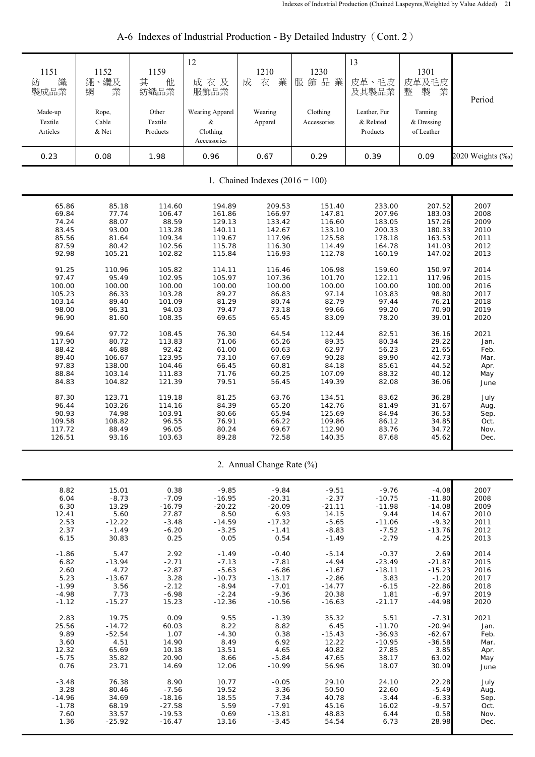# A-6 Indexes of Industrial Production - By Detailed Industry（Cont. 2）

| 1151 紡織製成品業 Made-up Textile Articles | 1152 繩、纜及網業 Rope, Cable & Net | 1159 其他紡織品業 Other Textile Products | 12 成衣及服飾品業 Wearing Apparel & Clothing Accessories | 1210 成衣業 Wearing Apparel | 1230 服飾品業 Clothing Accessories | 13 皮革、毛皮及其製品業 Leather, Fur & Related Products | 1301 皮革及毛皮整製業 Tanning & Dressing of Leather | Period |
|---|---|---|---|---|---|---|---|---|
| 0.23 | 0.08 | 1.98 | 0.96 | 0.67 | 0.29 | 0.39 | 0.09 | 2020 Weights (‰) |
| **1. Chained Indexes (2016 = 100)** | | | | | | | | |
| 65.86 | 85.18 | 114.60 | 194.89 | 209.53 | 151.40 | 233.00 | 207.52 | 2007 |
| 69.84 | 77.74 | 106.47 | 161.86 | 166.97 | 147.81 | 207.96 | 183.03 | 2008 |
| 74.24 | 88.07 | 88.59 | 129.13 | 133.42 | 116.60 | 183.05 | 157.26 | 2009 |
| 83.45 | 93.00 | 113.28 | 140.11 | 142.67 | 133.10 | 200.33 | 180.33 | 2010 |
| 85.56 | 81.64 | 109.34 | 119.67 | 117.96 | 125.58 | 178.18 | 163.53 | 2011 |
| 87.59 | 80.42 | 102.56 | 115.78 | 116.30 | 114.49 | 164.78 | 141.03 | 2012 |
| 92.98 | 105.21 | 102.82 | 115.84 | 116.93 | 112.78 | 160.19 | 147.02 | 2013 |
| 91.25 | 110.96 | 105.82 | 114.11 | 116.46 | 106.98 | 159.60 | 150.97 | 2014 |
| 97.47 | 95.49 | 102.95 | 105.97 | 107.36 | 101.70 | 122.11 | 117.96 | 2015 |
| 100.00 | 100.00 | 100.00 | 100.00 | 100.00 | 100.00 | 100.00 | 100.00 | 2016 |
| 105.23 | 86.33 | 103.28 | 89.27 | 86.83 | 97.14 | 103.83 | 98.80 | 2017 |
| 103.14 | 89.40 | 101.09 | 81.29 | 80.74 | 82.79 | 97.44 | 76.21 | 2018 |
| 98.00 | 96.31 | 94.03 | 79.47 | 73.18 | 99.66 | 99.20 | 70.90 | 2019 |
| 96.90 | 81.60 | 108.35 | 69.65 | 65.45 | 83.09 | 78.20 | 39.01 | 2020 |
| 99.64 | 97.72 | 108.45 | 76.30 | 64.54 | 112.44 | 82.51 | 36.16 | 2021 |
| 117.90 | 80.72 | 113.83 | 71.06 | 65.26 | 89.35 | 80.34 | 29.22 | Jan. |
| 88.42 | 46.88 | 92.42 | 61.00 | 60.63 | 62.97 | 56.23 | 21.65 | Feb. |
| 89.40 | 106.67 | 123.95 | 73.10 | 67.69 | 90.28 | 89.90 | 42.73 | Mar. |
| 97.83 | 138.00 | 104.46 | 66.45 | 60.81 | 84.18 | 85.61 | 44.52 | Apr. |
| 88.84 | 103.14 | 111.83 | 71.76 | 60.25 | 107.09 | 88.32 | 40.12 | May |
| 84.83 | 104.82 | 121.39 | 79.51 | 56.45 | 149.39 | 82.08 | 36.06 | June |
| 87.30 | 123.71 | 119.18 | 81.25 | 63.76 | 134.51 | 83.62 | 36.28 | July |
| 96.44 | 103.26 | 114.16 | 84.39 | 65.20 | 142.76 | 81.49 | 31.67 | Aug. |
| 90.93 | 74.98 | 103.91 | 80.66 | 65.94 | 125.69 | 84.94 | 36.53 | Sep. |
| 109.58 | 108.82 | 96.55 | 76.91 | 66.22 | 109.86 | 86.12 | 34.85 | Oct. |
| 117.72 | 88.49 | 96.05 | 80.24 | 69.67 | 112.90 | 83.76 | 34.72 | Nov. |
| 126.51 | 93.16 | 103.63 | 89.28 | 72.58 | 140.35 | 87.68 | 45.62 | Dec. |
| **2. Annual Change Rate (%)** | | | | | | | | |
| 8.82 | 15.01 | 0.38 | -9.85 | -9.84 | -9.51 | -9.76 | -4.08 | 2007 |
| 6.04 | -8.73 | -7.09 | -16.95 | -20.31 | -2.37 | -10.75 | -11.80 | 2008 |
| 6.30 | 13.29 | -16.79 | -20.22 | -20.09 | -21.11 | -11.98 | -14.08 | 2009 |
| 12.41 | 5.60 | 27.87 | 8.50 | 6.93 | 14.15 | 9.44 | 14.67 | 2010 |
| 2.53 | -12.22 | -3.48 | -14.59 | -17.32 | -5.65 | -11.06 | -9.32 | 2011 |
| 2.37 | -1.49 | -6.20 | -3.25 | -1.41 | -8.83 | -7.52 | -13.76 | 2012 |
| 6.15 | 30.83 | 0.25 | 0.05 | 0.54 | -1.49 | -2.79 | 4.25 | 2013 |
| -1.86 | 5.47 | 2.92 | -1.49 | -0.40 | -5.14 | -0.37 | 2.69 | 2014 |
| 6.82 | -13.94 | -2.71 | -7.13 | -7.81 | -4.94 | -23.49 | -21.87 | 2015 |
| 2.60 | 4.72 | -2.87 | -5.63 | -6.86 | -1.67 | -18.11 | -15.23 | 2016 |
| 5.23 | -13.67 | 3.28 | -10.73 | -13.17 | -2.86 | 3.83 | -1.20 | 2017 |
| -1.99 | 3.56 | -2.12 | -8.94 | -7.01 | -14.77 | -6.15 | -22.86 | 2018 |
| -4.98 | 7.73 | -6.98 | -2.24 | -9.36 | 20.38 | 1.81 | -6.97 | 2019 |
| -1.12 | -15.27 | 15.23 | -12.36 | -10.56 | -16.63 | -21.17 | -44.98 | 2020 |
| 2.83 | 19.75 | 0.09 | 9.55 | -1.39 | 35.32 | 5.51 | -7.31 | 2021 |
| 25.56 | -14.72 | 60.03 | 8.22 | 8.82 | 6.45 | -11.70 | -20.94 | Jan. |
| 9.89 | -52.54 | 1.07 | -4.30 | 0.38 | -15.43 | -36.93 | -62.67 | Feb. |
| 3.60 | 4.51 | 14.90 | 8.49 | 6.92 | 12.22 | -10.95 | -36.58 | Mar. |
| 12.32 | 65.69 | 10.18 | 13.51 | 4.65 | 40.82 | 27.85 | 3.85 | Apr. |
| -5.75 | 35.82 | 20.90 | 8.66 | -5.84 | 47.65 | 38.17 | 63.02 | May |
| 0.76 | 23.71 | 14.69 | 12.06 | -10.99 | 56.96 | 18.07 | 30.09 | June |
| -3.48 | 76.38 | 8.90 | 10.77 | -0.05 | 29.10 | 24.10 | 22.28 | July |
| 3.28 | 80.46 | -7.56 | 19.52 | 3.36 | 50.50 | 22.60 | -5.49 | Aug. |
| -14.96 | 34.69 | -18.16 | 18.55 | 7.34 | 40.78 | -3.44 | -6.33 | Sep. |
| -1.78 | 68.19 | -27.58 | 5.59 | -7.91 | 45.16 | 16.02 | -9.57 | Oct. |
| 7.60 | 33.57 | -19.53 | 0.69 | -13.81 | 48.83 | 6.44 | 0.58 | Nov. |
| 1.36 | -25.92 | -16.47 | 13.16 | -3.45 | 54.54 | 6.73 | 28.98 | Dec. |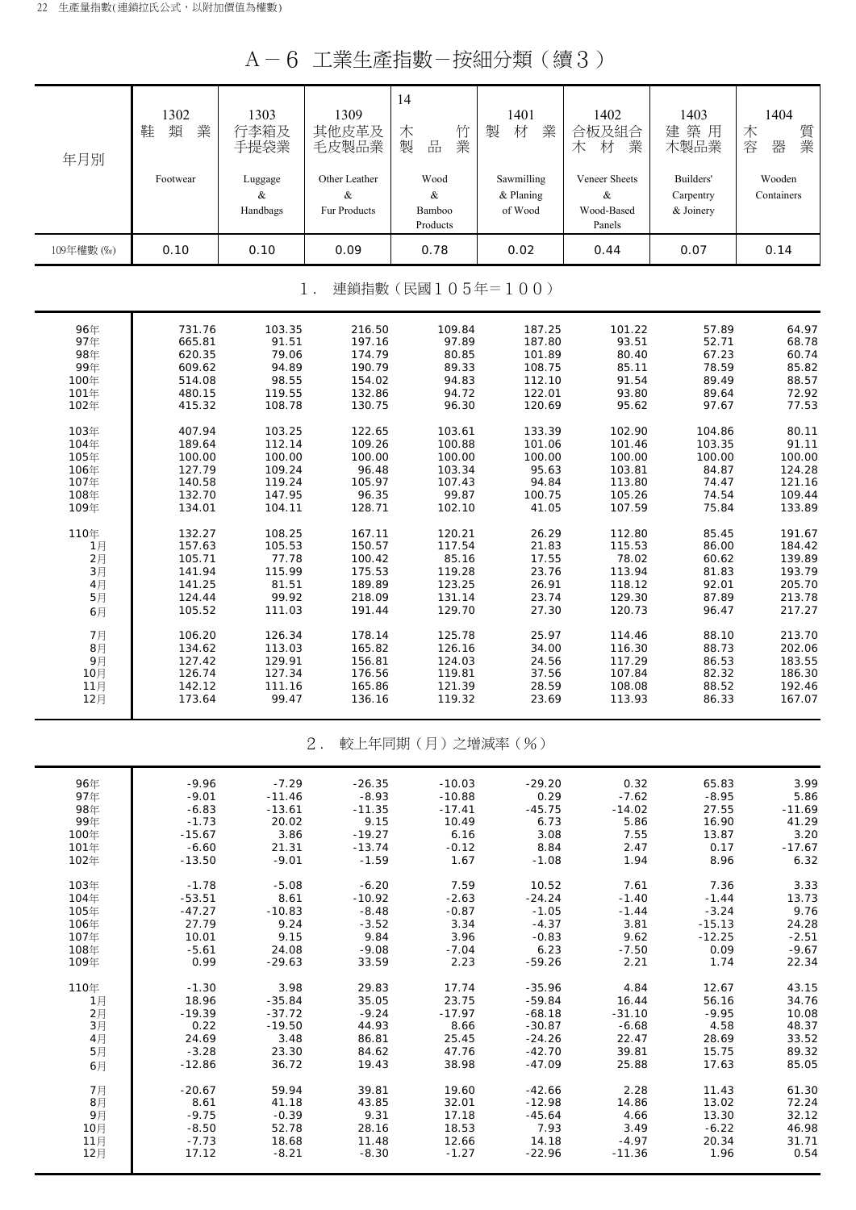# A－6 工業生產指數－按細分類（續3）

| 年月別 | 1302 鞋類業 Footwear | 1303 行李箱及手提袋業 Luggage & Handbags | 1309 其他皮革及毛皮製品業 Other Leather & Fur Products | 14 木竹製品業 Wood & Bamboo Products | 1401 製材業 Sawmilling & Planing of Wood | 1402 合板及組合木材業 Veneer Sheets & Wood-Based Panels | 1403 建築用木製品業 Builders' Carpentry & Joinery | 1404 木質容器業 Wooden Containers |
|---|---|---|---|---|---|---|---|---|
| 109年權數 (‰) | 0.10 | 0.10 | 0.09 | 0.78 | 0.02 | 0.44 | 0.07 | 0.14 |
| **1. 連鎖指數（民國105年＝100）** | | | | | | | | |
| 96年 | 731.76 | 103.35 | 216.50 | 109.84 | 187.25 | 101.22 | 57.89 | 64.97 |
| 97年 | 665.81 | 91.51 | 197.16 | 97.89 | 187.80 | 93.51 | 52.71 | 68.78 |
| 98年 | 620.35 | 79.06 | 174.79 | 80.85 | 101.89 | 80.40 | 67.23 | 60.74 |
| 99年 | 609.62 | 94.89 | 190.79 | 89.33 | 108.75 | 85.11 | 78.59 | 85.82 |
| 100年 | 514.08 | 98.55 | 154.02 | 94.83 | 112.10 | 91.54 | 89.49 | 88.57 |
| 101年 | 480.15 | 119.55 | 132.86 | 94.72 | 122.01 | 93.80 | 89.64 | 72.92 |
| 102年 | 415.32 | 108.78 | 130.75 | 96.30 | 120.69 | 95.62 | 97.67 | 77.53 |
| 103年 | 407.94 | 103.25 | 122.65 | 103.61 | 133.39 | 102.90 | 104.86 | 80.11 |
| 104年 | 189.64 | 112.14 | 109.26 | 100.88 | 101.06 | 101.46 | 103.35 | 91.11 |
| 105年 | 100.00 | 100.00 | 100.00 | 100.00 | 100.00 | 100.00 | 100.00 | 100.00 |
| 106年 | 127.79 | 109.24 | 96.48 | 103.34 | 95.63 | 103.81 | 84.87 | 124.28 |
| 107年 | 140.58 | 119.24 | 105.97 | 107.43 | 94.84 | 113.80 | 74.47 | 121.16 |
| 108年 | 132.70 | 147.95 | 96.35 | 99.87 | 100.75 | 105.26 | 74.54 | 109.44 |
| 109年 | 134.01 | 104.11 | 128.71 | 102.10 | 41.05 | 107.59 | 75.84 | 133.89 |
| 110年 | 132.27 | 108.25 | 167.11 | 120.21 | 26.29 | 112.80 | 85.45 | 191.67 |
| 1月 | 157.63 | 105.53 | 150.57 | 117.54 | 21.83 | 115.53 | 86.00 | 184.42 |
| 2月 | 105.71 | 77.78 | 100.42 | 85.16 | 17.55 | 78.02 | 60.62 | 139.89 |
| 3月 | 141.94 | 115.99 | 175.53 | 119.28 | 23.76 | 113.94 | 81.83 | 193.79 |
| 4月 | 141.25 | 81.51 | 189.89 | 123.25 | 26.91 | 118.12 | 92.01 | 205.70 |
| 5月 | 124.44 | 99.92 | 218.09 | 131.14 | 23.74 | 129.30 | 87.89 | 213.78 |
| 6月 | 105.52 | 111.03 | 191.44 | 129.70 | 27.30 | 120.73 | 96.47 | 217.27 |
| 7月 | 106.20 | 126.34 | 178.14 | 125.78 | 25.97 | 114.46 | 88.10 | 213.70 |
| 8月 | 134.62 | 113.03 | 165.82 | 126.16 | 34.00 | 116.30 | 88.73 | 202.06 |
| 9月 | 127.42 | 129.91 | 156.81 | 124.03 | 24.56 | 117.29 | 86.53 | 183.55 |
| 10月 | 126.74 | 127.34 | 176.56 | 119.81 | 37.56 | 107.84 | 82.32 | 186.30 |
| 11月 | 142.12 | 111.16 | 165.86 | 121.39 | 28.59 | 108.08 | 88.52 | 192.46 |
| 12月 | 173.64 | 99.47 | 136.16 | 119.32 | 23.69 | 113.93 | 86.33 | 167.07 |
| **2. 較上年同期（月）之增減率（%）** | | | | | | | | |
| 96年 | -9.96 | -7.29 | -26.35 | -10.03 | -29.20 | 0.32 | 65.83 | 3.99 |
| 97年 | -9.01 | -11.46 | -8.93 | -10.88 | 0.29 | -7.62 | -8.95 | 5.86 |
| 98年 | -6.83 | -13.61 | -11.35 | -17.41 | -45.75 | -14.02 | 27.55 | -11.69 |
| 99年 | -1.73 | 20.02 | 9.15 | 10.49 | 6.73 | 5.86 | 16.90 | 41.29 |
| 100年 | -15.67 | 3.86 | -19.27 | 6.16 | 3.08 | 7.55 | 13.87 | 3.20 |
| 101年 | -6.60 | 21.31 | -13.74 | -0.12 | 8.84 | 2.47 | 0.17 | -17.67 |
| 102年 | -13.50 | -9.01 | -1.59 | 1.67 | -1.08 | 1.94 | 8.96 | 6.32 |
| 103年 | -1.78 | -5.08 | -6.20 | 7.59 | 10.52 | 7.61 | 7.36 | 3.33 |
| 104年 | -53.51 | 8.61 | -10.92 | -2.63 | -24.24 | -1.40 | -1.44 | 13.73 |
| 105年 | -47.27 | -10.83 | -8.48 | -0.87 | -1.05 | -1.44 | -3.24 | 9.76 |
| 106年 | 27.79 | 9.24 | -3.52 | 3.34 | -4.37 | 3.81 | -15.13 | 24.28 |
| 107年 | 10.01 | 9.15 | 9.84 | 3.96 | -0.83 | 9.62 | -12.25 | -2.51 |
| 108年 | -5.61 | 24.08 | -9.08 | -7.04 | 6.23 | -7.50 | 0.09 | -9.67 |
| 109年 | 0.99 | -29.63 | 33.59 | 2.23 | -59.26 | 2.21 | 1.74 | 22.34 |
| 110年 | -1.30 | 3.98 | 29.83 | 17.74 | -35.96 | 4.84 | 12.67 | 43.15 |
| 1月 | 18.96 | -35.84 | 35.05 | 23.75 | -59.84 | 16.44 | 56.16 | 34.76 |
| 2月 | -19.39 | -37.72 | -9.24 | -17.97 | -68.18 | -31.10 | -9.95 | 10.08 |
| 3月 | 0.22 | -19.50 | 44.93 | 8.66 | -30.87 | -6.68 | 4.58 | 48.37 |
| 4月 | 24.69 | 3.48 | 86.81 | 25.45 | -24.26 | 22.47 | 28.69 | 33.52 |
| 5月 | -3.28 | 23.30 | 84.62 | 47.76 | -42.70 | 39.81 | 15.75 | 89.32 |
| 6月 | -12.86 | 36.72 | 19.43 | 38.98 | -47.09 | 25.88 | 17.63 | 85.05 |
| 7月 | -20.67 | 59.94 | 39.81 | 19.60 | -42.66 | 2.28 | 11.43 | 61.30 |
| 8月 | 8.61 | 41.18 | 43.85 | 32.01 | -12.98 | 14.86 | 13.02 | 72.24 |
| 9月 | -9.75 | -0.39 | 9.31 | 17.18 | -45.64 | 4.66 | 13.30 | 32.12 |
| 10月 | -8.50 | 52.78 | 28.16 | 18.53 | 7.93 | 3.49 | -6.22 | 46.98 |
| 11月 | -7.73 | 18.68 | 11.48 | 12.66 | 14.18 | -4.97 | 20.34 | 31.71 |
| 12月 | 17.12 | -8.21 | -8.30 | -1.27 | -22.96 | -11.36 | 1.96 | 0.54 |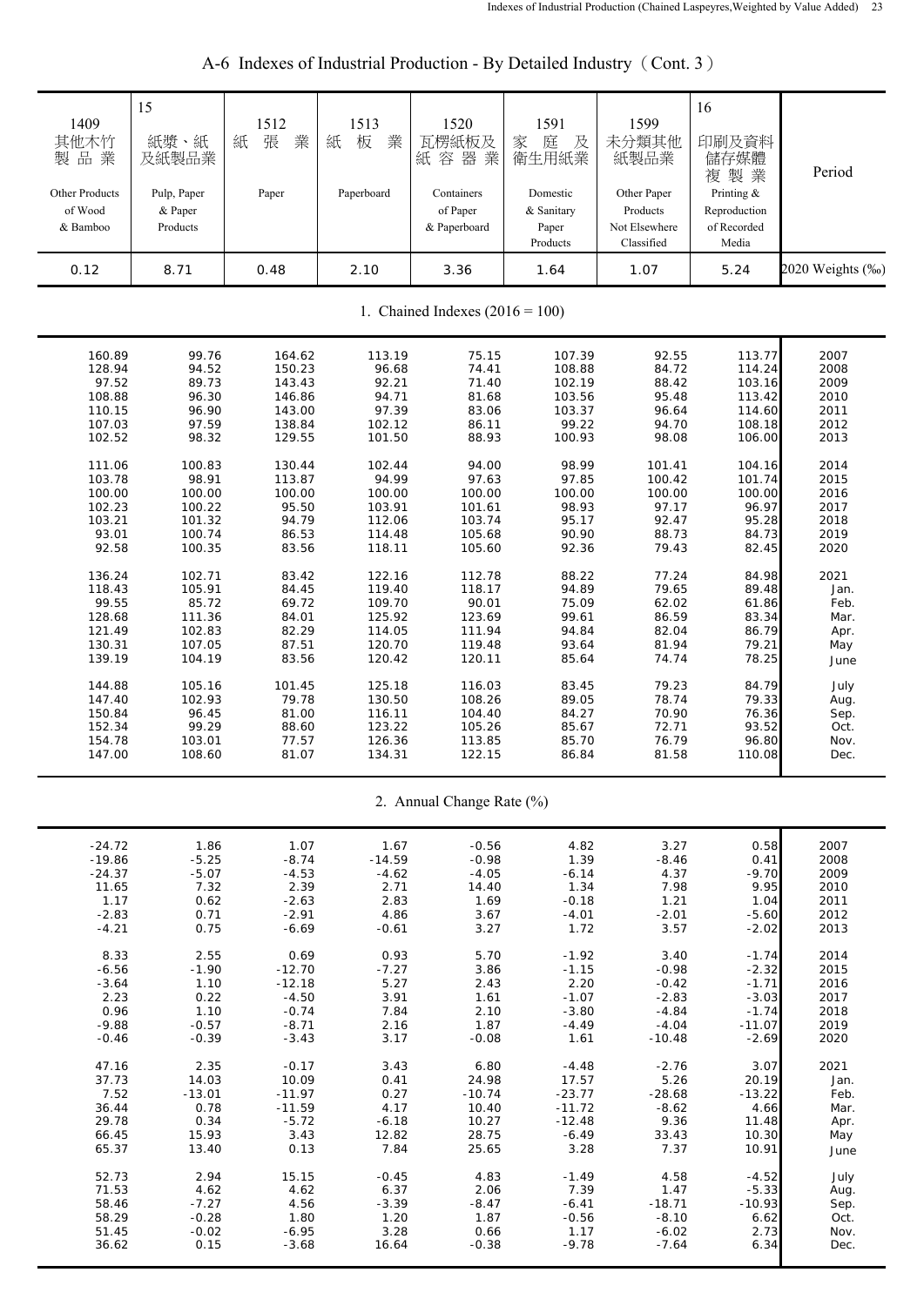# A-6 Indexes of Industrial Production - By Detailed Industry（Cont. 3）

| 1409 其他木竹製品業 Other Products of Wood & Bamboo | 15 紙漿、紙及紙製品業 Pulp, Paper & Paper Products | 1512 紙張業 Paper | 1513 紙板業 Paperboard | 1520 瓦楞紙板及紙容器業 Containers of Paper & Paperboard | 1591 家庭及衛生用紙業 Domestic & Sanitary Paper Products | 1599 未分類其他紙製品業 Other Paper Products Not Elsewhere Classified | 16 印刷及資料儲存媒體複製業 Printing & Reproduction of Recorded Media | Period |
|---|---|---|---|---|---|---|---|---|
| 0.12 | 8.71 | 0.48 | 2.10 | 3.36 | 1.64 | 1.07 | 5.24 | 2020 Weights (‰) |
| **1. Chained Indexes (2016 = 100)** | | | | | | | | |
| 160.89 | 99.76 | 164.62 | 113.19 | 75.15 | 107.39 | 92.55 | 113.77 | 2007 |
| 128.94 | 94.52 | 150.23 | 96.68 | 74.41 | 108.88 | 84.72 | 114.24 | 2008 |
| 97.52 | 89.73 | 143.43 | 92.21 | 71.40 | 102.19 | 88.42 | 103.16 | 2009 |
| 108.88 | 96.30 | 146.86 | 94.71 | 81.68 | 103.56 | 95.48 | 113.42 | 2010 |
| 110.15 | 96.90 | 143.00 | 97.39 | 83.06 | 103.37 | 96.64 | 114.60 | 2011 |
| 107.03 | 97.59 | 138.84 | 102.12 | 86.11 | 99.22 | 94.70 | 108.18 | 2012 |
| 102.52 | 98.32 | 129.55 | 101.50 | 88.93 | 100.93 | 98.08 | 106.00 | 2013 |
| 111.06 | 100.83 | 130.44 | 102.44 | 94.00 | 98.99 | 101.41 | 104.16 | 2014 |
| 103.78 | 98.91 | 113.87 | 94.99 | 97.63 | 97.85 | 100.42 | 101.74 | 2015 |
| 100.00 | 100.00 | 100.00 | 100.00 | 100.00 | 100.00 | 100.00 | 100.00 | 2016 |
| 102.23 | 100.22 | 95.50 | 103.91 | 101.61 | 98.93 | 97.17 | 96.97 | 2017 |
| 103.21 | 101.32 | 94.79 | 112.06 | 103.74 | 95.17 | 92.47 | 95.28 | 2018 |
| 93.01 | 100.74 | 86.53 | 114.48 | 105.68 | 90.90 | 88.73 | 84.73 | 2019 |
| 92.58 | 100.35 | 83.56 | 118.11 | 105.60 | 92.36 | 79.43 | 82.45 | 2020 |
| 136.24 | 102.71 | 83.42 | 122.16 | 112.78 | 88.22 | 77.24 | 84.98 | 2021 |
| 118.43 | 105.91 | 84.45 | 119.40 | 118.17 | 94.89 | 79.65 | 89.48 | Jan. |
| 99.55 | 85.72 | 69.72 | 109.70 | 90.01 | 75.09 | 62.02 | 61.86 | Feb. |
| 128.68 | 111.36 | 84.01 | 125.92 | 123.69 | 99.61 | 86.59 | 83.34 | Mar. |
| 121.49 | 102.83 | 82.29 | 114.05 | 111.94 | 94.84 | 82.04 | 86.79 | Apr. |
| 130.31 | 107.05 | 87.51 | 120.70 | 119.48 | 93.64 | 81.94 | 79.21 | May |
| 139.19 | 104.19 | 83.56 | 120.42 | 120.11 | 85.64 | 74.74 | 78.25 | June |
| 144.88 | 105.16 | 101.45 | 125.18 | 116.03 | 83.45 | 79.23 | 84.79 | July |
| 147.40 | 102.93 | 79.78 | 130.50 | 108.26 | 89.05 | 78.74 | 79.33 | Aug. |
| 150.84 | 96.45 | 81.00 | 116.11 | 104.40 | 84.27 | 70.90 | 76.36 | Sep. |
| 152.34 | 99.29 | 88.60 | 123.22 | 105.26 | 85.67 | 72.71 | 93.52 | Oct. |
| 154.78 | 103.01 | 77.57 | 126.36 | 113.85 | 85.70 | 76.79 | 96.80 | Nov. |
| 147.00 | 108.60 | 81.07 | 134.31 | 122.15 | 86.84 | 81.58 | 110.08 | Dec. |
| **2. Annual Change Rate (%)** | | | | | | | | |
| -24.72 | 1.86 | 1.07 | 1.67 | -0.56 | 4.82 | 3.27 | 0.58 | 2007 |
| -19.86 | -5.25 | -8.74 | -14.59 | -0.98 | 1.39 | -8.46 | 0.41 | 2008 |
| -24.37 | -5.07 | -4.53 | -4.62 | -4.05 | -6.14 | 4.37 | -9.70 | 2009 |
| 11.65 | 7.32 | 2.39 | 2.71 | 14.40 | 1.34 | 7.98 | 9.95 | 2010 |
| 1.17 | 0.62 | -2.63 | 2.83 | 1.69 | -0.18 | 1.21 | 1.04 | 2011 |
| -2.83 | 0.71 | -2.91 | 4.86 | 3.67 | -4.01 | -2.01 | -5.60 | 2012 |
| -4.21 | 0.75 | -6.69 | -0.61 | 3.27 | 1.72 | 3.57 | -2.02 | 2013 |
| 8.33 | 2.55 | 0.69 | 0.93 | 5.70 | -1.92 | 3.40 | -1.74 | 2014 |
| -6.56 | -1.90 | -12.70 | -7.27 | 3.86 | -1.15 | -0.98 | -2.32 | 2015 |
| -3.64 | 1.10 | -12.18 | 5.27 | 2.43 | 2.20 | -0.42 | -1.71 | 2016 |
| 2.23 | 0.22 | -4.50 | 3.91 | 1.61 | -1.07 | -2.83 | -3.03 | 2017 |
| 0.96 | 1.10 | -0.74 | 7.84 | 2.10 | -3.80 | -4.84 | -1.74 | 2018 |
| -9.88 | -0.57 | -8.71 | 2.16 | 1.87 | -4.49 | -4.04 | -11.07 | 2019 |
| -0.46 | -0.39 | -3.43 | 3.17 | -0.08 | 1.61 | -10.48 | -2.69 | 2020 |
| 47.16 | 2.35 | -0.17 | 3.43 | 6.80 | -4.48 | -2.76 | 3.07 | 2021 |
| 37.73 | 14.03 | 10.09 | 0.41 | 24.98 | 17.57 | 5.26 | 20.19 | Jan. |
| 7.52 | -13.01 | -11.97 | 0.27 | -10.74 | -23.77 | -28.68 | -13.22 | Feb. |
| 36.44 | 0.78 | -11.59 | 4.17 | 10.40 | -11.72 | -8.62 | 4.66 | Mar. |
| 29.78 | 0.34 | -5.72 | -6.18 | 10.27 | -12.48 | 9.36 | 11.48 | Apr. |
| 66.45 | 15.93 | 3.43 | 12.82 | 28.75 | -6.49 | 33.43 | 10.30 | May |
| 65.37 | 13.40 | 0.13 | 7.84 | 25.65 | 3.28 | 7.37 | 10.91 | June |
| 52.73 | 2.94 | 15.15 | -0.45 | 4.83 | -1.49 | 4.58 | -4.52 | July |
| 71.53 | 4.62 | 4.62 | 6.37 | 2.06 | 7.39 | 1.47 | -5.33 | Aug. |
| 58.46 | -7.27 | 4.56 | -3.39 | -8.47 | -6.41 | -18.71 | -10.93 | Sep. |
| 58.29 | -0.28 | 1.80 | 1.20 | 1.87 | -0.56 | -8.10 | 6.62 | Oct. |
| 51.45 | -0.02 | -6.95 | 3.28 | 0.66 | 1.17 | -6.02 | 2.73 | Nov. |
| 36.62 | 0.15 | -3.68 | 16.64 | -0.38 | -9.78 | -7.64 | 6.34 | Dec. |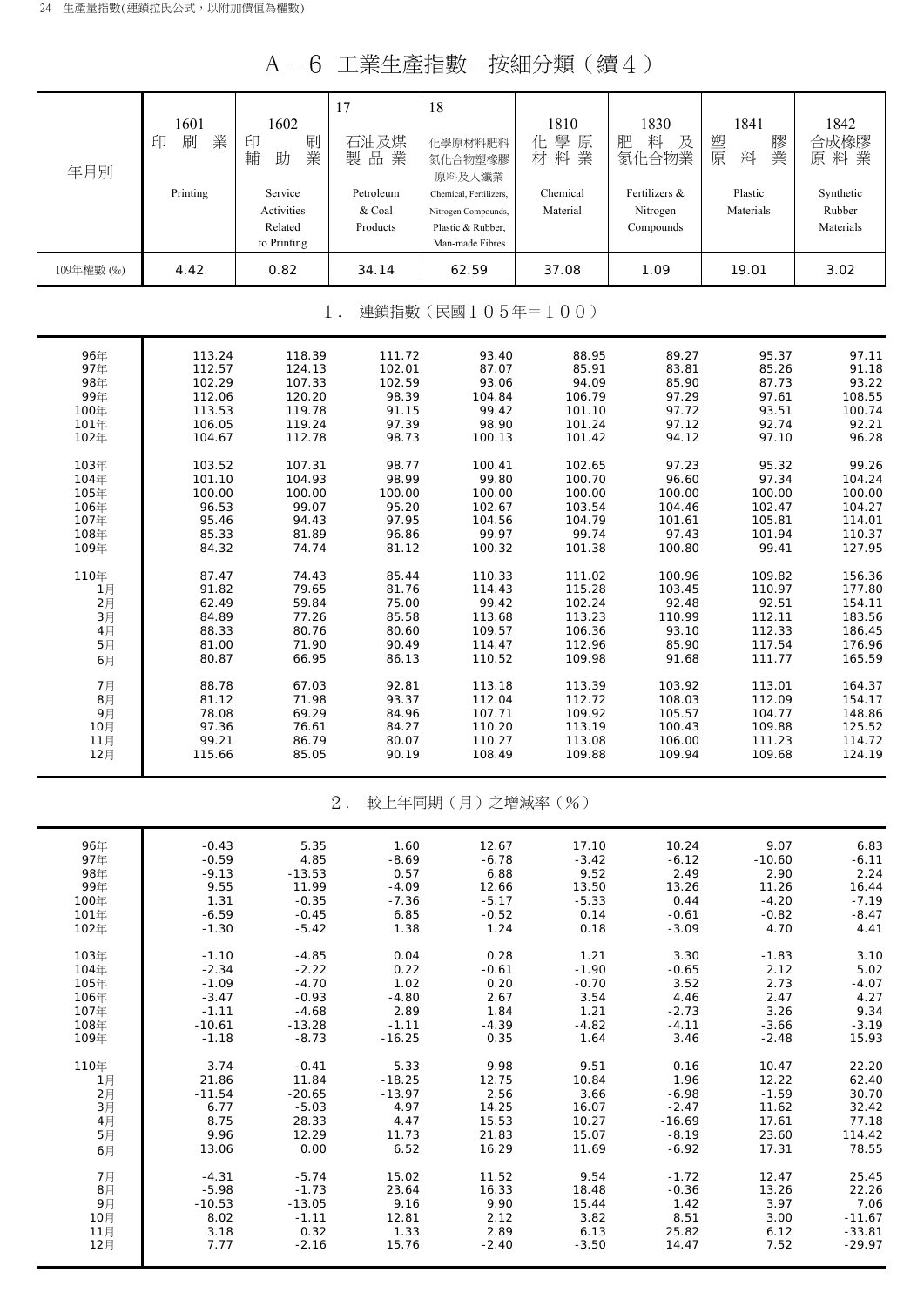# A－6 工業生產指數－按細分類（續4）

| 年月別 | 1601 印刷業 Printing | 1602 印刷輔助業 Service Activities Related to Printing | 17 石油及煤製品業 Petroleum & Coal Products | 18 化學原材料肥料氮化合物塑橡膠原料及人纖業 Chemical, Fertilizers, Nitrogen Compounds, Plastic & Rubber, Man-made Fibres | 1810 化學原材料業 Chemical Material | 1830 肥料及氮化合物業 Fertilizers & Nitrogen Compounds | 1841 塑膠原料業 Plastic Materials | 1842 合成橡膠原料業 Synthetic Rubber Materials |
|---|---|---|---|---|---|---|---|---|
| 109年權數 (‰) | 4.42 | 0.82 | 34.14 | 62.59 | 37.08 | 1.09 | 19.01 | 3.02 |
| **1. 連鎖指數（民國105年＝100）** | | | | | | | | |
| 96年 | 113.24 | 118.39 | 111.72 | 93.40 | 88.95 | 89.27 | 95.37 | 97.11 |
| 97年 | 112.57 | 124.13 | 102.01 | 87.07 | 85.91 | 83.81 | 85.26 | 91.18 |
| 98年 | 102.29 | 107.33 | 102.59 | 93.06 | 94.09 | 85.90 | 87.73 | 93.22 |
| 99年 | 112.06 | 120.20 | 98.39 | 104.84 | 106.79 | 97.29 | 97.61 | 108.55 |
| 100年 | 113.53 | 119.78 | 91.15 | 99.42 | 101.10 | 97.72 | 93.51 | 100.74 |
| 101年 | 106.05 | 119.24 | 97.39 | 98.90 | 101.24 | 97.12 | 92.74 | 92.21 |
| 102年 | 104.67 | 112.78 | 98.73 | 100.13 | 101.42 | 94.12 | 97.10 | 96.28 |
| 103年 | 103.52 | 107.31 | 98.77 | 100.41 | 102.65 | 97.23 | 95.32 | 99.26 |
| 104年 | 101.10 | 104.93 | 98.99 | 99.80 | 100.70 | 96.60 | 97.34 | 104.24 |
| 105年 | 100.00 | 100.00 | 100.00 | 100.00 | 100.00 | 100.00 | 100.00 | 100.00 |
| 106年 | 96.53 | 99.07 | 95.20 | 102.67 | 103.54 | 104.46 | 102.47 | 104.27 |
| 107年 | 95.46 | 94.43 | 97.95 | 104.56 | 104.79 | 101.61 | 105.81 | 114.01 |
| 108年 | 85.33 | 81.89 | 96.86 | 99.97 | 99.74 | 97.43 | 101.94 | 110.37 |
| 109年 | 84.32 | 74.74 | 81.12 | 100.32 | 101.38 | 100.80 | 99.41 | 127.95 |
| 110年 | 87.47 | 74.43 | 85.44 | 110.33 | 111.02 | 100.96 | 109.82 | 156.36 |
| 1月 | 91.82 | 79.65 | 81.76 | 114.43 | 115.28 | 103.45 | 110.97 | 177.80 |
| 2月 | 62.49 | 59.84 | 75.00 | 99.42 | 102.24 | 92.48 | 92.51 | 154.11 |
| 3月 | 84.89 | 77.26 | 85.58 | 113.68 | 113.23 | 110.99 | 112.11 | 183.56 |
| 4月 | 88.33 | 80.76 | 80.60 | 109.57 | 106.36 | 93.10 | 112.33 | 186.45 |
| 5月 | 81.00 | 71.90 | 90.49 | 114.47 | 112.96 | 85.90 | 117.54 | 176.96 |
| 6月 | 80.87 | 66.95 | 86.13 | 110.52 | 109.98 | 91.68 | 111.77 | 165.59 |
| 7月 | 88.78 | 67.03 | 92.81 | 113.18 | 113.39 | 103.92 | 113.01 | 164.37 |
| 8月 | 81.12 | 71.98 | 93.37 | 112.04 | 112.72 | 108.03 | 112.09 | 154.17 |
| 9月 | 78.08 | 69.29 | 84.96 | 107.71 | 109.92 | 105.57 | 104.77 | 148.86 |
| 10月 | 97.36 | 76.61 | 84.27 | 110.20 | 113.19 | 100.43 | 109.88 | 125.52 |
| 11月 | 99.21 | 86.79 | 80.07 | 110.27 | 113.08 | 106.00 | 111.23 | 114.72 |
| 12月 | 115.66 | 85.05 | 90.19 | 108.49 | 109.88 | 109.94 | 109.68 | 124.19 |
| **2. 較上年同期（月）之增減率（%）** | | | | | | | | |
| 96年 | -0.43 | 5.35 | 1.60 | 12.67 | 17.10 | 10.24 | 9.07 | 6.83 |
| 97年 | -0.59 | 4.85 | -8.69 | -6.78 | -3.42 | -6.12 | -10.60 | -6.11 |
| 98年 | -9.13 | -13.53 | 0.57 | 6.88 | 9.52 | 2.49 | 2.90 | 2.24 |
| 99年 | 9.55 | 11.99 | -4.09 | 12.66 | 13.50 | 13.26 | 11.26 | 16.44 |
| 100年 | 1.31 | -0.35 | -7.36 | -5.17 | -5.33 | 0.44 | -4.20 | -7.19 |
| 101年 | -6.59 | -0.45 | 6.85 | -0.52 | 0.14 | -0.61 | -0.82 | -8.47 |
| 102年 | -1.30 | -5.42 | 1.38 | 1.24 | 0.18 | -3.09 | 4.70 | 4.41 |
| 103年 | -1.10 | -4.85 | 0.04 | 0.28 | 1.21 | 3.30 | -1.83 | 3.10 |
| 104年 | -2.34 | -2.22 | 0.22 | -0.61 | -1.90 | -0.65 | 2.12 | 5.02 |
| 105年 | -1.09 | -4.70 | 1.02 | 0.20 | -0.70 | 3.52 | 2.73 | -4.07 |
| 106年 | -3.47 | -0.93 | -4.80 | 2.67 | 3.54 | 4.46 | 2.47 | 4.27 |
| 107年 | -1.11 | -4.68 | 2.89 | 1.84 | 1.21 | -2.73 | 3.26 | 9.34 |
| 108年 | -10.61 | -13.28 | -1.11 | -4.39 | -4.82 | -4.11 | -3.66 | -3.19 |
| 109年 | -1.18 | -8.73 | -16.25 | 0.35 | 1.64 | 3.46 | -2.48 | 15.93 |
| 110年 | 3.74 | -0.41 | 5.33 | 9.98 | 9.51 | 0.16 | 10.47 | 22.20 |
| 1月 | 21.86 | 11.84 | -18.25 | 12.75 | 10.84 | 1.96 | 12.22 | 62.40 |
| 2月 | -11.54 | -20.65 | -13.97 | 2.56 | 3.66 | -6.98 | -1.59 | 30.70 |
| 3月 | 6.77 | -5.03 | 4.97 | 14.25 | 16.07 | -2.47 | 11.62 | 32.42 |
| 4月 | 8.75 | 28.33 | 4.47 | 15.53 | 10.27 | -16.69 | 17.61 | 77.18 |
| 5月 | 9.96 | 12.29 | 11.73 | 21.83 | 15.07 | -8.19 | 23.60 | 114.42 |
| 6月 | 13.06 | 0.00 | 6.52 | 16.29 | 11.69 | -6.92 | 17.31 | 78.55 |
| 7月 | -4.31 | -5.74 | 15.02 | 11.52 | 9.54 | -1.72 | 12.47 | 25.45 |
| 8月 | -5.98 | -1.73 | 23.64 | 16.33 | 18.48 | -0.36 | 13.26 | 22.26 |
| 9月 | -10.53 | -13.05 | 9.16 | 9.90 | 15.44 | 1.42 | 3.97 | 7.06 |
| 10月 | 8.02 | -1.11 | 12.81 | 2.12 | 3.82 | 8.51 | 3.00 | -11.67 |
| 11月 | 3.18 | 0.32 | 1.33 | 2.89 | 6.13 | 25.82 | 6.12 | -33.81 |
| 12月 | 7.77 | -2.16 | 15.76 | -2.40 | -3.50 | 14.47 | 7.52 | -29.97 |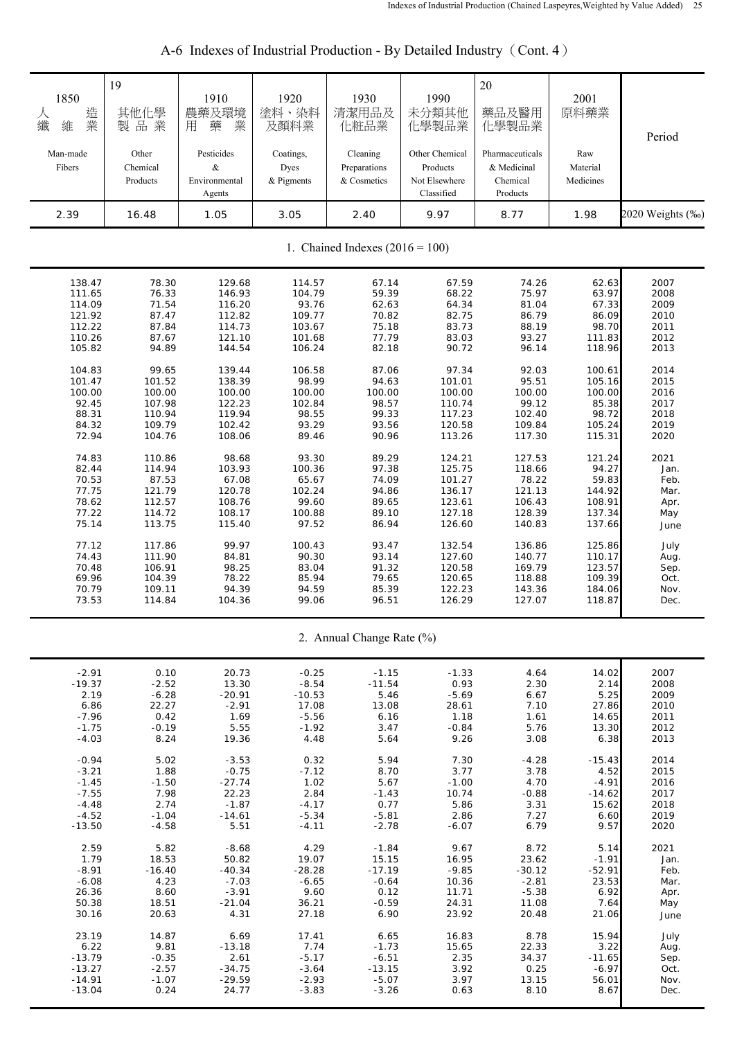# A-6 Indexes of Industrial Production - By Detailed Industry（Cont. 4）

| 1850 人造纖維業 Man-made Fibers | 19 其他化學製品業 Other Chemical Products | 1910 農藥及環境用藥業 Pesticides & Environmental Agents | 1920 塗料、染料及顏料業 Coatings, Dyes & Pigments | 1930 清潔用品及化粧品業 Cleaning Preparations & Cosmetics | 1990 未分類其他化學製品業 Other Chemical Products Not Elsewhere Classified | 20 藥品及醫用化學製品業 Pharmaceuticals & Medicinal Chemical Products | 2001 原料藥業 Raw Material Medicines | Period |
|---|---|---|---|---|---|---|---|---|
| 2.39 | 16.48 | 1.05 | 3.05 | 2.40 | 9.97 | 8.77 | 1.98 | 2020 Weights (‰) |
| **1. Chained Indexes (2016 = 100)** | | | | | | | | |
| 138.47 | 78.30 | 129.68 | 114.57 | 67.14 | 67.59 | 74.26 | 62.63 | 2007 |
| 111.65 | 76.33 | 146.93 | 104.79 | 59.39 | 68.22 | 75.97 | 63.97 | 2008 |
| 114.09 | 71.54 | 116.20 | 93.76 | 62.63 | 64.34 | 81.04 | 67.33 | 2009 |
| 121.92 | 87.47 | 112.82 | 109.77 | 70.82 | 82.75 | 86.79 | 86.09 | 2010 |
| 112.22 | 87.84 | 114.73 | 103.67 | 75.18 | 83.73 | 88.19 | 98.70 | 2011 |
| 110.26 | 87.67 | 121.10 | 101.68 | 77.79 | 83.03 | 93.27 | 111.83 | 2012 |
| 105.82 | 94.89 | 144.54 | 106.24 | 82.18 | 90.72 | 96.14 | 118.96 | 2013 |
| 104.83 | 99.65 | 139.44 | 106.58 | 87.06 | 97.34 | 92.03 | 100.61 | 2014 |
| 101.47 | 101.52 | 138.39 | 98.99 | 94.63 | 101.01 | 95.51 | 105.16 | 2015 |
| 100.00 | 100.00 | 100.00 | 100.00 | 100.00 | 100.00 | 100.00 | 100.00 | 2016 |
| 92.45 | 107.98 | 122.23 | 102.84 | 98.57 | 110.74 | 99.12 | 85.38 | 2017 |
| 88.31 | 110.94 | 119.94 | 98.55 | 99.33 | 117.23 | 102.40 | 98.72 | 2018 |
| 84.32 | 109.79 | 102.42 | 93.29 | 93.56 | 120.58 | 109.84 | 105.24 | 2019 |
| 72.94 | 104.76 | 108.06 | 89.46 | 90.96 | 113.26 | 117.30 | 115.31 | 2020 |
| 74.83 | 110.86 | 98.68 | 93.30 | 89.29 | 124.21 | 127.53 | 121.24 | 2021 |
| 82.44 | 114.94 | 103.93 | 100.36 | 97.38 | 125.75 | 118.66 | 94.27 | Jan. |
| 70.53 | 87.53 | 67.08 | 65.67 | 74.09 | 101.27 | 78.22 | 59.83 | Feb. |
| 77.75 | 121.79 | 120.78 | 102.24 | 94.86 | 136.17 | 121.13 | 144.92 | Mar. |
| 78.62 | 112.57 | 108.76 | 99.60 | 89.65 | 123.61 | 106.43 | 108.91 | Apr. |
| 77.22 | 114.72 | 108.17 | 100.88 | 89.10 | 127.18 | 128.39 | 137.34 | May |
| 75.14 | 113.75 | 115.40 | 97.52 | 86.94 | 126.60 | 140.83 | 137.66 | June |
| 77.12 | 117.86 | 99.97 | 100.43 | 93.47 | 132.54 | 136.86 | 125.86 | July |
| 74.43 | 111.90 | 84.81 | 90.30 | 93.14 | 127.60 | 140.77 | 110.17 | Aug. |
| 70.48 | 106.91 | 98.25 | 83.04 | 91.32 | 120.58 | 169.79 | 123.57 | Sep. |
| 69.96 | 104.39 | 78.22 | 85.94 | 79.65 | 120.65 | 118.88 | 109.39 | Oct. |
| 70.79 | 109.11 | 94.39 | 94.59 | 85.39 | 122.23 | 143.36 | 184.06 | Nov. |
| 73.53 | 114.84 | 104.36 | 99.06 | 96.51 | 126.29 | 127.07 | 118.87 | Dec. |
| **2. Annual Change Rate (%)** | | | | | | | | |
| -2.91 | 0.10 | 20.73 | -0.25 | -1.15 | -1.33 | 4.64 | 14.02 | 2007 |
| -19.37 | -2.52 | 13.30 | -8.54 | -11.54 | 0.93 | 2.30 | 2.14 | 2008 |
| 2.19 | -6.28 | -20.91 | -10.53 | 5.46 | -5.69 | 6.67 | 5.25 | 2009 |
| 6.86 | 22.27 | -2.91 | 17.08 | 13.08 | 28.61 | 7.10 | 27.86 | 2010 |
| -7.96 | 0.42 | 1.69 | -5.56 | 6.16 | 1.18 | 1.61 | 14.65 | 2011 |
| -1.75 | -0.19 | 5.55 | -1.92 | 3.47 | -0.84 | 5.76 | 13.30 | 2012 |
| -4.03 | 8.24 | 19.36 | 4.48 | 5.64 | 9.26 | 3.08 | 6.38 | 2013 |
| -0.94 | 5.02 | -3.53 | 0.32 | 5.94 | 7.30 | -4.28 | -15.43 | 2014 |
| -3.21 | 1.88 | -0.75 | -7.12 | 8.70 | 3.77 | 3.78 | 4.52 | 2015 |
| -1.45 | -1.50 | -27.74 | 1.02 | 5.67 | -1.00 | 4.70 | -4.91 | 2016 |
| -7.55 | 7.98 | 22.23 | 2.84 | -1.43 | 10.74 | -0.88 | -14.62 | 2017 |
| -4.48 | 2.74 | -1.87 | -4.17 | 0.77 | 5.86 | 3.31 | 15.62 | 2018 |
| -4.52 | -1.04 | -14.61 | -5.34 | -5.81 | 2.86 | 7.27 | 6.60 | 2019 |
| -13.50 | -4.58 | 5.51 | -4.11 | -2.78 | -6.07 | 6.79 | 9.57 | 2020 |
| 2.59 | 5.82 | -8.68 | 4.29 | -1.84 | 9.67 | 8.72 | 5.14 | 2021 |
| 1.79 | 18.53 | 50.82 | 19.07 | 15.15 | 16.95 | 23.62 | -1.91 | Jan. |
| -8.91 | -16.40 | -40.34 | -28.28 | -17.19 | -9.85 | -30.12 | -52.91 | Feb. |
| -6.08 | 4.23 | -7.03 | -6.65 | -0.64 | 10.36 | -2.81 | 23.53 | Mar. |
| 26.36 | 8.60 | -3.91 | 9.60 | 0.12 | 11.71 | -5.38 | 6.92 | Apr. |
| 50.38 | 18.51 | -21.04 | 36.21 | -0.59 | 24.31 | 11.08 | 7.64 | May |
| 30.16 | 20.63 | 4.31 | 27.18 | 6.90 | 23.92 | 20.48 | 21.06 | June |
| 23.19 | 14.87 | 6.69 | 17.41 | 6.65 | 16.83 | 8.78 | 15.94 | July |
| 6.22 | 9.81 | -13.18 | 7.74 | -1.73 | 15.65 | 22.33 | 3.22 | Aug. |
| -13.79 | -0.35 | 2.61 | -5.17 | -6.51 | 2.35 | 34.37 | -11.65 | Sep. |
| -13.27 | -2.57 | -34.75 | -3.64 | -13.15 | 3.92 | 0.25 | -6.97 | Oct. |
| -14.91 | -1.07 | -29.59 | -2.93 | -5.07 | 3.97 | 13.15 | 56.01 | Nov. |
| -13.04 | 0.24 | 24.77 | -3.83 | -3.26 | 0.63 | 8.10 | 8.67 | Dec. |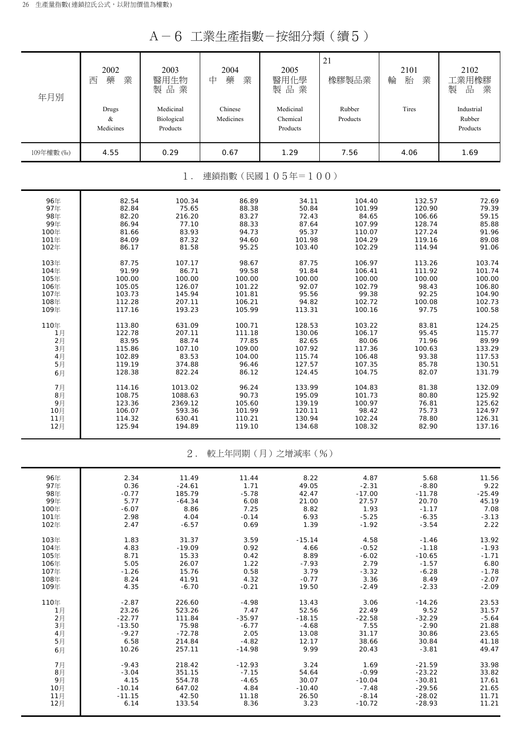# A－6 工業生產指數－按細分類（續5）

| 年月別 | 2002 西藥業 Drugs & Medicines | 2003 醫用生物製品業 Medicinal Biological Products | 2004 中藥業 Chinese Medicines | 2005 醫用化學製品業 Medicinal Chemical Products | 21 橡膠製品業 Rubber Products | 2101 輪胎業 Tires | 2102 工業用橡膠製品業 Industrial Rubber Products |
|---|---|---|---|---|---|---|---|
| 109年權數 (‰) | 4.55 | 0.29 | 0.67 | 1.29 | 7.56 | 4.06 | 1.69 |
| **1．連鎖指數（民國105年＝100）** | | | | | | | |
| 96年 | 82.54 | 100.34 | 86.89 | 34.11 | 104.40 | 132.57 | 72.69 |
| 97年 | 82.84 | 75.65 | 88.38 | 50.84 | 101.99 | 120.90 | 79.39 |
| 98年 | 82.20 | 216.20 | 83.27 | 72.43 | 84.65 | 106.66 | 59.15 |
| 99年 | 86.94 | 77.10 | 88.33 | 87.64 | 107.99 | 128.74 | 85.88 |
| 100年 | 81.66 | 83.93 | 94.73 | 95.37 | 110.07 | 127.24 | 91.96 |
| 101年 | 84.09 | 87.32 | 94.60 | 101.98 | 104.29 | 119.16 | 89.08 |
| 102年 | 86.17 | 81.58 | 95.25 | 103.40 | 102.29 | 114.94 | 91.06 |
| 103年 | 87.75 | 107.17 | 98.67 | 87.75 | 106.97 | 113.26 | 103.74 |
| 104年 | 91.99 | 86.71 | 99.58 | 91.84 | 106.41 | 111.92 | 101.74 |
| 105年 | 100.00 | 100.00 | 100.00 | 100.00 | 100.00 | 100.00 | 100.00 |
| 106年 | 105.05 | 126.07 | 101.22 | 92.07 | 102.79 | 98.43 | 106.80 |
| 107年 | 103.73 | 145.94 | 101.81 | 95.56 | 99.38 | 92.25 | 104.90 |
| 108年 | 112.28 | 207.11 | 106.21 | 94.82 | 102.72 | 100.08 | 102.73 |
| 109年 | 117.16 | 193.23 | 105.99 | 113.31 | 100.16 | 97.75 | 100.58 |
| 110年 | 113.80 | 631.09 | 100.71 | 128.53 | 103.22 | 83.81 | 124.25 |
| 1月 | 122.78 | 207.11 | 111.18 | 130.06 | 106.17 | 95.45 | 115.77 |
| 2月 | 83.95 | 88.74 | 77.85 | 82.65 | 80.06 | 71.96 | 89.99 |
| 3月 | 115.86 | 107.10 | 109.00 | 107.92 | 117.36 | 100.63 | 133.29 |
| 4月 | 102.89 | 83.53 | 104.00 | 115.74 | 106.48 | 93.38 | 117.53 |
| 5月 | 119.19 | 374.88 | 96.46 | 127.57 | 107.35 | 85.78 | 130.51 |
| 6月 | 128.38 | 822.24 | 86.12 | 124.45 | 104.75 | 82.07 | 131.79 |
| 7月 | 114.16 | 1013.02 | 96.24 | 133.99 | 104.83 | 81.38 | 132.09 |
| 8月 | 108.75 | 1088.63 | 90.73 | 195.09 | 101.73 | 80.80 | 125.92 |
| 9月 | 123.36 | 2369.12 | 105.60 | 139.19 | 100.97 | 76.81 | 125.62 |
| 10月 | 106.07 | 593.36 | 101.99 | 120.11 | 98.42 | 75.73 | 124.97 |
| 11月 | 114.32 | 630.41 | 110.21 | 130.94 | 102.24 | 78.80 | 126.31 |
| 12月 | 125.94 | 194.89 | 119.10 | 134.68 | 108.32 | 82.90 | 137.16 |
| **2．較上年同期（月）之增減率（%）** | | | | | | | |
| 96年 | 2.34 | 11.49 | 11.44 | 8.22 | 4.87 | 5.68 | 11.56 |
| 97年 | 0.36 | -24.61 | 1.71 | 49.05 | -2.31 | -8.80 | 9.22 |
| 98年 | -0.77 | 185.79 | -5.78 | 42.47 | -17.00 | -11.78 | -25.49 |
| 99年 | 5.77 | -64.34 | 6.08 | 21.00 | 27.57 | 20.70 | 45.19 |
| 100年 | -6.07 | 8.86 | 7.25 | 8.82 | 1.93 | -1.17 | 7.08 |
| 101年 | 2.98 | 4.04 | -0.14 | 6.93 | -5.25 | -6.35 | -3.13 |
| 102年 | 2.47 | -6.57 | 0.69 | 1.39 | -1.92 | -3.54 | 2.22 |
| 103年 | 1.83 | 31.37 | 3.59 | -15.14 | 4.58 | -1.46 | 13.92 |
| 104年 | 4.83 | -19.09 | 0.92 | 4.66 | -0.52 | -1.18 | -1.93 |
| 105年 | 8.71 | 15.33 | 0.42 | 8.89 | -6.02 | -10.65 | -1.71 |
| 106年 | 5.05 | 26.07 | 1.22 | -7.93 | 2.79 | -1.57 | 6.80 |
| 107年 | -1.26 | 15.76 | 0.58 | 3.79 | -3.32 | -6.28 | -1.78 |
| 108年 | 8.24 | 41.91 | 4.32 | -0.77 | 3.36 | 8.49 | -2.07 |
| 109年 | 4.35 | -6.70 | -0.21 | 19.50 | -2.49 | -2.33 | -2.09 |
| 110年 | -2.87 | 226.60 | -4.98 | 13.43 | 3.06 | -14.26 | 23.53 |
| 1月 | 23.26 | 523.26 | 7.47 | 52.56 | 22.49 | 9.52 | 31.57 |
| 2月 | -22.77 | 111.84 | -35.97 | -18.15 | -22.58 | -32.29 | -5.64 |
| 3月 | -13.50 | 75.98 | -6.77 | -4.68 | 7.55 | -2.90 | 21.88 |
| 4月 | -9.27 | -72.78 | 2.05 | 13.08 | 31.17 | 30.86 | 23.65 |
| 5月 | 6.58 | 214.84 | -4.82 | 12.17 | 38.66 | 30.84 | 41.18 |
| 6月 | 10.26 | 257.11 | -14.98 | 9.99 | 20.43 | -3.81 | 49.47 |
| 7月 | -9.43 | 218.42 | -12.93 | 3.24 | 1.69 | -21.59 | 33.98 |
| 8月 | -3.04 | 351.15 | -7.15 | 54.64 | -0.99 | -23.22 | 33.82 |
| 9月 | 4.15 | 554.78 | -4.65 | 30.07 | -10.04 | -30.81 | 17.61 |
| 10月 | -10.14 | 647.02 | 4.84 | -10.40 | -7.48 | -29.56 | 21.65 |
| 11月 | -11.15 | 42.50 | 11.18 | 26.50 | -8.14 | -28.02 | 11.71 |
| 12月 | 6.14 | 133.54 | 8.36 | 3.23 | -10.72 | -28.93 | 11.21 |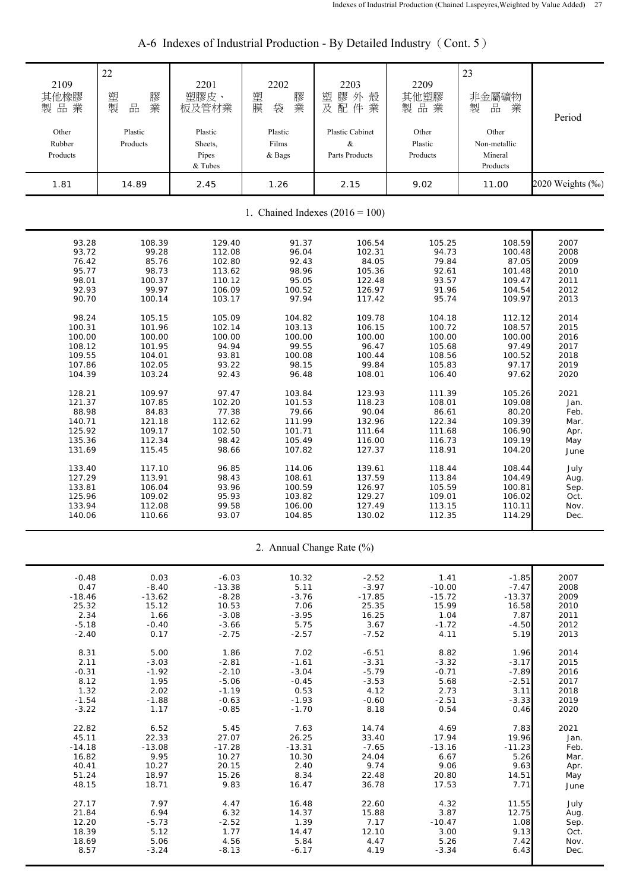# A-6 Indexes of Industrial Production - By Detailed Industry（Cont. 5）

| 2109 其他橡膠製品業 Other Rubber Products | 22 塑膠製品業 Plastic Products | 2201 塑膠皮、板及管材業 Plastic Sheets, Pipes & Tubes | 2202 塑膠膜袋業 Plastic Films & Bags | 2203 塑膠外殼及配件業 Plastic Cabinet & Parts Products | 2209 其他塑膠製品業 Other Plastic Products | 23 非金屬礦物製品業 Other Non-metallic Mineral Products | Period |
|---|---|---|---|---|---|---|---|
| 1.81 | 14.89 | 2.45 | 1.26 | 2.15 | 9.02 | 11.00 | 2020 Weights (‰) |
| **1. Chained Indexes (2016 = 100)** | | | | | | | |
| 93.28 | 108.39 | 129.40 | 91.37 | 106.54 | 105.25 | 108.59 | 2007 |
| 93.72 | 99.28 | 112.08 | 96.04 | 102.31 | 94.73 | 100.48 | 2008 |
| 76.42 | 85.76 | 102.80 | 92.43 | 84.05 | 79.84 | 87.05 | 2009 |
| 95.77 | 98.73 | 113.62 | 98.96 | 105.36 | 92.61 | 101.48 | 2010 |
| 98.01 | 100.37 | 110.12 | 95.05 | 122.48 | 93.57 | 109.47 | 2011 |
| 92.93 | 99.97 | 106.09 | 100.52 | 126.97 | 91.96 | 104.54 | 2012 |
| 90.70 | 100.14 | 103.17 | 97.94 | 117.42 | 95.74 | 109.97 | 2013 |
| 98.24 | 105.15 | 105.09 | 104.82 | 109.78 | 104.18 | 112.12 | 2014 |
| 100.31 | 101.96 | 102.14 | 103.13 | 106.15 | 100.72 | 108.57 | 2015 |
| 100.00 | 100.00 | 100.00 | 100.00 | 100.00 | 100.00 | 100.00 | 2016 |
| 108.12 | 101.95 | 94.94 | 99.55 | 96.47 | 105.68 | 97.49 | 2017 |
| 109.55 | 104.01 | 93.81 | 100.08 | 100.44 | 108.56 | 100.52 | 2018 |
| 107.86 | 102.05 | 93.22 | 98.15 | 99.84 | 105.83 | 97.17 | 2019 |
| 104.39 | 103.24 | 92.43 | 96.48 | 108.01 | 106.40 | 97.62 | 2020 |
| 128.21 | 109.97 | 97.47 | 103.84 | 123.93 | 111.39 | 105.26 | 2021 |
| 121.37 | 107.85 | 102.20 | 101.53 | 118.23 | 108.01 | 109.08 | Jan. |
| 88.98 | 84.83 | 77.38 | 79.66 | 90.04 | 86.61 | 80.20 | Feb. |
| 140.71 | 121.18 | 112.62 | 111.99 | 132.96 | 122.34 | 109.39 | Mar. |
| 125.92 | 109.17 | 102.50 | 101.71 | 111.64 | 111.68 | 106.90 | Apr. |
| 135.36 | 112.34 | 98.42 | 105.49 | 116.00 | 116.73 | 109.19 | May |
| 131.69 | 115.45 | 98.66 | 107.82 | 127.37 | 118.91 | 104.20 | June |
| 133.40 | 117.10 | 96.85 | 114.06 | 139.61 | 118.44 | 108.44 | July |
| 127.29 | 113.91 | 98.43 | 108.61 | 137.59 | 113.84 | 104.49 | Aug. |
| 133.81 | 106.04 | 93.96 | 100.59 | 126.97 | 105.59 | 100.81 | Sep. |
| 125.96 | 109.02 | 95.93 | 103.82 | 129.27 | 109.01 | 106.02 | Oct. |
| 133.94 | 112.08 | 99.58 | 106.00 | 127.49 | 113.15 | 110.11 | Nov. |
| 140.06 | 110.66 | 93.07 | 104.85 | 130.02 | 112.35 | 114.29 | Dec. |
| **2. Annual Change Rate (%)** | | | | | | | |
| -0.48 | 0.03 | -6.03 | 10.32 | -2.52 | 1.41 | -1.85 | 2007 |
| 0.47 | -8.40 | -13.38 | 5.11 | -3.97 | -10.00 | -7.47 | 2008 |
| -18.46 | -13.62 | -8.28 | -3.76 | -17.85 | -15.72 | -13.37 | 2009 |
| 25.32 | 15.12 | 10.53 | 7.06 | 25.35 | 15.99 | 16.58 | 2010 |
| 2.34 | 1.66 | -3.08 | -3.95 | 16.25 | 1.04 | 7.87 | 2011 |
| -5.18 | -0.40 | -3.66 | 5.75 | 3.67 | -1.72 | -4.50 | 2012 |
| -2.40 | 0.17 | -2.75 | -2.57 | -7.52 | 4.11 | 5.19 | 2013 |
| 8.31 | 5.00 | 1.86 | 7.02 | -6.51 | 8.82 | 1.96 | 2014 |
| 2.11 | -3.03 | -2.81 | -1.61 | -3.31 | -3.32 | -3.17 | 2015 |
| -0.31 | -1.92 | -2.10 | -3.04 | -5.79 | -0.71 | -7.89 | 2016 |
| 8.12 | 1.95 | -5.06 | -0.45 | -3.53 | 5.68 | -2.51 | 2017 |
| 1.32 | 2.02 | -1.19 | 0.53 | 4.12 | 2.73 | 3.11 | 2018 |
| -1.54 | -1.88 | -0.63 | -1.93 | -0.60 | -2.51 | -3.33 | 2019 |
| -3.22 | 1.17 | -0.85 | -1.70 | 8.18 | 0.54 | 0.46 | 2020 |
| 22.82 | 6.52 | 5.45 | 7.63 | 14.74 | 4.69 | 7.83 | 2021 |
| 45.11 | 22.33 | 27.07 | 26.25 | 33.40 | 17.94 | 19.96 | Jan. |
| -14.18 | -13.08 | -17.28 | -13.31 | -7.65 | -13.16 | -11.23 | Feb. |
| 16.82 | 9.95 | 10.27 | 10.30 | 24.04 | 6.67 | 5.26 | Mar. |
| 40.41 | 10.27 | 20.15 | 2.40 | 9.74 | 9.06 | 9.63 | Apr. |
| 51.24 | 18.97 | 15.26 | 8.34 | 22.48 | 20.80 | 14.51 | May |
| 48.15 | 18.71 | 9.83 | 16.47 | 36.78 | 17.53 | 7.71 | June |
| 27.17 | 7.97 | 4.47 | 16.48 | 22.60 | 4.32 | 11.55 | July |
| 21.84 | 6.94 | 6.32 | 14.37 | 15.88 | 3.87 | 12.75 | Aug. |
| 12.20 | -5.73 | -2.52 | 1.39 | 7.17 | -10.47 | 1.08 | Sep. |
| 18.39 | 5.12 | 1.77 | 14.47 | 12.10 | 3.00 | 9.13 | Oct. |
| 18.69 | 5.06 | 4.56 | 5.84 | 4.47 | 5.26 | 7.42 | Nov. |
| 8.57 | -3.24 | -8.13 | -6.17 | 4.19 | -3.34 | 6.43 | Dec. |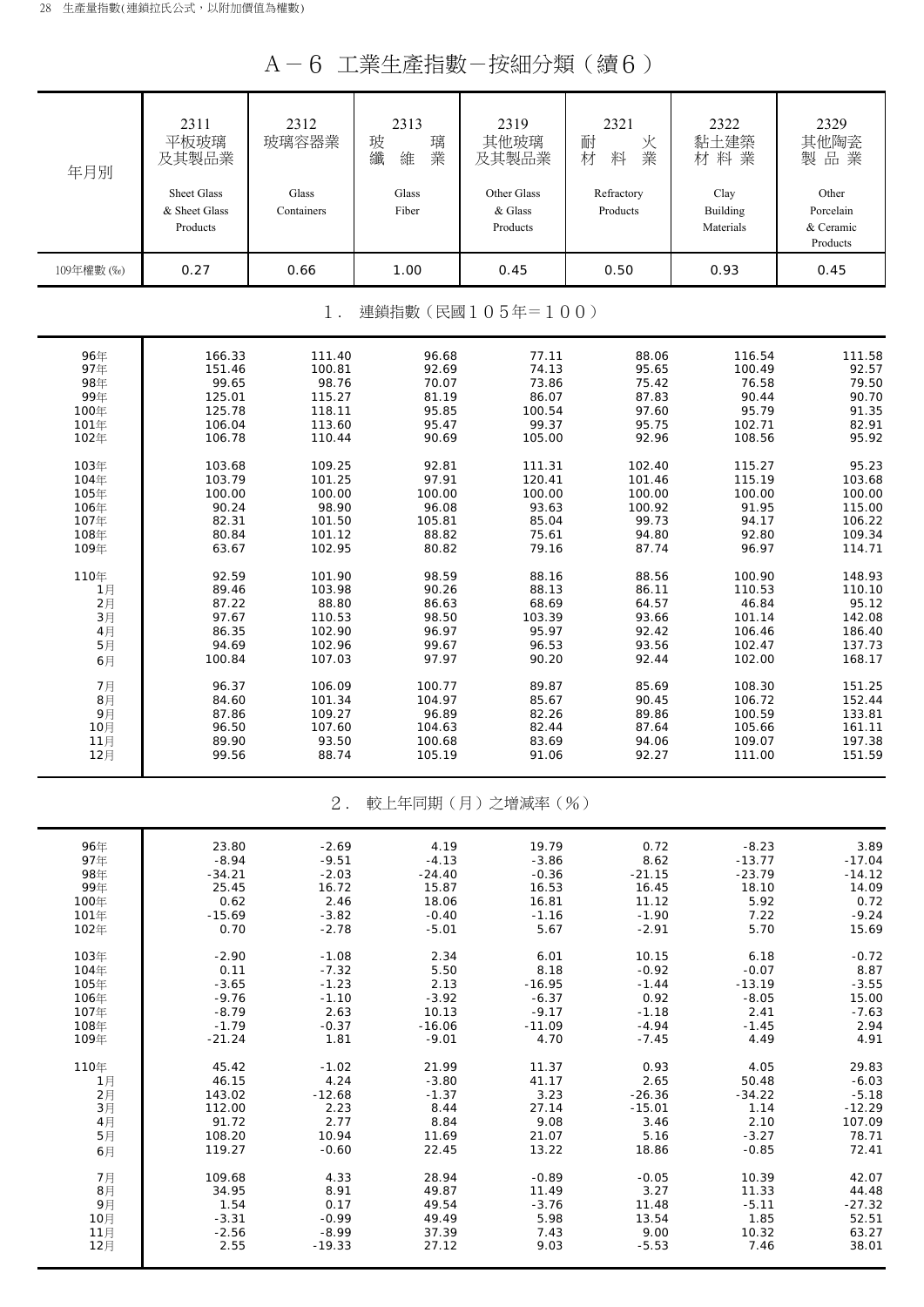# A－6 工業生產指數－按細分類（續6）

| 年月別 | 2311 平板玻璃及其製品業 Sheet Glass & Sheet Glass Products | 2312 玻璃容器業 Glass Containers | 2313 玻璃纖維業 Glass Fiber | 2319 其他玻璃及其製品業 Other Glass & Glass Products | 2321 耐火材料業 Refractory Products | 2322 黏土建築材料業 Clay Building Materials | 2329 其他陶瓷製品業 Other Porcelain & Ceramic Products |
|---|---|---|---|---|---|---|---|
| 109年權數 (‰) | 0.27 | 0.66 | 1.00 | 0.45 | 0.50 | 0.93 | 0.45 |
| **1．連鎖指數（民國105年＝100）** | | | | | | | |
| 96年 | 166.33 | 111.40 | 96.68 | 77.11 | 88.06 | 116.54 | 111.58 |
| 97年 | 151.46 | 100.81 | 92.69 | 74.13 | 95.65 | 100.49 | 92.57 |
| 98年 | 99.65 | 98.76 | 70.07 | 73.86 | 75.42 | 76.58 | 79.50 |
| 99年 | 125.01 | 115.27 | 81.19 | 86.07 | 87.83 | 90.44 | 90.70 |
| 100年 | 125.78 | 118.11 | 95.85 | 100.54 | 97.60 | 95.79 | 91.35 |
| 101年 | 106.04 | 113.60 | 95.47 | 99.37 | 95.75 | 102.71 | 82.91 |
| 102年 | 106.78 | 110.44 | 90.69 | 105.00 | 92.96 | 108.56 | 95.92 |
| 103年 | 103.68 | 109.25 | 92.81 | 111.31 | 102.40 | 115.27 | 95.23 |
| 104年 | 103.79 | 101.25 | 97.91 | 120.41 | 101.46 | 115.19 | 103.68 |
| 105年 | 100.00 | 100.00 | 100.00 | 100.00 | 100.00 | 100.00 | 100.00 |
| 106年 | 90.24 | 98.90 | 96.08 | 93.63 | 100.92 | 91.95 | 115.00 |
| 107年 | 82.31 | 101.50 | 105.81 | 85.04 | 99.73 | 94.17 | 106.22 |
| 108年 | 80.84 | 101.12 | 88.82 | 75.61 | 94.80 | 92.80 | 109.34 |
| 109年 | 63.67 | 102.95 | 80.82 | 79.16 | 87.74 | 96.97 | 114.71 |
| 110年 | 92.59 | 101.90 | 98.59 | 88.16 | 88.56 | 100.90 | 148.93 |
| 1月 | 89.46 | 103.98 | 90.26 | 88.13 | 86.11 | 110.53 | 110.10 |
| 2月 | 87.22 | 88.80 | 86.63 | 68.69 | 64.57 | 46.84 | 95.12 |
| 3月 | 97.67 | 110.53 | 98.50 | 103.39 | 93.66 | 101.14 | 142.08 |
| 4月 | 86.35 | 102.90 | 96.97 | 95.97 | 92.42 | 106.46 | 186.40 |
| 5月 | 94.69 | 102.96 | 99.67 | 96.53 | 93.56 | 102.47 | 137.73 |
| 6月 | 100.84 | 107.03 | 97.97 | 90.20 | 92.44 | 102.00 | 168.17 |
| 7月 | 96.37 | 106.09 | 100.77 | 89.87 | 85.69 | 108.30 | 151.25 |
| 8月 | 84.60 | 101.34 | 104.97 | 85.67 | 90.45 | 106.72 | 152.44 |
| 9月 | 87.86 | 109.27 | 96.89 | 82.26 | 89.86 | 100.59 | 133.81 |
| 10月 | 96.50 | 107.60 | 104.63 | 82.44 | 87.64 | 105.66 | 161.11 |
| 11月 | 89.90 | 93.50 | 100.68 | 83.69 | 94.06 | 109.07 | 197.38 |
| 12月 | 99.56 | 88.74 | 105.19 | 91.06 | 92.27 | 111.00 | 151.59 |
| **2．較上年同期（月）之增減率（%）** | | | | | | | |
| 96年 | 23.80 | -2.69 | 4.19 | 19.79 | 0.72 | -8.23 | 3.89 |
| 97年 | -8.94 | -9.51 | -4.13 | -3.86 | 8.62 | -13.77 | -17.04 |
| 98年 | -34.21 | -2.03 | -24.40 | -0.36 | -21.15 | -23.79 | -14.12 |
| 99年 | 25.45 | 16.72 | 15.87 | 16.53 | 16.45 | 18.10 | 14.09 |
| 100年 | 0.62 | 2.46 | 18.06 | 16.81 | 11.12 | 5.92 | 0.72 |
| 101年 | -15.69 | -3.82 | -0.40 | -1.16 | -1.90 | 7.22 | -9.24 |
| 102年 | 0.70 | -2.78 | -5.01 | 5.67 | -2.91 | 5.70 | 15.69 |
| 103年 | -2.90 | -1.08 | 2.34 | 6.01 | 10.15 | 6.18 | -0.72 |
| 104年 | 0.11 | -7.32 | 5.50 | 8.18 | -0.92 | -0.07 | 8.87 |
| 105年 | -3.65 | -1.23 | 2.13 | -16.95 | -1.44 | -13.19 | -3.55 |
| 106年 | -9.76 | -1.10 | -3.92 | -6.37 | 0.92 | -8.05 | 15.00 |
| 107年 | -8.79 | 2.63 | 10.13 | -9.17 | -1.18 | 2.41 | -7.63 |
| 108年 | -1.79 | -0.37 | -16.06 | -11.09 | -4.94 | -1.45 | 2.94 |
| 109年 | -21.24 | 1.81 | -9.01 | 4.70 | -7.45 | 4.49 | 4.91 |
| 110年 | 45.42 | -1.02 | 21.99 | 11.37 | 0.93 | 4.05 | 29.83 |
| 1月 | 46.15 | 4.24 | -3.80 | 41.17 | 2.65 | 50.48 | -6.03 |
| 2月 | 143.02 | -12.68 | -1.37 | 3.23 | -26.36 | -34.22 | -5.18 |
| 3月 | 112.00 | 2.23 | 8.44 | 27.14 | -15.01 | 1.14 | -12.29 |
| 4月 | 91.72 | 2.77 | 8.84 | 9.08 | 3.46 | 2.10 | 107.09 |
| 5月 | 108.20 | 10.94 | 11.69 | 21.07 | 5.16 | -3.27 | 78.71 |
| 6月 | 119.27 | -0.60 | 22.45 | 13.22 | 18.86 | -0.85 | 72.41 |
| 7月 | 109.68 | 4.33 | 28.94 | -0.89 | -0.05 | 10.39 | 42.07 |
| 8月 | 34.95 | 8.91 | 49.87 | 11.49 | 3.27 | 11.33 | 44.48 |
| 9月 | 1.54 | 0.17 | 49.54 | -3.76 | 11.48 | -5.11 | -27.32 |
| 10月 | -3.31 | -0.99 | 49.49 | 5.98 | 13.54 | 1.85 | 52.51 |
| 11月 | -2.56 | -8.99 | 37.39 | 7.43 | 9.00 | 10.32 | 63.27 |
| 12月 | 2.55 | -19.33 | 27.12 | 9.03 | -5.53 | 7.46 | 38.01 |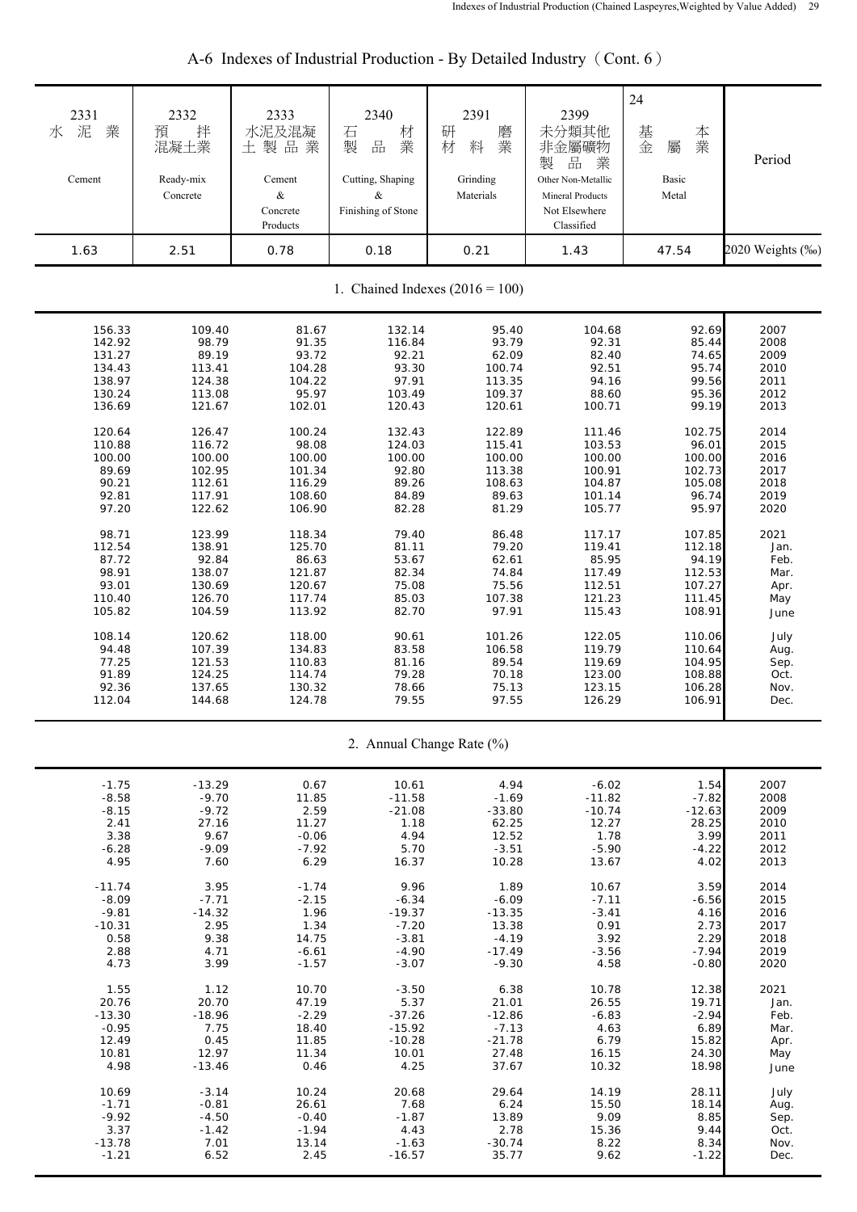# A-6 Indexes of Industrial Production - By Detailed Industry（Cont. 6）

| 2331 水泥業 Cement | 2332 預拌混凝土業 Ready-mix Concrete | 2333 水泥及混凝土製品業 Cement & Concrete Products | 2340 石材製品業 Cutting, Shaping & Finishing of Stone | 2391 研磨材料業 Grinding Materials | 2399 未分類其他非金屬礦物製品業 Other Non-Metallic Mineral Products Not Elsewhere Classified | 24 基本金屬業 Basic Metal | Period |
|---|---|---|---|---|---|---|---|
| 1.63 | 2.51 | 0.78 | 0.18 | 0.21 | 1.43 | 47.54 | 2020 Weights (‰) |
| **1. Chained Indexes (2016 = 100)** | | | | | | | |
| 156.33 | 109.40 | 81.67 | 132.14 | 95.40 | 104.68 | 92.69 | 2007 |
| 142.92 | 98.79 | 91.35 | 116.84 | 93.79 | 92.31 | 85.44 | 2008 |
| 131.27 | 89.19 | 93.72 | 92.21 | 62.09 | 82.40 | 74.65 | 2009 |
| 134.43 | 113.41 | 104.28 | 93.30 | 100.74 | 92.51 | 95.74 | 2010 |
| 138.97 | 124.38 | 104.22 | 97.91 | 113.35 | 94.16 | 99.56 | 2011 |
| 130.24 | 113.08 | 95.97 | 103.49 | 109.37 | 88.60 | 95.36 | 2012 |
| 136.69 | 121.67 | 102.01 | 120.43 | 120.61 | 100.71 | 99.19 | 2013 |
| 120.64 | 126.47 | 100.24 | 132.43 | 122.89 | 111.46 | 102.75 | 2014 |
| 110.88 | 116.72 | 98.08 | 124.03 | 115.41 | 103.53 | 96.01 | 2015 |
| 100.00 | 100.00 | 100.00 | 100.00 | 100.00 | 100.00 | 100.00 | 2016 |
| 89.69 | 102.95 | 101.34 | 92.80 | 113.38 | 100.91 | 102.73 | 2017 |
| 90.21 | 112.61 | 116.29 | 89.26 | 108.63 | 104.87 | 105.08 | 2018 |
| 92.81 | 117.91 | 108.60 | 84.89 | 89.63 | 101.14 | 96.74 | 2019 |
| 97.20 | 122.62 | 106.90 | 82.28 | 81.29 | 105.77 | 95.97 | 2020 |
| 98.71 | 123.99 | 118.34 | 79.40 | 86.48 | 117.17 | 107.85 | 2021 |
| 112.54 | 138.91 | 125.70 | 81.11 | 79.20 | 119.41 | 112.18 | Jan. |
| 87.72 | 92.84 | 86.63 | 53.67 | 62.61 | 85.95 | 94.19 | Feb. |
| 98.91 | 138.07 | 121.87 | 82.34 | 74.84 | 117.49 | 112.53 | Mar. |
| 93.01 | 130.69 | 120.67 | 75.08 | 75.56 | 112.51 | 107.27 | Apr. |
| 110.40 | 126.70 | 117.74 | 85.03 | 107.38 | 121.23 | 111.45 | May |
| 105.82 | 104.59 | 113.92 | 82.70 | 97.91 | 115.43 | 108.91 | June |
| 108.14 | 120.62 | 118.00 | 90.61 | 101.26 | 122.05 | 110.06 | July |
| 94.48 | 107.39 | 134.83 | 83.58 | 106.58 | 119.79 | 110.64 | Aug. |
| 77.25 | 121.53 | 110.83 | 81.16 | 89.54 | 119.69 | 104.95 | Sep. |
| 91.89 | 124.25 | 114.74 | 79.28 | 70.18 | 123.00 | 108.88 | Oct. |
| 92.36 | 137.65 | 130.32 | 78.66 | 75.13 | 123.15 | 106.28 | Nov. |
| 112.04 | 144.68 | 124.78 | 79.55 | 97.55 | 126.29 | 106.91 | Dec. |
| **2. Annual Change Rate (%)** | | | | | | | |
| -1.75 | -13.29 | 0.67 | 10.61 | 4.94 | -6.02 | 1.54 | 2007 |
| -8.58 | -9.70 | 11.85 | -11.58 | -1.69 | -11.82 | -7.82 | 2008 |
| -8.15 | -9.72 | 2.59 | -21.08 | -33.80 | -10.74 | -12.63 | 2009 |
| 2.41 | 27.16 | 11.27 | 1.18 | 62.25 | 12.27 | 28.25 | 2010 |
| 3.38 | 9.67 | -0.06 | 4.94 | 12.52 | 1.78 | 3.99 | 2011 |
| -6.28 | -9.09 | -7.92 | 5.70 | -3.51 | -5.90 | -4.22 | 2012 |
| 4.95 | 7.60 | 6.29 | 16.37 | 10.28 | 13.67 | 4.02 | 2013 |
| -11.74 | 3.95 | -1.74 | 9.96 | 1.89 | 10.67 | 3.59 | 2014 |
| -8.09 | -7.71 | -2.15 | -6.34 | -6.09 | -7.11 | -6.56 | 2015 |
| -9.81 | -14.32 | 1.96 | -19.37 | -13.35 | -3.41 | 4.16 | 2016 |
| -10.31 | 2.95 | 1.34 | -7.20 | 13.38 | 0.91 | 2.73 | 2017 |
| 0.58 | 9.38 | 14.75 | -3.81 | -4.19 | 3.92 | 2.29 | 2018 |
| 2.88 | 4.71 | -6.61 | -4.90 | -17.49 | -3.56 | -7.94 | 2019 |
| 4.73 | 3.99 | -1.57 | -3.07 | -9.30 | 4.58 | -0.80 | 2020 |
| 1.55 | 1.12 | 10.70 | -3.50 | 6.38 | 10.78 | 12.38 | 2021 |
| 20.76 | 20.70 | 47.19 | 5.37 | 21.01 | 26.55 | 19.71 | Jan. |
| -13.30 | -18.96 | -2.29 | -37.26 | -12.86 | -6.83 | -2.94 | Feb. |
| -0.95 | 7.75 | 18.40 | -15.92 | -7.13 | 4.63 | 6.89 | Mar. |
| 12.49 | 0.45 | 11.85 | -10.28 | -21.78 | 6.79 | 15.82 | Apr. |
| 10.81 | 12.97 | 11.34 | 10.01 | 27.48 | 16.15 | 24.30 | May |
| 4.98 | -13.46 | 0.46 | 4.25 | 37.67 | 10.32 | 18.98 | June |
| 10.69 | -3.14 | 10.24 | 20.68 | 29.64 | 14.19 | 28.11 | July |
| -1.71 | -0.81 | 26.61 | 7.68 | 6.24 | 15.50 | 18.14 | Aug. |
| -9.92 | -4.50 | -0.40 | -1.87 | 13.89 | 9.09 | 8.85 | Sep. |
| 3.37 | -1.42 | -1.94 | 4.43 | 2.78 | 15.36 | 9.44 | Oct. |
| -13.78 | 7.01 | 13.14 | -1.63 | -30.74 | 8.22 | 8.34 | Nov. |
| -1.21 | 6.52 | 2.45 | -16.57 | 35.77 | 9.62 | -1.22 | Dec. |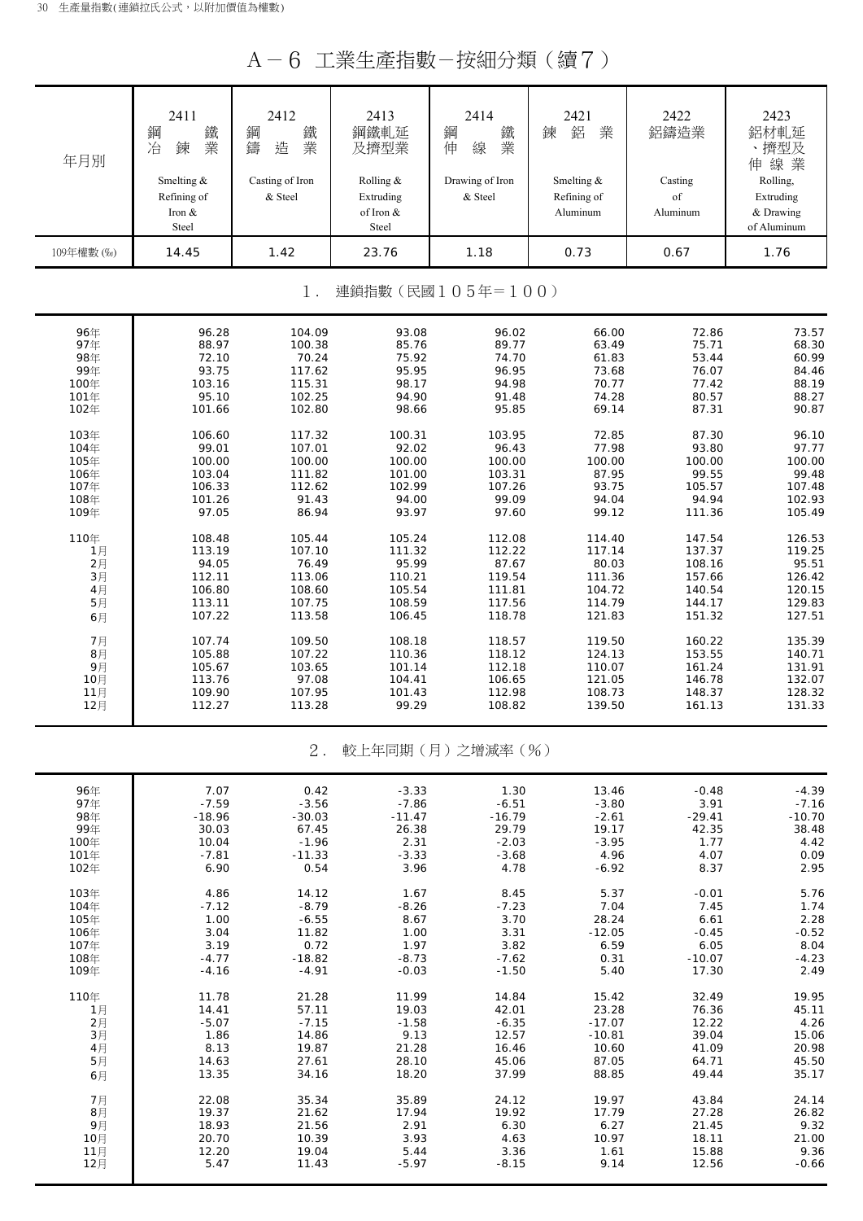# A－6 工業生產指數－按細分類（續7）

| 年月別 | 2411 鋼鐵冶鍊業 Smelting & Refining of Iron & Steel | 2412 鋼鐵鑄造業 Casting of Iron & Steel | 2413 鋼鐵軋延及擠型業 Rolling & Extruding of Iron & Steel | 2414 鋼鐵伸線業 Drawing of Iron & Steel | 2421 鍊鋁業 Smelting & Refining of Aluminum | 2422 鋁鑄造業 Casting of Aluminum | 2423 鋁材軋延、擠型及伸線業 Rolling, Extruding & Drawing of Aluminum |
|---|---|---|---|---|---|---|---|
| 109年權數 (‰) | 14.45 | 1.42 | 23.76 | 1.18 | 0.73 | 0.67 | 1.76 |
| **1. 連鎖指數（民國105年＝100）** | | | | | | | |
| 96年 | 96.28 | 104.09 | 93.08 | 96.02 | 66.00 | 72.86 | 73.57 |
| 97年 | 88.97 | 100.38 | 85.76 | 89.77 | 63.49 | 75.71 | 68.30 |
| 98年 | 72.10 | 70.24 | 75.92 | 74.70 | 61.83 | 53.44 | 60.99 |
| 99年 | 93.75 | 117.62 | 95.95 | 96.95 | 73.68 | 76.07 | 84.46 |
| 100年 | 103.16 | 115.31 | 98.17 | 94.98 | 70.77 | 77.42 | 88.19 |
| 101年 | 95.10 | 102.25 | 94.90 | 91.48 | 74.28 | 80.57 | 88.27 |
| 102年 | 101.66 | 102.80 | 98.66 | 95.85 | 69.14 | 87.31 | 90.87 |
| 103年 | 106.60 | 117.32 | 100.31 | 103.95 | 72.85 | 87.30 | 96.10 |
| 104年 | 99.01 | 107.01 | 92.02 | 96.43 | 77.98 | 93.80 | 97.77 |
| 105年 | 100.00 | 100.00 | 100.00 | 100.00 | 100.00 | 100.00 | 100.00 |
| 106年 | 103.04 | 111.82 | 101.00 | 103.31 | 87.95 | 99.55 | 99.48 |
| 107年 | 106.33 | 112.62 | 102.99 | 107.26 | 93.75 | 105.57 | 107.48 |
| 108年 | 101.26 | 91.43 | 94.00 | 99.09 | 94.04 | 94.94 | 102.93 |
| 109年 | 97.05 | 86.94 | 93.97 | 97.60 | 99.12 | 111.36 | 105.49 |
| 110年 | 108.48 | 105.44 | 105.24 | 112.08 | 114.40 | 147.54 | 126.53 |
| 1月 | 113.19 | 107.10 | 111.32 | 112.22 | 117.14 | 137.37 | 119.25 |
| 2月 | 94.05 | 76.49 | 95.99 | 87.67 | 80.03 | 108.16 | 95.51 |
| 3月 | 112.11 | 113.06 | 110.21 | 119.54 | 111.36 | 157.66 | 126.42 |
| 4月 | 106.80 | 108.60 | 105.54 | 111.81 | 104.72 | 140.54 | 120.15 |
| 5月 | 113.11 | 107.75 | 108.59 | 117.56 | 114.79 | 144.17 | 129.83 |
| 6月 | 107.22 | 113.58 | 106.45 | 118.78 | 121.83 | 151.32 | 127.51 |
| 7月 | 107.74 | 109.50 | 108.18 | 118.57 | 119.50 | 160.22 | 135.39 |
| 8月 | 105.88 | 107.22 | 110.36 | 118.12 | 124.13 | 153.55 | 140.71 |
| 9月 | 105.67 | 103.65 | 101.14 | 112.18 | 110.07 | 161.24 | 131.91 |
| 10月 | 113.76 | 97.08 | 104.41 | 106.65 | 121.05 | 146.78 | 132.07 |
| 11月 | 109.90 | 107.95 | 101.43 | 112.98 | 108.73 | 148.37 | 128.32 |
| 12月 | 112.27 | 113.28 | 99.29 | 108.82 | 139.50 | 161.13 | 131.33 |
| **2. 較上年同期（月）之增減率（%）** | | | | | | | |
| 96年 | 7.07 | 0.42 | -3.33 | 1.30 | 13.46 | -0.48 | -4.39 |
| 97年 | -7.59 | -3.56 | -7.86 | -6.51 | -3.80 | 3.91 | -7.16 |
| 98年 | -18.96 | -30.03 | -11.47 | -16.79 | -2.61 | -29.41 | -10.70 |
| 99年 | 30.03 | 67.45 | 26.38 | 29.79 | 19.17 | 42.35 | 38.48 |
| 100年 | 10.04 | -1.96 | 2.31 | -2.03 | -3.95 | 1.77 | 4.42 |
| 101年 | -7.81 | -11.33 | -3.33 | -3.68 | 4.96 | 4.07 | 0.09 |
| 102年 | 6.90 | 0.54 | 3.96 | 4.78 | -6.92 | 8.37 | 2.95 |
| 103年 | 4.86 | 14.12 | 1.67 | 8.45 | 5.37 | -0.01 | 5.76 |
| 104年 | -7.12 | -8.79 | -8.26 | -7.23 | 7.04 | 7.45 | 1.74 |
| 105年 | 1.00 | -6.55 | 8.67 | 3.70 | 28.24 | 6.61 | 2.28 |
| 106年 | 3.04 | 11.82 | 1.00 | 3.31 | -12.05 | -0.45 | -0.52 |
| 107年 | 3.19 | 0.72 | 1.97 | 3.82 | 6.59 | 6.05 | 8.04 |
| 108年 | -4.77 | -18.82 | -8.73 | -7.62 | 0.31 | -10.07 | -4.23 |
| 109年 | -4.16 | -4.91 | -0.03 | -1.50 | 5.40 | 17.30 | 2.49 |
| 110年 | 11.78 | 21.28 | 11.99 | 14.84 | 15.42 | 32.49 | 19.95 |
| 1月 | 14.41 | 57.11 | 19.03 | 42.01 | 23.28 | 76.36 | 45.11 |
| 2月 | -5.07 | -7.15 | -1.58 | -6.35 | -17.07 | 12.22 | 4.26 |
| 3月 | 1.86 | 14.86 | 9.13 | 12.57 | -10.81 | 39.04 | 15.06 |
| 4月 | 8.13 | 19.87 | 21.28 | 16.46 | 10.60 | 41.09 | 20.98 |
| 5月 | 14.63 | 27.61 | 28.10 | 45.06 | 87.05 | 64.71 | 45.50 |
| 6月 | 13.35 | 34.16 | 18.20 | 37.99 | 88.85 | 49.44 | 35.17 |
| 7月 | 22.08 | 35.34 | 35.89 | 24.12 | 19.97 | 43.84 | 24.14 |
| 8月 | 19.37 | 21.62 | 17.94 | 19.92 | 17.79 | 27.28 | 26.82 |
| 9月 | 18.93 | 21.56 | 2.91 | 6.30 | 6.27 | 21.45 | 9.32 |
| 10月 | 20.70 | 10.39 | 3.93 | 4.63 | 10.97 | 18.11 | 21.00 |
| 11月 | 12.20 | 19.04 | 5.44 | 3.36 | 1.61 | 15.88 | 9.36 |
| 12月 | 5.47 | 11.43 | -5.97 | -8.15 | 9.14 | 12.56 | -0.66 |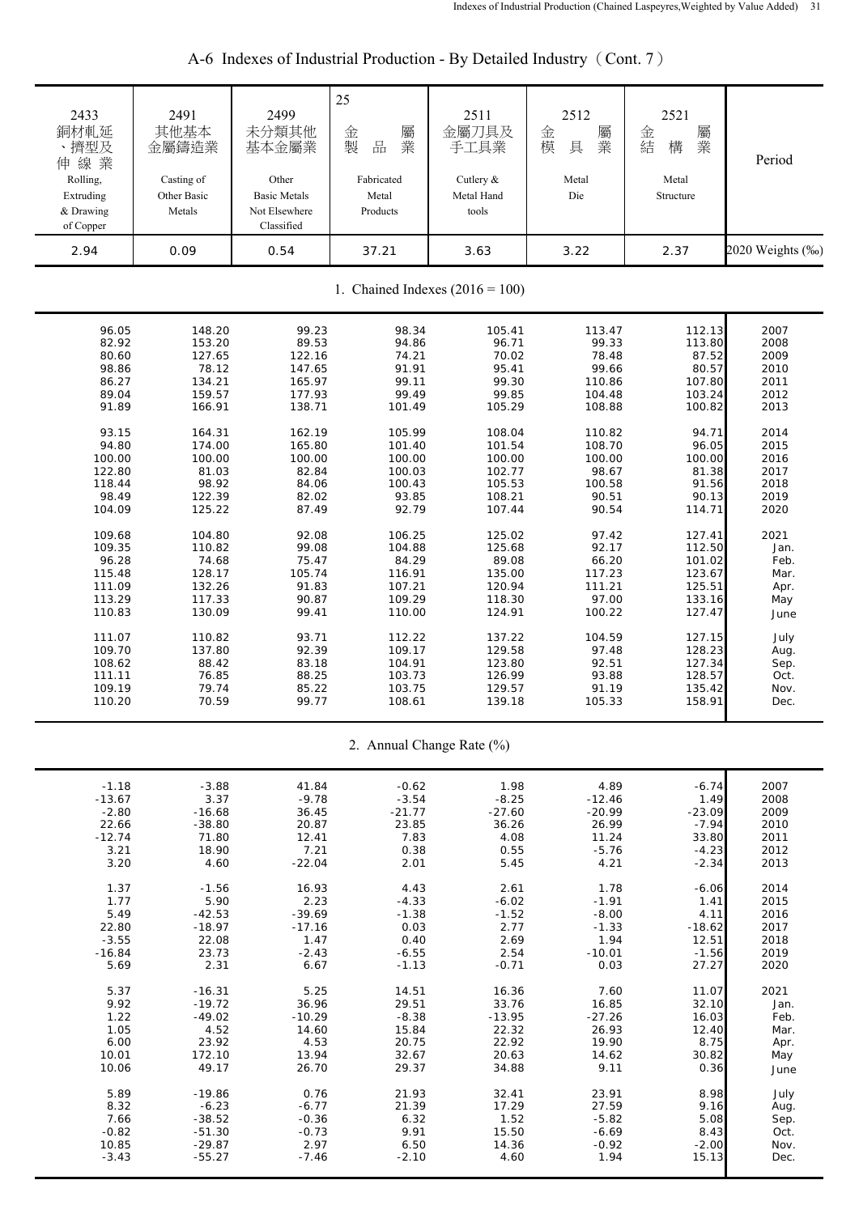# A-6 Indexes of Industrial Production - By Detailed Industry（Cont. 7）

| 2433 銅材軋延、擠型及伸線業 Rolling, Extruding & Drawing of Copper | 2491 其他基本金屬鑄造業 Casting of Other Basic Metals | 2499 未分類其他基本金屬業 Other Basic Metals Not Elsewhere Classified | 25 金屬製品業 Fabricated Metal Products | 2511 金屬刀具及手工具業 Cutlery & Metal Hand tools | 2512 金屬模具業 Metal Die | 2521 金屬結構業 Metal Structure | Period |
|---|---|---|---|---|---|---|---|
| 2.94 | 0.09 | 0.54 | 37.21 | 3.63 | 3.22 | 2.37 | 2020 Weights (‰) |
| **1. Chained Indexes (2016 = 100)** | | | | | | | |
| 96.05 | 148.20 | 99.23 | 98.34 | 105.41 | 113.47 | 112.13 | 2007 |
| 82.92 | 153.20 | 89.53 | 94.86 | 96.71 | 99.33 | 113.80 | 2008 |
| 80.60 | 127.65 | 122.16 | 74.21 | 70.02 | 78.48 | 87.52 | 2009 |
| 98.86 | 78.12 | 147.65 | 91.91 | 95.41 | 99.66 | 80.57 | 2010 |
| 86.27 | 134.21 | 165.97 | 99.11 | 99.30 | 110.86 | 107.80 | 2011 |
| 89.04 | 159.57 | 177.93 | 99.49 | 99.85 | 104.48 | 103.24 | 2012 |
| 91.89 | 166.91 | 138.71 | 101.49 | 105.29 | 108.88 | 100.82 | 2013 |
| 93.15 | 164.31 | 162.19 | 105.99 | 108.04 | 110.82 | 94.71 | 2014 |
| 94.80 | 174.00 | 165.80 | 101.40 | 101.54 | 108.70 | 96.05 | 2015 |
| 100.00 | 100.00 | 100.00 | 100.00 | 100.00 | 100.00 | 100.00 | 2016 |
| 122.80 | 81.03 | 82.84 | 100.03 | 102.77 | 98.67 | 81.38 | 2017 |
| 118.44 | 98.92 | 84.06 | 100.43 | 105.53 | 100.58 | 91.56 | 2018 |
| 98.49 | 122.39 | 82.02 | 93.85 | 108.21 | 90.51 | 90.13 | 2019 |
| 104.09 | 125.22 | 87.49 | 92.79 | 107.44 | 90.54 | 114.71 | 2020 |
| 109.68 | 104.80 | 92.08 | 106.25 | 125.02 | 97.42 | 127.41 | 2021 |
| 109.35 | 110.82 | 99.08 | 104.88 | 125.68 | 92.17 | 112.50 | Jan. |
| 96.28 | 74.68 | 75.47 | 84.29 | 89.08 | 66.20 | 101.02 | Feb. |
| 115.48 | 128.17 | 105.74 | 116.91 | 135.00 | 117.23 | 123.67 | Mar. |
| 111.09 | 132.26 | 91.83 | 107.21 | 120.94 | 111.21 | 125.51 | Apr. |
| 113.29 | 117.33 | 90.87 | 109.29 | 118.30 | 97.00 | 133.16 | May |
| 110.83 | 130.09 | 99.41 | 110.00 | 124.91 | 100.22 | 127.47 | June |
| 111.07 | 110.82 | 93.71 | 112.22 | 137.22 | 104.59 | 127.15 | July |
| 109.70 | 137.80 | 92.39 | 109.17 | 129.58 | 97.48 | 128.23 | Aug. |
| 108.62 | 88.42 | 83.18 | 104.91 | 123.80 | 92.51 | 127.34 | Sep. |
| 111.11 | 76.85 | 88.25 | 103.73 | 126.99 | 93.88 | 128.57 | Oct. |
| 109.19 | 79.74 | 85.22 | 103.75 | 129.57 | 91.19 | 135.42 | Nov. |
| 110.20 | 70.59 | 99.77 | 108.61 | 139.18 | 105.33 | 158.91 | Dec. |
| **2. Annual Change Rate (%)** | | | | | | | |
| -1.18 | -3.88 | 41.84 | -0.62 | 1.98 | 4.89 | -6.74 | 2007 |
| -13.67 | 3.37 | -9.78 | -3.54 | -8.25 | -12.46 | 1.49 | 2008 |
| -2.80 | -16.68 | 36.45 | -21.77 | -27.60 | -20.99 | -23.09 | 2009 |
| 22.66 | -38.80 | 20.87 | 23.85 | 36.26 | 26.99 | -7.94 | 2010 |
| -12.74 | 71.80 | 12.41 | 7.83 | 4.08 | 11.24 | 33.80 | 2011 |
| 3.21 | 18.90 | 7.21 | 0.38 | 0.55 | -5.76 | -4.23 | 2012 |
| 3.20 | 4.60 | -22.04 | 2.01 | 5.45 | 4.21 | -2.34 | 2013 |
| 1.37 | -1.56 | 16.93 | 4.43 | 2.61 | 1.78 | -6.06 | 2014 |
| 1.77 | 5.90 | 2.23 | -4.33 | -6.02 | -1.91 | 1.41 | 2015 |
| 5.49 | -42.53 | -39.69 | -1.38 | -1.52 | -8.00 | 4.11 | 2016 |
| 22.80 | -18.97 | -17.16 | 0.03 | 2.77 | -1.33 | -18.62 | 2017 |
| -3.55 | 22.08 | 1.47 | 0.40 | 2.69 | 1.94 | 12.51 | 2018 |
| -16.84 | 23.73 | -2.43 | -6.55 | 2.54 | -10.01 | -1.56 | 2019 |
| 5.69 | 2.31 | 6.67 | -1.13 | -0.71 | 0.03 | 27.27 | 2020 |
| 5.37 | -16.31 | 5.25 | 14.51 | 16.36 | 7.60 | 11.07 | 2021 |
| 9.92 | -19.72 | 36.96 | 29.51 | 33.76 | 16.85 | 32.10 | Jan. |
| 1.22 | -49.02 | -10.29 | -8.38 | -13.95 | -27.26 | 16.03 | Feb. |
| 1.05 | 4.52 | 14.60 | 15.84 | 22.32 | 26.93 | 12.40 | Mar. |
| 6.00 | 23.92 | 4.53 | 20.75 | 22.92 | 19.90 | 8.75 | Apr. |
| 10.01 | 172.10 | 13.94 | 32.67 | 20.63 | 14.62 | 30.82 | May |
| 10.06 | 49.17 | 26.70 | 29.37 | 34.88 | 9.11 | 0.36 | June |
| 5.89 | -19.86 | 0.76 | 21.93 | 32.41 | 23.91 | 8.98 | July |
| 8.32 | -6.23 | -6.77 | 21.39 | 17.29 | 27.59 | 9.16 | Aug. |
| 7.66 | -38.52 | -0.36 | 6.32 | 1.52 | -5.82 | 5.08 | Sep. |
| -0.82 | -51.30 | -0.73 | 9.91 | 15.50 | -6.69 | 8.43 | Oct. |
| 10.85 | -29.87 | 2.97 | 6.50 | 14.36 | -0.92 | -2.00 | Nov. |
| -3.43 | -55.27 | -7.46 | -2.10 | 4.60 | 1.94 | 15.13 | Dec. |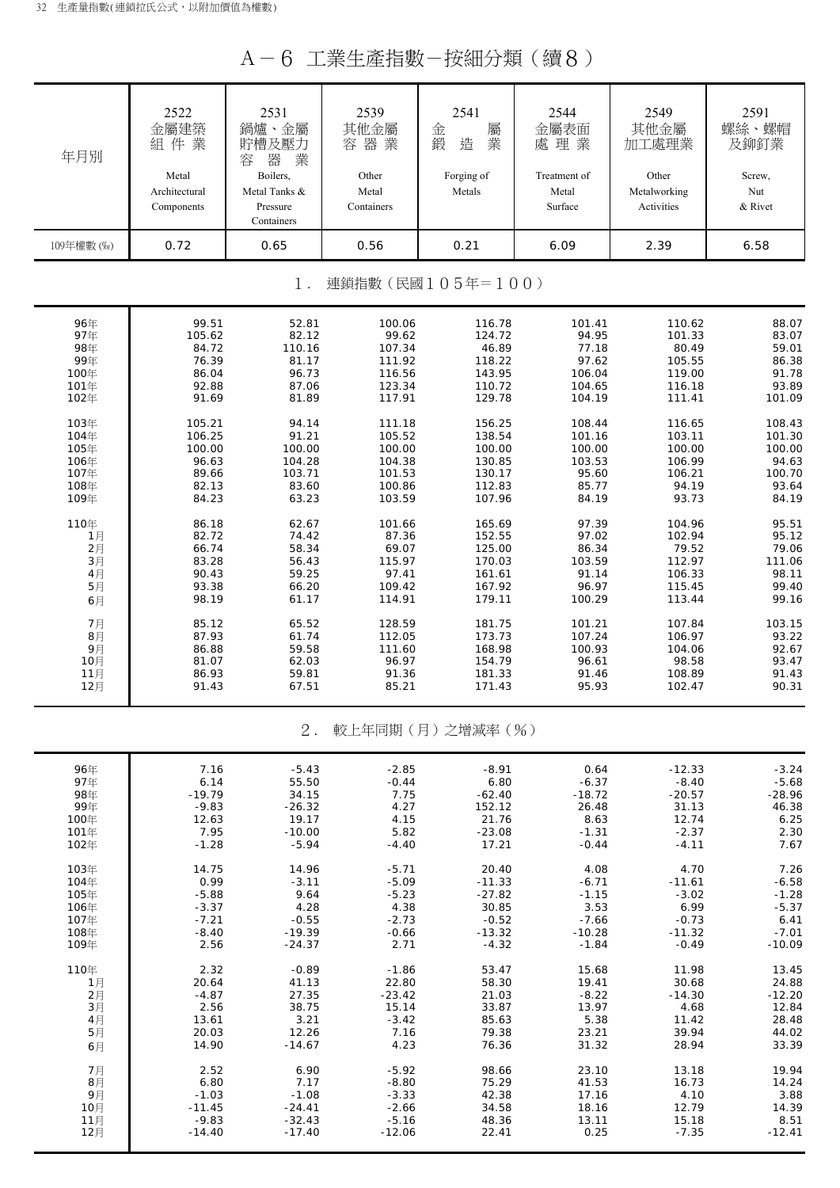# A－6 工業生產指數－按細分類（續8）

| 年月別 | 2522 金屬建築組件業 Metal Architectural Components | 2531 鍋爐、金屬貯槽及壓力容器業 Boilers, Metal Tanks & Pressure Containers | 2539 其他金屬容器業 Other Metal Containers | 2541 金屬鍛造業 Forging of Metals | 2544 金屬表面處理業 Treatment of Metal Surface | 2549 其他金屬加工處理業 Other Metalworking Activities | 2591 螺絲、螺帽及鉚釘業 Screw, Nut & Rivet |
|---|---|---|---|---|---|---|---|
| 109年權數 (‰) | 0.72 | 0.65 | 0.56 | 0.21 | 6.09 | 2.39 | 6.58 |
| **1. 連鎖指數（民國105年＝100）** | | | | | | | |
| 96年 | 99.51 | 52.81 | 100.06 | 116.78 | 101.41 | 110.62 | 88.07 |
| 97年 | 105.62 | 82.12 | 99.62 | 124.72 | 94.95 | 101.33 | 83.07 |
| 98年 | 84.72 | 110.16 | 107.34 | 46.89 | 77.18 | 80.49 | 59.01 |
| 99年 | 76.39 | 81.17 | 111.92 | 118.22 | 97.62 | 105.55 | 86.38 |
| 100年 | 86.04 | 96.73 | 116.56 | 143.95 | 106.04 | 119.00 | 91.78 |
| 101年 | 92.88 | 87.06 | 123.34 | 110.72 | 104.65 | 116.18 | 93.89 |
| 102年 | 91.69 | 81.89 | 117.91 | 129.78 | 104.19 | 111.41 | 101.09 |
| 103年 | 105.21 | 94.14 | 111.18 | 156.25 | 108.44 | 116.65 | 108.43 |
| 104年 | 106.25 | 91.21 | 105.52 | 138.54 | 101.16 | 103.11 | 101.30 |
| 105年 | 100.00 | 100.00 | 100.00 | 100.00 | 100.00 | 100.00 | 100.00 |
| 106年 | 96.63 | 104.28 | 104.38 | 130.85 | 103.53 | 106.99 | 94.63 |
| 107年 | 89.66 | 103.71 | 101.53 | 130.17 | 95.60 | 106.21 | 100.70 |
| 108年 | 82.13 | 83.60 | 100.86 | 112.83 | 85.77 | 94.19 | 93.64 |
| 109年 | 84.23 | 63.23 | 103.59 | 107.96 | 84.19 | 93.73 | 84.19 |
| 110年 | 86.18 | 62.67 | 101.66 | 165.69 | 97.39 | 104.96 | 95.51 |
| 1月 | 82.72 | 74.42 | 87.36 | 152.55 | 97.02 | 102.94 | 95.12 |
| 2月 | 66.74 | 58.34 | 69.07 | 125.00 | 86.34 | 79.52 | 79.06 |
| 3月 | 83.28 | 56.43 | 115.97 | 170.03 | 103.59 | 112.97 | 111.06 |
| 4月 | 90.43 | 59.25 | 97.41 | 161.61 | 91.14 | 106.33 | 98.11 |
| 5月 | 93.38 | 66.20 | 109.42 | 167.92 | 96.97 | 115.45 | 99.40 |
| 6月 | 98.19 | 61.17 | 114.91 | 179.11 | 100.29 | 113.44 | 99.16 |
| 7月 | 85.12 | 65.52 | 128.59 | 181.75 | 101.21 | 107.84 | 103.15 |
| 8月 | 87.93 | 61.74 | 112.05 | 173.73 | 107.24 | 106.97 | 93.22 |
| 9月 | 86.88 | 59.58 | 111.60 | 168.98 | 100.93 | 104.06 | 92.67 |
| 10月 | 81.07 | 62.03 | 96.97 | 154.79 | 96.61 | 98.58 | 93.47 |
| 11月 | 86.93 | 59.81 | 91.36 | 181.33 | 91.46 | 108.89 | 91.43 |
| 12月 | 91.43 | 67.51 | 85.21 | 171.43 | 95.93 | 102.47 | 90.31 |
| **2. 較上年同期（月）之增減率（%）** | | | | | | | |
| 96年 | 7.16 | -5.43 | -2.85 | -8.91 | 0.64 | -12.33 | -3.24 |
| 97年 | 6.14 | 55.50 | -0.44 | 6.80 | -6.37 | -8.40 | -5.68 |
| 98年 | -19.79 | 34.15 | 7.75 | -62.40 | -18.72 | -20.57 | -28.96 |
| 99年 | -9.83 | -26.32 | 4.27 | 152.12 | 26.48 | 31.13 | 46.38 |
| 100年 | 12.63 | 19.17 | 4.15 | 21.76 | 8.63 | 12.74 | 6.25 |
| 101年 | 7.95 | -10.00 | 5.82 | -23.08 | -1.31 | -2.37 | 2.30 |
| 102年 | -1.28 | -5.94 | -4.40 | 17.21 | -0.44 | -4.11 | 7.67 |
| 103年 | 14.75 | 14.96 | -5.71 | 20.40 | 4.08 | 4.70 | 7.26 |
| 104年 | 0.99 | -3.11 | -5.09 | -11.33 | -6.71 | -11.61 | -6.58 |
| 105年 | -5.88 | 9.64 | -5.23 | -27.82 | -1.15 | -3.02 | -1.28 |
| 106年 | -3.37 | 4.28 | 4.38 | 30.85 | 3.53 | 6.99 | -5.37 |
| 107年 | -7.21 | -0.55 | -2.73 | -0.52 | -7.66 | -0.73 | 6.41 |
| 108年 | -8.40 | -19.39 | -0.66 | -13.32 | -10.28 | -11.32 | -7.01 |
| 109年 | 2.56 | -24.37 | 2.71 | -4.32 | -1.84 | -0.49 | -10.09 |
| 110年 | 2.32 | -0.89 | -1.86 | 53.47 | 15.68 | 11.98 | 13.45 |
| 1月 | 20.64 | 41.13 | 22.80 | 58.30 | 19.41 | 30.68 | 24.88 |
| 2月 | -4.87 | 27.35 | -23.42 | 21.03 | -8.22 | -14.30 | -12.20 |
| 3月 | 2.56 | 38.75 | 15.14 | 33.87 | 13.97 | 4.68 | 12.84 |
| 4月 | 13.61 | 3.21 | -3.42 | 85.63 | 5.38 | 11.42 | 28.48 |
| 5月 | 20.03 | 12.26 | 7.16 | 79.38 | 23.21 | 39.94 | 44.02 |
| 6月 | 14.90 | -14.67 | 4.23 | 76.36 | 31.32 | 28.94 | 33.39 |
| 7月 | 2.52 | 6.90 | -5.92 | 98.66 | 23.10 | 13.18 | 19.94 |
| 8月 | 6.80 | 7.17 | -8.80 | 75.29 | 41.53 | 16.73 | 14.24 |
| 9月 | -1.03 | -1.08 | -3.33 | 42.38 | 17.16 | 4.10 | 3.88 |
| 10月 | -11.45 | -24.41 | -2.66 | 34.58 | 18.16 | 12.79 | 14.39 |
| 11月 | -9.83 | -32.43 | -5.16 | 48.36 | 13.11 | 15.18 | 8.51 |
| 12月 | -14.40 | -17.40 | -12.06 | 22.41 | 0.25 | -7.35 | -12.41 |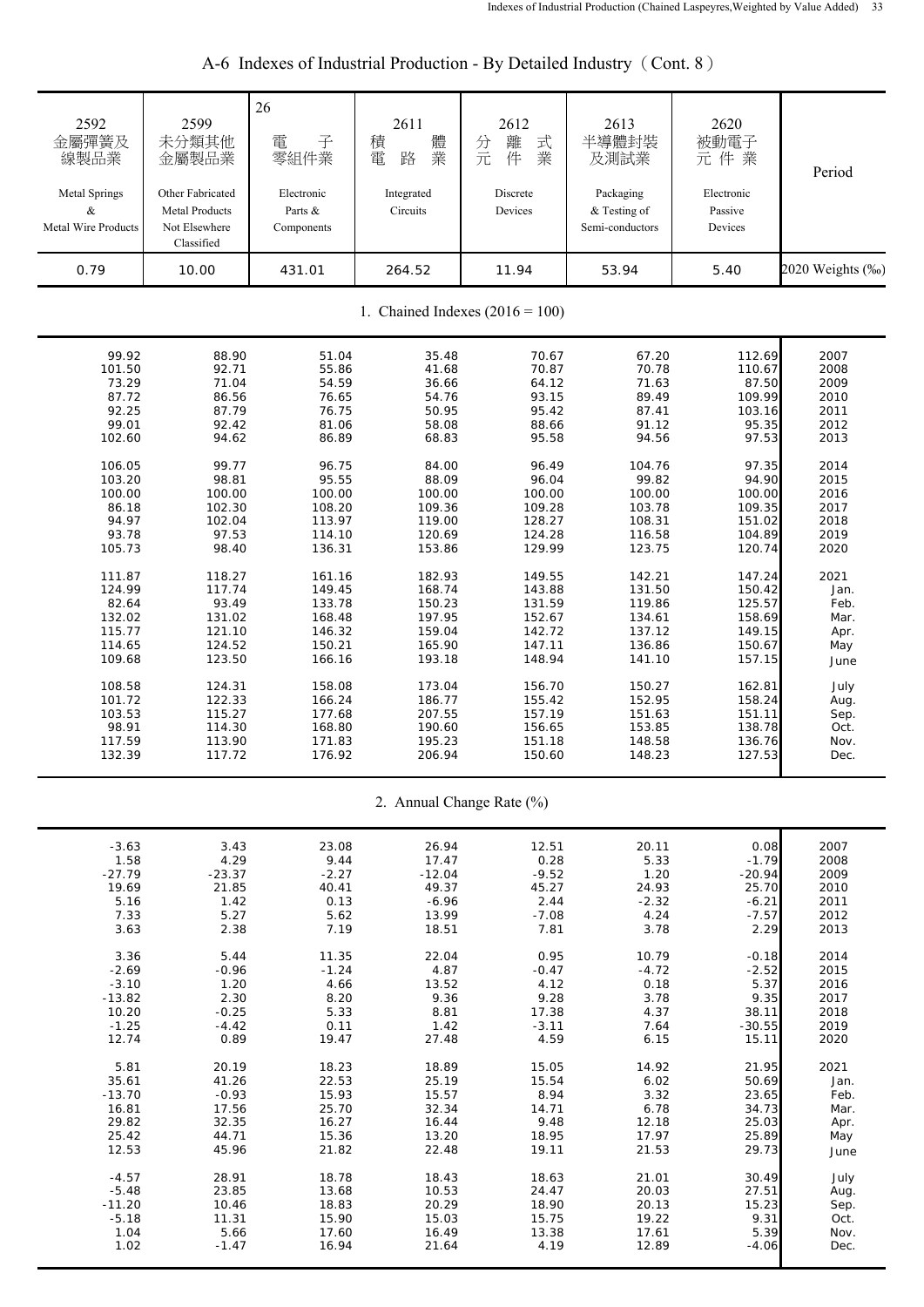# A-6 Indexes of Industrial Production - By Detailed Industry（Cont. 8）

| 2592 金屬彈簧及線製品業 Metal Springs & Metal Wire Products | 2599 未分類其他金屬製品業 Other Fabricated Metal Products Not Elsewhere Classified | 26 電子零組件業 Electronic Parts & Components | 2611 積體電路業 Integrated Circuits | 2612 分離式元件業 Discrete Devices | 2613 半導體封裝及測試業 Packaging & Testing of Semi-conductors | 2620 被動電子元件業 Electronic Passive Devices | Period |
|---|---|---|---|---|---|---|---|
| 0.79 | 10.00 | 431.01 | 264.52 | 11.94 | 53.94 | 5.40 | 2020 Weights (‰) |
| **1. Chained Indexes (2016 = 100)** | | | | | | | |
| 99.92 | 88.90 | 51.04 | 35.48 | 70.67 | 67.20 | 112.69 | 2007 |
| 101.50 | 92.71 | 55.86 | 41.68 | 70.87 | 70.78 | 110.67 | 2008 |
| 73.29 | 71.04 | 54.59 | 36.66 | 64.12 | 71.63 | 87.50 | 2009 |
| 87.72 | 86.56 | 76.65 | 54.76 | 93.15 | 89.49 | 109.99 | 2010 |
| 92.25 | 87.79 | 76.75 | 50.95 | 95.42 | 87.41 | 103.16 | 2011 |
| 99.01 | 92.42 | 81.06 | 58.08 | 88.66 | 91.12 | 95.35 | 2012 |
| 102.60 | 94.62 | 86.89 | 68.83 | 95.58 | 94.56 | 97.53 | 2013 |
| 106.05 | 99.77 | 96.75 | 84.00 | 96.49 | 104.76 | 97.35 | 2014 |
| 103.20 | 98.81 | 95.55 | 88.09 | 96.04 | 99.82 | 94.90 | 2015 |
| 100.00 | 100.00 | 100.00 | 100.00 | 100.00 | 100.00 | 100.00 | 2016 |
| 86.18 | 102.30 | 108.20 | 109.36 | 109.28 | 103.78 | 109.35 | 2017 |
| 94.97 | 102.04 | 113.97 | 119.00 | 128.27 | 108.31 | 151.02 | 2018 |
| 93.78 | 97.53 | 114.10 | 120.69 | 124.28 | 116.58 | 104.89 | 2019 |
| 105.73 | 98.40 | 136.31 | 153.86 | 129.99 | 123.75 | 120.74 | 2020 |
| 111.87 | 118.27 | 161.16 | 182.93 | 149.55 | 142.21 | 147.24 | 2021 |
| 124.99 | 117.74 | 149.45 | 168.74 | 143.88 | 131.50 | 150.42 | Jan. |
| 82.64 | 93.49 | 133.78 | 150.23 | 131.59 | 119.86 | 125.57 | Feb. |
| 132.02 | 131.02 | 168.48 | 197.95 | 152.67 | 134.61 | 158.69 | Mar. |
| 115.77 | 121.10 | 146.32 | 159.04 | 142.72 | 137.12 | 149.15 | Apr. |
| 114.65 | 124.52 | 150.21 | 165.90 | 147.11 | 136.86 | 150.67 | May |
| 109.68 | 123.50 | 166.16 | 193.18 | 148.94 | 141.10 | 157.15 | June |
| 108.58 | 124.31 | 158.08 | 173.04 | 156.70 | 150.27 | 162.81 | July |
| 101.72 | 122.33 | 166.24 | 186.77 | 155.42 | 152.95 | 158.24 | Aug. |
| 103.53 | 115.27 | 177.68 | 207.55 | 157.19 | 151.63 | 151.11 | Sep. |
| 98.91 | 114.30 | 168.80 | 190.60 | 156.65 | 153.85 | 138.78 | Oct. |
| 117.59 | 113.90 | 171.83 | 195.23 | 151.18 | 148.58 | 136.76 | Nov. |
| 132.39 | 117.72 | 176.92 | 206.94 | 150.60 | 148.23 | 127.53 | Dec. |
| **2. Annual Change Rate (%)** | | | | | | | |
| -3.63 | 3.43 | 23.08 | 26.94 | 12.51 | 20.11 | 0.08 | 2007 |
| 1.58 | 4.29 | 9.44 | 17.47 | 0.28 | 5.33 | -1.79 | 2008 |
| -27.79 | -23.37 | -2.27 | -12.04 | -9.52 | 1.20 | -20.94 | 2009 |
| 19.69 | 21.85 | 40.41 | 49.37 | 45.27 | 24.93 | 25.70 | 2010 |
| 5.16 | 1.42 | 0.13 | -6.96 | 2.44 | -2.32 | -6.21 | 2011 |
| 7.33 | 5.27 | 5.62 | 13.99 | -7.08 | 4.24 | -7.57 | 2012 |
| 3.63 | 2.38 | 7.19 | 18.51 | 7.81 | 3.78 | 2.29 | 2013 |
| 3.36 | 5.44 | 11.35 | 22.04 | 0.95 | 10.79 | -0.18 | 2014 |
| -2.69 | -0.96 | -1.24 | 4.87 | -0.47 | -4.72 | -2.52 | 2015 |
| -3.10 | 1.20 | 4.66 | 13.52 | 4.12 | 0.18 | 5.37 | 2016 |
| -13.82 | 2.30 | 8.20 | 9.36 | 9.28 | 3.78 | 9.35 | 2017 |
| 10.20 | -0.25 | 5.33 | 8.81 | 17.38 | 4.37 | 38.11 | 2018 |
| -1.25 | -4.42 | 0.11 | 1.42 | -3.11 | 7.64 | -30.55 | 2019 |
| 12.74 | 0.89 | 19.47 | 27.48 | 4.59 | 6.15 | 15.11 | 2020 |
| 5.81 | 20.19 | 18.23 | 18.89 | 15.05 | 14.92 | 21.95 | 2021 |
| 35.61 | 41.26 | 22.53 | 25.19 | 15.54 | 6.02 | 50.69 | Jan. |
| -13.70 | -0.93 | 15.93 | 15.57 | 8.94 | 3.32 | 23.65 | Feb. |
| 16.81 | 17.56 | 25.70 | 32.34 | 14.71 | 6.78 | 34.73 | Mar. |
| 29.82 | 32.35 | 16.27 | 16.44 | 9.48 | 12.18 | 25.03 | Apr. |
| 25.42 | 44.71 | 15.36 | 13.20 | 18.95 | 17.97 | 25.89 | May |
| 12.53 | 45.96 | 21.82 | 22.48 | 19.11 | 21.53 | 29.73 | June |
| -4.57 | 28.91 | 18.78 | 18.43 | 18.63 | 21.01 | 30.49 | July |
| -5.48 | 23.85 | 13.68 | 10.53 | 24.47 | 20.03 | 27.51 | Aug. |
| -11.20 | 10.46 | 18.83 | 20.29 | 18.90 | 20.13 | 15.23 | Sep. |
| -5.18 | 11.31 | 15.90 | 15.03 | 15.75 | 19.22 | 9.31 | Oct. |
| 1.04 | 5.66 | 17.60 | 16.49 | 13.38 | 17.61 | 5.39 | Nov. |
| 1.02 | -1.47 | 16.94 | 21.64 | 4.19 | 12.89 | -4.06 | Dec. |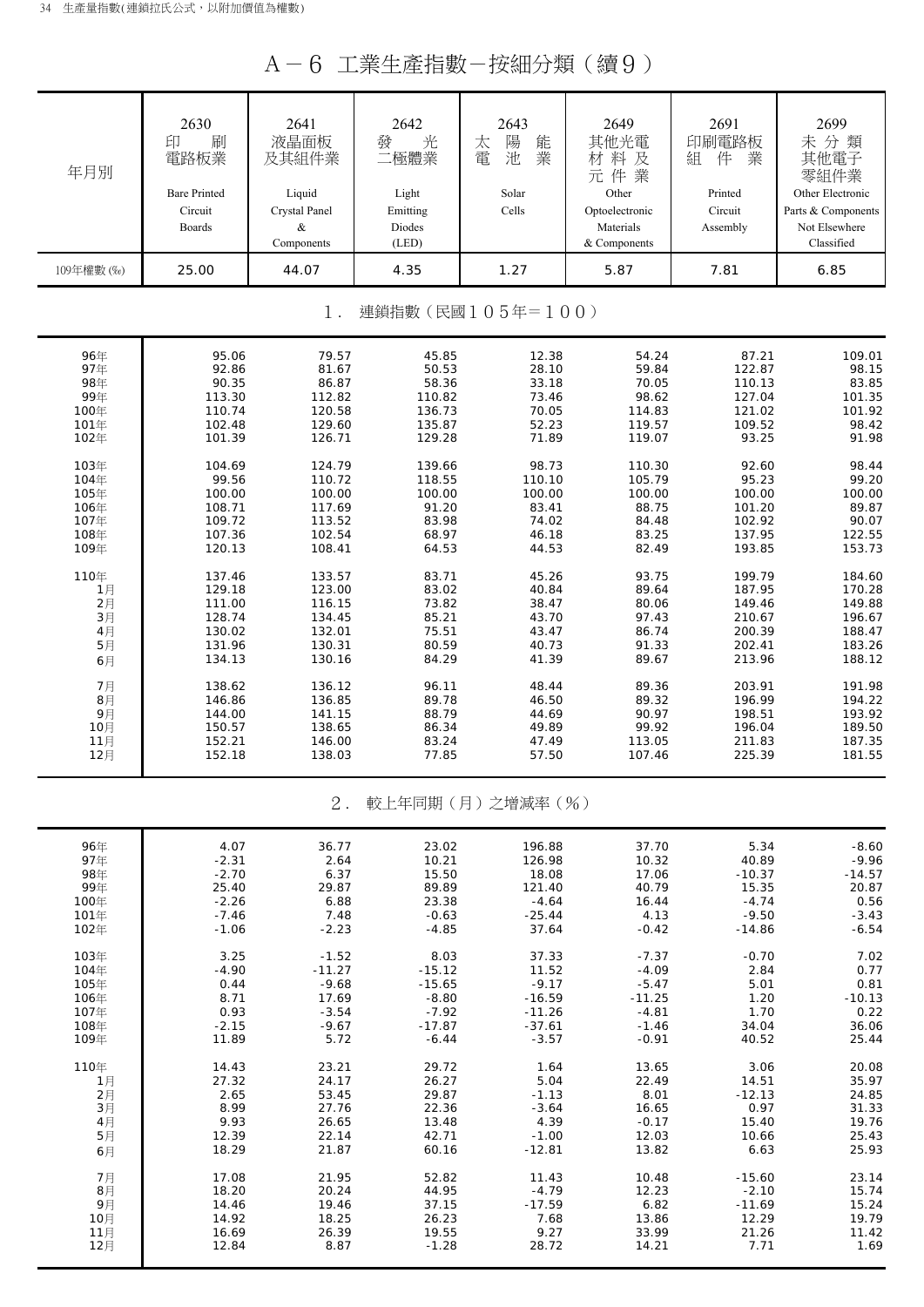# A－6 工業生產指數－按細分類（續9）

| 年月別 | 2630 印刷電路板業 Bare Printed Circuit Boards | 2641 液晶面板及其組件業 Liquid Crystal Panel & Components | 2642 發光二極體業 Light Emitting Diodes (LED) | 2643 太陽能電池業 Solar Cells | 2649 其他光電材料及元件業 Other Optoelectronic Materials & Components | 2691 印刷電路板組件業 Printed Circuit Assembly | 2699 未分類其他電子零組件業 Other Electronic Parts & Components Not Elsewhere Classified |
|---|---|---|---|---|---|---|---|
| 109年權數 (‰) | 25.00 | 44.07 | 4.35 | 1.27 | 5.87 | 7.81 | 6.85 |

## 1．連鎖指數（民國105年＝100）

| 年月別 | 2630 | 2641 | 2642 | 2643 | 2649 | 2691 | 2699 |
|---|---|---|---|---|---|---|---|
| 96年 | 95.06 | 79.57 | 45.85 | 12.38 | 54.24 | 87.21 | 109.01 |
| 97年 | 92.86 | 81.67 | 50.53 | 28.10 | 59.84 | 122.87 | 98.15 |
| 98年 | 90.35 | 86.87 | 58.36 | 33.18 | 70.05 | 110.13 | 83.85 |
| 99年 | 113.30 | 112.82 | 110.82 | 73.46 | 98.62 | 127.04 | 101.35 |
| 100年 | 110.74 | 120.58 | 136.73 | 70.05 | 114.83 | 121.02 | 101.92 |
| 101年 | 102.48 | 129.60 | 135.87 | 52.23 | 119.57 | 109.52 | 98.42 |
| 102年 | 101.39 | 126.71 | 129.28 | 71.89 | 119.07 | 93.25 | 91.98 |
| 103年 | 104.69 | 124.79 | 139.66 | 98.73 | 110.30 | 92.60 | 98.44 |
| 104年 | 99.56 | 110.72 | 118.55 | 110.10 | 105.79 | 95.23 | 99.20 |
| 105年 | 100.00 | 100.00 | 100.00 | 100.00 | 100.00 | 100.00 | 100.00 |
| 106年 | 108.71 | 117.69 | 91.20 | 83.41 | 88.75 | 101.20 | 89.87 |
| 107年 | 109.72 | 113.52 | 83.98 | 74.02 | 84.48 | 102.92 | 90.07 |
| 108年 | 107.36 | 102.54 | 68.97 | 46.18 | 83.25 | 137.95 | 122.55 |
| 109年 | 120.13 | 108.41 | 64.53 | 44.53 | 82.49 | 193.85 | 153.73 |
| 110年 | 137.46 | 133.57 | 83.71 | 45.26 | 93.75 | 199.79 | 184.60 |
| 1月 | 129.18 | 123.00 | 83.02 | 40.84 | 89.64 | 187.95 | 170.28 |
| 2月 | 111.00 | 116.15 | 73.82 | 38.47 | 80.06 | 149.46 | 149.88 |
| 3月 | 128.74 | 134.45 | 85.21 | 43.70 | 97.43 | 210.67 | 196.67 |
| 4月 | 130.02 | 132.01 | 75.51 | 43.47 | 86.74 | 200.39 | 188.47 |
| 5月 | 131.96 | 130.31 | 80.59 | 40.73 | 91.33 | 202.41 | 183.26 |
| 6月 | 134.13 | 130.16 | 84.29 | 41.39 | 89.67 | 213.96 | 188.12 |
| 7月 | 138.62 | 136.12 | 96.11 | 48.44 | 89.36 | 203.91 | 191.98 |
| 8月 | 146.86 | 136.85 | 89.78 | 46.50 | 89.32 | 196.99 | 194.22 |
| 9月 | 144.00 | 141.15 | 88.79 | 44.69 | 90.97 | 198.51 | 193.92 |
| 10月 | 150.57 | 138.65 | 86.34 | 49.89 | 99.92 | 196.04 | 189.50 |
| 11月 | 152.21 | 146.00 | 83.24 | 47.49 | 113.05 | 211.83 | 187.35 |
| 12月 | 152.18 | 138.03 | 77.85 | 57.50 | 107.46 | 225.39 | 181.55 |

## 2．較上年同期（月）之增減率（%）

| 年月別 | 2630 | 2641 | 2642 | 2643 | 2649 | 2691 | 2699 |
|---|---|---|---|---|---|---|---|
| 96年 | 4.07 | 36.77 | 23.02 | 196.88 | 37.70 | 5.34 | -8.60 |
| 97年 | -2.31 | 2.64 | 10.21 | 126.98 | 10.32 | 40.89 | -9.96 |
| 98年 | -2.70 | 6.37 | 15.50 | 18.08 | 17.06 | -10.37 | -14.57 |
| 99年 | 25.40 | 29.87 | 89.89 | 121.40 | 40.79 | 15.35 | 20.87 |
| 100年 | -2.26 | 6.88 | 23.38 | -4.64 | 16.44 | -4.74 | 0.56 |
| 101年 | -7.46 | 7.48 | -0.63 | -25.44 | 4.13 | -9.50 | -3.43 |
| 102年 | -1.06 | -2.23 | -4.85 | 37.64 | -0.42 | -14.86 | -6.54 |
| 103年 | 3.25 | -1.52 | 8.03 | 37.33 | -7.37 | -0.70 | 7.02 |
| 104年 | -4.90 | -11.27 | -15.12 | 11.52 | -4.09 | 2.84 | 0.77 |
| 105年 | 0.44 | -9.68 | -15.65 | -9.17 | -5.47 | 5.01 | 0.81 |
| 106年 | 8.71 | 17.69 | -8.80 | -16.59 | -11.25 | 1.20 | -10.13 |
| 107年 | 0.93 | -3.54 | -7.92 | -11.26 | -4.81 | 1.70 | 0.22 |
| 108年 | -2.15 | -9.67 | -17.87 | -37.61 | -1.46 | 34.04 | 36.06 |
| 109年 | 11.89 | 5.72 | -6.44 | -3.57 | -0.91 | 40.52 | 25.44 |
| 110年 | 14.43 | 23.21 | 29.72 | 1.64 | 13.65 | 3.06 | 20.08 |
| 1月 | 27.32 | 24.17 | 26.27 | 5.04 | 22.49 | 14.51 | 35.97 |
| 2月 | 2.65 | 53.45 | 29.87 | -1.13 | 8.01 | -12.13 | 24.85 |
| 3月 | 8.99 | 27.76 | 22.36 | -3.64 | 16.65 | 0.97 | 31.33 |
| 4月 | 9.93 | 26.65 | 13.48 | 4.39 | -0.17 | 15.40 | 19.76 |
| 5月 | 12.39 | 22.14 | 42.71 | -1.00 | 12.03 | 10.66 | 25.43 |
| 6月 | 18.29 | 21.87 | 60.16 | -12.81 | 13.82 | 6.63 | 25.93 |
| 7月 | 17.08 | 21.95 | 52.82 | 11.43 | 10.48 | -15.60 | 23.14 |
| 8月 | 18.20 | 20.24 | 44.95 | -4.79 | 12.23 | -2.10 | 15.74 |
| 9月 | 14.46 | 19.46 | 37.15 | -17.59 | 6.82 | -11.69 | 15.24 |
| 10月 | 14.92 | 18.25 | 26.23 | 7.68 | 13.86 | 12.29 | 19.79 |
| 11月 | 16.69 | 26.39 | 19.55 | 9.27 | 33.99 | 21.26 | 11.42 |
| 12月 | 12.84 | 8.87 | -1.28 | 28.72 | 14.21 | 7.71 | 1.69 |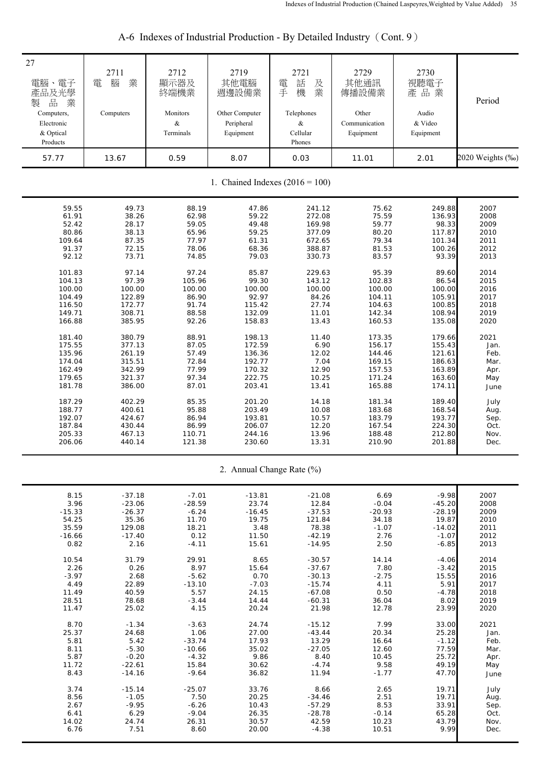## A-6 Indexes of Industrial Production - By Detailed Industry（Cont. 9）

| 27 電腦、電子產品及光學製品業 Computers, Electronic & Optical Products | 2711 電腦業 Computers | 2712 顯示器及終端機業 Monitors & Terminals | 2719 其他電腦週邊設備業 Other Computer Peripheral Equipment | 2721 電話及手機業 Telephones & Cellular Phones | 2729 其他通訊傳播設備業 Other Communication Equipment | 2730 視聽電子產品業 Audio & Video Equipment | Period |
|---|---|---|---|---|---|---|---|
| 57.77 | 13.67 | 0.59 | 8.07 | 0.03 | 11.01 | 2.01 | 2020 Weights (‰) |
| **1. Chained Indexes (2016 = 100)** | | | | | | | |
| 59.55 | 49.73 | 88.19 | 47.86 | 241.12 | 75.62 | 249.88 | 2007 |
| 61.91 | 38.26 | 62.98 | 59.22 | 272.08 | 75.59 | 136.93 | 2008 |
| 52.42 | 28.17 | 59.05 | 49.48 | 169.98 | 59.77 | 98.33 | 2009 |
| 80.86 | 38.13 | 65.96 | 59.25 | 377.09 | 80.20 | 117.87 | 2010 |
| 109.64 | 87.35 | 77.97 | 61.31 | 672.65 | 79.34 | 101.34 | 2011 |
| 91.37 | 72.15 | 78.06 | 68.36 | 388.87 | 81.53 | 100.26 | 2012 |
| 92.12 | 73.71 | 74.85 | 79.03 | 330.73 | 83.57 | 93.39 | 2013 |
| 101.83 | 97.14 | 97.24 | 85.87 | 229.63 | 95.39 | 89.60 | 2014 |
| 104.13 | 97.39 | 105.96 | 99.30 | 143.12 | 102.83 | 86.54 | 2015 |
| 100.00 | 100.00 | 100.00 | 100.00 | 100.00 | 100.00 | 100.00 | 2016 |
| 104.49 | 122.89 | 86.90 | 92.97 | 84.26 | 104.11 | 105.91 | 2017 |
| 116.50 | 172.77 | 91.74 | 115.42 | 27.74 | 104.63 | 100.85 | 2018 |
| 149.71 | 308.71 | 88.58 | 132.09 | 11.01 | 142.34 | 108.94 | 2019 |
| 166.88 | 385.95 | 92.26 | 158.83 | 13.43 | 160.53 | 135.08 | 2020 |
| 181.40 | 380.79 | 88.91 | 198.13 | 11.40 | 173.35 | 179.66 | 2021 |
| 175.55 | 377.13 | 87.05 | 172.59 | 6.90 | 156.17 | 155.43 | Jan. |
| 135.96 | 261.19 | 57.49 | 136.36 | 12.02 | 144.46 | 121.61 | Feb. |
| 174.04 | 315.51 | 72.84 | 192.77 | 7.04 | 169.15 | 186.63 | Mar. |
| 162.49 | 342.99 | 77.99 | 170.32 | 12.90 | 157.53 | 163.89 | Apr. |
| 179.65 | 321.37 | 97.34 | 222.75 | 10.25 | 171.24 | 163.60 | May |
| 181.78 | 386.00 | 87.01 | 203.41 | 13.41 | 165.88 | 174.11 | June |
| 187.29 | 402.29 | 85.35 | 201.20 | 14.18 | 181.34 | 189.40 | July |
| 188.77 | 400.61 | 95.88 | 203.49 | 10.08 | 183.68 | 168.54 | Aug. |
| 192.07 | 424.67 | 86.94 | 193.81 | 10.57 | 183.79 | 193.77 | Sep. |
| 187.84 | 430.44 | 86.99 | 206.07 | 12.20 | 167.54 | 224.30 | Oct. |
| 205.33 | 467.13 | 110.71 | 244.16 | 13.96 | 188.48 | 212.80 | Nov. |
| 206.06 | 440.14 | 121.38 | 230.60 | 13.31 | 210.90 | 201.88 | Dec. |
| **2. Annual Change Rate (%)** | | | | | | | |
| 8.15 | -37.18 | -7.01 | -13.81 | -21.08 | 6.69 | -9.98 | 2007 |
| 3.96 | -23.06 | -28.59 | 23.74 | 12.84 | -0.04 | -45.20 | 2008 |
| -15.33 | -26.37 | -6.24 | -16.45 | -37.53 | -20.93 | -28.19 | 2009 |
| 54.25 | 35.36 | 11.70 | 19.75 | 121.84 | 34.18 | 19.87 | 2010 |
| 35.59 | 129.08 | 18.21 | 3.48 | 78.38 | -1.07 | -14.02 | 2011 |
| -16.66 | -17.40 | 0.12 | 11.50 | -42.19 | 2.76 | -1.07 | 2012 |
| 0.82 | 2.16 | -4.11 | 15.61 | -14.95 | 2.50 | -6.85 | 2013 |
| 10.54 | 31.79 | 29.91 | 8.65 | -30.57 | 14.14 | -4.06 | 2014 |
| 2.26 | 0.26 | 8.97 | 15.64 | -37.67 | 7.80 | -3.42 | 2015 |
| -3.97 | 2.68 | -5.62 | 0.70 | -30.13 | -2.75 | 15.55 | 2016 |
| 4.49 | 22.89 | -13.10 | -7.03 | -15.74 | 4.11 | 5.91 | 2017 |
| 11.49 | 40.59 | 5.57 | 24.15 | -67.08 | 0.50 | -4.78 | 2018 |
| 28.51 | 78.68 | -3.44 | 14.44 | -60.31 | 36.04 | 8.02 | 2019 |
| 11.47 | 25.02 | 4.15 | 20.24 | 21.98 | 12.78 | 23.99 | 2020 |
| 8.70 | -1.34 | -3.63 | 24.74 | -15.12 | 7.99 | 33.00 | 2021 |
| 25.37 | 24.68 | 1.06 | 27.00 | -43.44 | 20.34 | 25.28 | Jan. |
| 5.81 | 5.42 | -33.74 | 17.93 | 13.29 | 16.64 | -1.12 | Feb. |
| 8.11 | -5.30 | -10.66 | 35.02 | -27.05 | 12.60 | 77.59 | Mar. |
| 5.87 | -0.20 | -4.32 | 9.86 | 8.40 | 10.45 | 25.72 | Apr. |
| 11.72 | -22.61 | 15.84 | 30.62 | -4.74 | 9.58 | 49.19 | May |
| 8.43 | -14.16 | -9.64 | 36.82 | 11.94 | -1.77 | 47.70 | June |
| 3.74 | -15.14 | -25.07 | 33.76 | 8.66 | 2.65 | 19.71 | July |
| 8.56 | -1.05 | 7.50 | 20.25 | -34.46 | 2.51 | 19.71 | Aug. |
| 2.67 | -9.95 | -6.26 | 10.43 | -57.29 | 8.53 | 33.91 | Sep. |
| 6.41 | 6.29 | -9.04 | 26.35 | -28.78 | -0.14 | 65.28 | Oct. |
| 14.02 | 24.74 | 26.31 | 30.57 | 42.59 | 10.23 | 43.79 | Nov. |
| 6.76 | 7.51 | 8.60 | 20.00 | -4.38 | 10.51 | 9.99 | Dec. |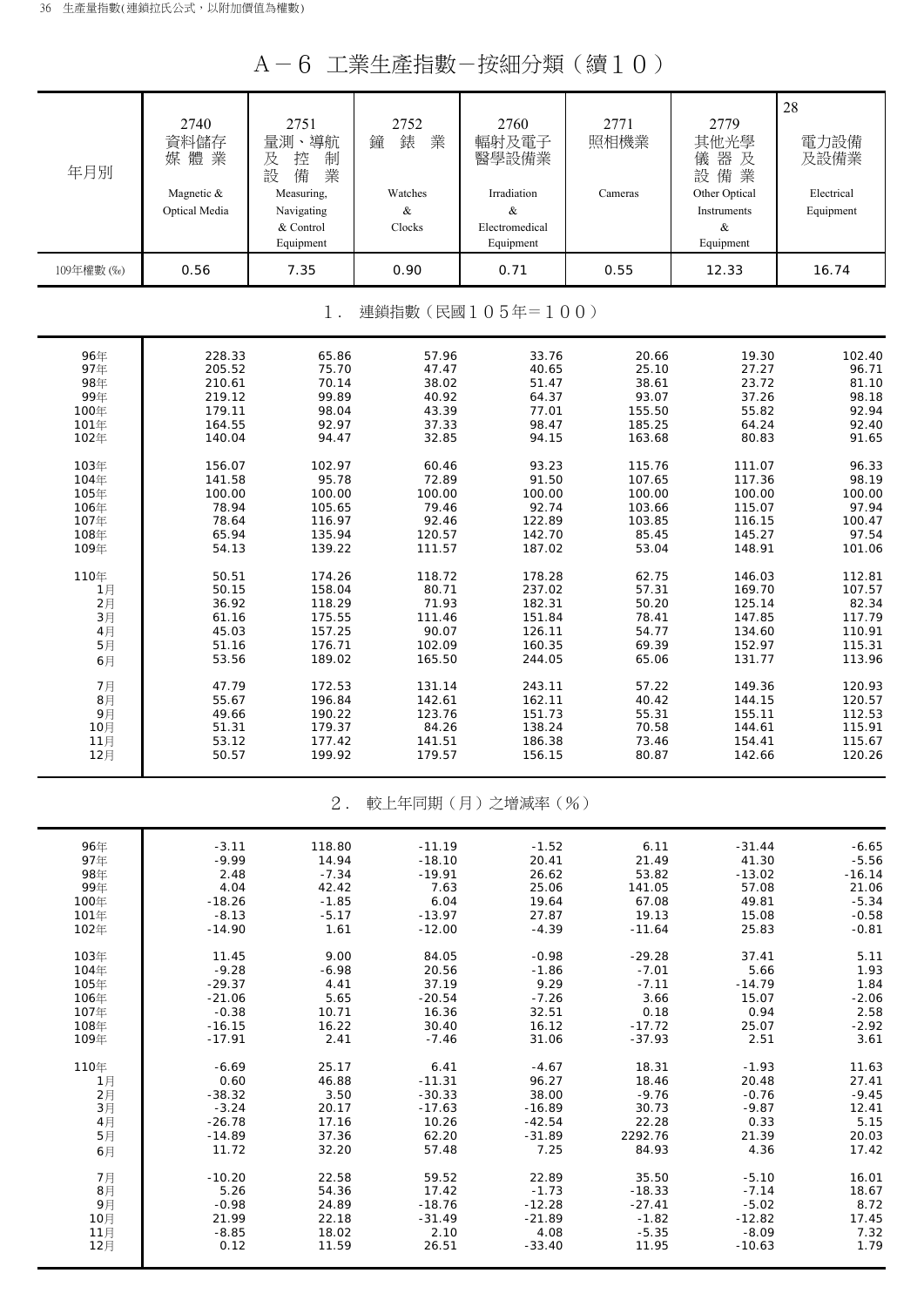# A－6 工業生產指數－按細分類（續１０）

| 年月別 | 2740 資料儲存媒體業 Magnetic & Optical Media | 2751 量測、導航及控制設備業 Measuring, Navigating & Control Equipment | 2752 鐘錶業 Watches & Clocks | 2760 輻射及電子醫學設備業 Irradiation & Electromedical Equipment | 2771 照相機業 Cameras | 2779 其他光學儀器及設備業 Other Optical Instruments & Equipment | 28 電力設備及設備業 Electrical Equipment |
|---|---|---|---|---|---|---|---|
| 109年權數 (‰) | 0.56 | 7.35 | 0.90 | 0.71 | 0.55 | 12.33 | 16.74 |
| **1. 連鎖指數（民國105年＝100）** | | | | | | | |
| 96年 | 228.33 | 65.86 | 57.96 | 33.76 | 20.66 | 19.30 | 102.40 |
| 97年 | 205.52 | 75.70 | 47.47 | 40.65 | 25.10 | 27.27 | 96.71 |
| 98年 | 210.61 | 70.14 | 38.02 | 51.47 | 38.61 | 23.72 | 81.10 |
| 99年 | 219.12 | 99.89 | 40.92 | 64.37 | 93.07 | 37.26 | 98.18 |
| 100年 | 179.11 | 98.04 | 43.39 | 77.01 | 155.50 | 55.82 | 92.94 |
| 101年 | 164.55 | 92.97 | 37.33 | 98.47 | 185.25 | 64.24 | 92.40 |
| 102年 | 140.04 | 94.47 | 32.85 | 94.15 | 163.68 | 80.83 | 91.65 |
| 103年 | 156.07 | 102.97 | 60.46 | 93.23 | 115.76 | 111.07 | 96.33 |
| 104年 | 141.58 | 95.78 | 72.89 | 91.50 | 107.65 | 117.36 | 98.19 |
| 105年 | 100.00 | 100.00 | 100.00 | 100.00 | 100.00 | 100.00 | 100.00 |
| 106年 | 78.94 | 105.65 | 79.46 | 92.74 | 103.66 | 115.07 | 97.94 |
| 107年 | 78.64 | 116.97 | 92.46 | 122.89 | 103.85 | 116.15 | 100.47 |
| 108年 | 65.94 | 135.94 | 120.57 | 142.70 | 85.45 | 145.27 | 97.54 |
| 109年 | 54.13 | 139.22 | 111.57 | 187.02 | 53.04 | 148.91 | 101.06 |
| 110年 | 50.51 | 174.26 | 118.72 | 178.28 | 62.75 | 146.03 | 112.81 |
| 1月 | 50.15 | 158.04 | 80.71 | 237.02 | 57.31 | 169.70 | 107.57 |
| 2月 | 36.92 | 118.29 | 71.93 | 182.31 | 50.20 | 125.14 | 82.34 |
| 3月 | 61.16 | 175.55 | 111.46 | 151.84 | 78.41 | 147.85 | 117.79 |
| 4月 | 45.03 | 157.25 | 90.07 | 126.11 | 54.77 | 134.60 | 110.91 |
| 5月 | 51.16 | 176.71 | 102.09 | 160.35 | 69.39 | 152.97 | 115.31 |
| 6月 | 53.56 | 189.02 | 165.50 | 244.05 | 65.06 | 131.77 | 113.96 |
| 7月 | 47.79 | 172.53 | 131.14 | 243.11 | 57.22 | 149.36 | 120.93 |
| 8月 | 55.67 | 196.84 | 142.61 | 162.11 | 40.42 | 144.15 | 120.57 |
| 9月 | 49.66 | 190.22 | 123.76 | 151.73 | 55.31 | 155.11 | 112.53 |
| 10月 | 51.31 | 179.37 | 84.26 | 138.24 | 70.58 | 144.61 | 115.91 |
| 11月 | 53.12 | 177.42 | 141.51 | 186.38 | 73.46 | 154.41 | 115.67 |
| 12月 | 50.57 | 199.92 | 179.57 | 156.15 | 80.87 | 142.66 | 120.26 |
| **2. 較上年同期（月）之增減率（%）** | | | | | | | |
| 96年 | -3.11 | 118.80 | -11.19 | -1.52 | 6.11 | -31.44 | -6.65 |
| 97年 | -9.99 | 14.94 | -18.10 | 20.41 | 21.49 | 41.30 | -5.56 |
| 98年 | 2.48 | -7.34 | -19.91 | 26.62 | 53.82 | -13.02 | -16.14 |
| 99年 | 4.04 | 42.42 | 7.63 | 25.06 | 141.05 | 57.08 | 21.06 |
| 100年 | -18.26 | -1.85 | 6.04 | 19.64 | 67.08 | 49.81 | -5.34 |
| 101年 | -8.13 | -5.17 | -13.97 | 27.87 | 19.13 | 15.08 | -0.58 |
| 102年 | -14.90 | 1.61 | -12.00 | -4.39 | -11.64 | 25.83 | -0.81 |
| 103年 | 11.45 | 9.00 | 84.05 | -0.98 | -29.28 | 37.41 | 5.11 |
| 104年 | -9.28 | -6.98 | 20.56 | -1.86 | -7.01 | 5.66 | 1.93 |
| 105年 | -29.37 | 4.41 | 37.19 | 9.29 | -7.11 | -14.79 | 1.84 |
| 106年 | -21.06 | 5.65 | -20.54 | -7.26 | 3.66 | 15.07 | -2.06 |
| 107年 | -0.38 | 10.71 | 16.36 | 32.51 | 0.18 | 0.94 | 2.58 |
| 108年 | -16.15 | 16.22 | 30.40 | 16.12 | -17.72 | 25.07 | -2.92 |
| 109年 | -17.91 | 2.41 | -7.46 | 31.06 | -37.93 | 2.51 | 3.61 |
| 110年 | -6.69 | 25.17 | 6.41 | -4.67 | 18.31 | -1.93 | 11.63 |
| 1月 | 0.60 | 46.88 | -11.31 | 96.27 | 18.46 | 20.48 | 27.41 |
| 2月 | -38.32 | 3.50 | -30.33 | 38.00 | -9.76 | -0.76 | -9.45 |
| 3月 | -3.24 | 20.17 | -17.63 | -16.89 | 30.73 | -9.87 | 12.41 |
| 4月 | -26.78 | 17.16 | 10.26 | -42.54 | 22.28 | 0.33 | 5.15 |
| 5月 | -14.89 | 37.36 | 62.20 | -31.89 | 2292.76 | 21.39 | 20.03 |
| 6月 | 11.72 | 32.20 | 57.48 | 7.25 | 84.93 | 4.36 | 17.42 |
| 7月 | -10.20 | 22.58 | 59.52 | 22.89 | 35.50 | -5.10 | 16.01 |
| 8月 | 5.26 | 54.36 | 17.42 | -1.73 | -18.33 | -7.14 | 18.67 |
| 9月 | -0.98 | 24.89 | -18.76 | -12.28 | -27.41 | -5.02 | 8.72 |
| 10月 | 21.99 | 22.18 | -31.49 | -21.89 | -1.82 | -12.82 | 17.45 |
| 11月 | -8.85 | 18.02 | 2.10 | 4.08 | -5.35 | -8.09 | 7.32 |
| 12月 | 0.12 | 11.59 | 26.51 | -33.40 | 11.95 | -10.63 | 1.79 |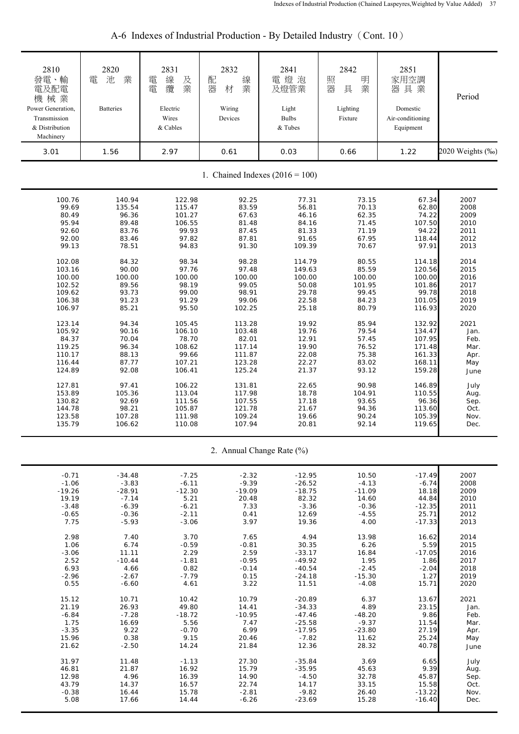## A-6 Indexes of Industrial Production - By Detailed Industry（Cont. 10）

| 2810 發電、輸電及配電機械業 Power Generation, Transmission & Distribution Machinery | 2820 電池業 Batteries | 2831 電線及電纜業 Electric Wires & Cables | 2832 配線器材業 Wiring Devices | 2841 電燈泡及燈管業 Light Bulbs & Tubes | 2842 照明器具業 Lighting Fixture | 2851 家用空調器具業 Domestic Air-conditioning Equipment | Period |
|---|---|---|---|---|---|---|---|
| 3.01 | 1.56 | 2.97 | 0.61 | 0.03 | 0.66 | 1.22 | 2020 Weights (‰) |
| | | | 1. Chained Indexes (2016 = 100) | | | | |
| 100.76 | 140.94 | 122.98 | 92.25 | 77.31 | 73.15 | 67.34 | 2007 |
| 99.69 | 135.54 | 115.47 | 83.59 | 56.81 | 70.13 | 62.80 | 2008 |
| 80.49 | 96.36 | 101.27 | 67.63 | 46.16 | 62.35 | 74.22 | 2009 |
| 95.94 | 89.48 | 106.55 | 81.48 | 84.16 | 71.45 | 107.50 | 2010 |
| 92.60 | 83.76 | 99.93 | 87.45 | 81.33 | 71.19 | 94.22 | 2011 |
| 92.00 | 83.46 | 97.82 | 87.81 | 91.65 | 67.95 | 118.44 | 2012 |
| 99.13 | 78.51 | 94.83 | 91.30 | 109.39 | 70.67 | 97.91 | 2013 |
| 102.08 | 84.32 | 98.34 | 98.28 | 114.79 | 80.55 | 114.18 | 2014 |
| 103.16 | 90.00 | 97.76 | 97.48 | 149.63 | 85.59 | 120.56 | 2015 |
| 100.00 | 100.00 | 100.00 | 100.00 | 100.00 | 100.00 | 100.00 | 2016 |
| 102.52 | 89.56 | 98.19 | 99.05 | 50.08 | 101.95 | 101.86 | 2017 |
| 109.62 | 93.73 | 99.00 | 98.91 | 29.78 | 99.45 | 99.78 | 2018 |
| 106.38 | 91.23 | 91.29 | 99.06 | 22.58 | 84.23 | 101.05 | 2019 |
| 106.97 | 85.21 | 95.50 | 102.25 | 25.18 | 80.79 | 116.93 | 2020 |
| 123.14 | 94.34 | 105.45 | 113.28 | 19.92 | 85.94 | 132.92 | 2021 |
| 105.92 | 90.16 | 106.10 | 103.48 | 19.76 | 79.54 | 134.47 | Jan. |
| 84.37 | 70.04 | 78.70 | 82.01 | 12.91 | 57.45 | 107.95 | Feb. |
| 119.25 | 96.34 | 108.62 | 117.14 | 19.90 | 76.52 | 171.48 | Mar. |
| 110.17 | 88.13 | 99.66 | 111.87 | 22.08 | 75.38 | 161.33 | Apr. |
| 116.44 | 87.77 | 107.21 | 123.28 | 22.27 | 83.02 | 168.11 | May |
| 124.89 | 92.08 | 106.41 | 125.24 | 21.37 | 93.12 | 159.28 | June |
| 127.81 | 97.41 | 106.22 | 131.81 | 22.65 | 90.98 | 146.89 | July |
| 153.89 | 105.36 | 113.04 | 117.98 | 18.78 | 104.91 | 110.55 | Aug. |
| 130.82 | 92.69 | 111.56 | 107.55 | 17.18 | 93.65 | 96.36 | Sep. |
| 144.78 | 98.21 | 105.87 | 121.78 | 21.67 | 94.36 | 113.60 | Oct. |
| 123.58 | 107.28 | 111.98 | 109.24 | 19.66 | 90.24 | 105.39 | Nov. |
| 135.79 | 106.62 | 110.08 | 107.94 | 20.81 | 92.14 | 119.65 | Dec. |
| | | | 2. Annual Change Rate (%) | | | | |
| -0.71 | -34.48 | -7.25 | -2.32 | -12.95 | 10.50 | -17.49 | 2007 |
| -1.06 | -3.83 | -6.11 | -9.39 | -26.52 | -4.13 | -6.74 | 2008 |
| -19.26 | -28.91 | -12.30 | -19.09 | -18.75 | -11.09 | 18.18 | 2009 |
| 19.19 | -7.14 | 5.21 | 20.48 | 82.32 | 14.60 | 44.84 | 2010 |
| -3.48 | -6.39 | -6.21 | 7.33 | -3.36 | -0.36 | -12.35 | 2011 |
| -0.65 | -0.36 | -2.11 | 0.41 | 12.69 | -4.55 | 25.71 | 2012 |
| 7.75 | -5.93 | -3.06 | 3.97 | 19.36 | 4.00 | -17.33 | 2013 |
| 2.98 | 7.40 | 3.70 | 7.65 | 4.94 | 13.98 | 16.62 | 2014 |
| 1.06 | 6.74 | -0.59 | -0.81 | 30.35 | 6.26 | 5.59 | 2015 |
| -3.06 | 11.11 | 2.29 | 2.59 | -33.17 | 16.84 | -17.05 | 2016 |
| 2.52 | -10.44 | -1.81 | -0.95 | -49.92 | 1.95 | 1.86 | 2017 |
| 6.93 | 4.66 | 0.82 | -0.14 | -40.54 | -2.45 | -2.04 | 2018 |
| -2.96 | -2.67 | -7.79 | 0.15 | -24.18 | -15.30 | 1.27 | 2019 |
| 0.55 | -6.60 | 4.61 | 3.22 | 11.51 | -4.08 | 15.71 | 2020 |
| 15.12 | 10.71 | 10.42 | 10.79 | -20.89 | 6.37 | 13.67 | 2021 |
| 21.19 | 26.93 | 49.80 | 14.41 | -34.33 | 4.89 | 23.15 | Jan. |
| -6.84 | -7.28 | -18.72 | -10.95 | -47.46 | -48.20 | 9.86 | Feb. |
| 1.75 | 16.69 | 5.56 | 7.47 | -25.58 | -9.37 | 11.54 | Mar. |
| -3.35 | 9.22 | -0.70 | 6.99 | -17.95 | -23.80 | 27.19 | Apr. |
| 15.96 | 0.38 | 9.15 | 20.46 | -7.82 | 11.62 | 25.24 | May |
| 21.62 | -2.50 | 14.24 | 21.84 | 12.36 | 28.32 | 40.78 | June |
| 31.97 | 11.48 | -1.13 | 27.30 | -35.84 | 3.69 | 6.65 | July |
| 46.81 | 21.87 | 16.92 | 15.79 | -35.95 | 45.63 | 9.39 | Aug. |
| 12.98 | 4.96 | 16.39 | 14.90 | -4.50 | 32.78 | 45.87 | Sep. |
| 43.79 | 14.37 | 16.57 | 22.74 | 14.17 | 33.15 | 15.58 | Oct. |
| -0.38 | 16.44 | 15.78 | -2.81 | -9.82 | 26.40 | -13.22 | Nov. |
| 5.08 | 17.66 | 14.44 | -6.26 | -23.69 | 15.28 | -16.40 | Dec. |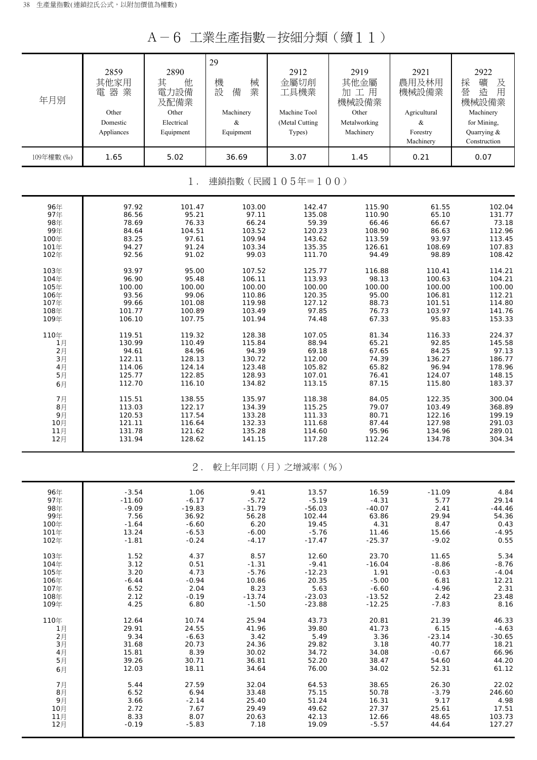# A－6 工業生產指數－按細分類（續１１）

| 年月別 | 2859 其他家用電器業 Other Domestic Appliances | 2890 其他電力設備及配備業 Other Electrical Equipment | 29 機械設備業 Machinery & Equipment | 2912 金屬切削工具機業 Machine Tool (Metal Cutting Types) | 2919 其他金屬加工用機械設備業 Other Metalworking Machinery | 2921 農用及林用機械設備業 Agricultural & Forestry Machinery | 2922 採礦及營造用機械設備業 Machinery for Mining, Quarrying & Construction |
|---|---|---|---|---|---|---|---|
| 109年權數 (‰) | 1.65 | 5.02 | 36.69 | 3.07 | 1.45 | 0.21 | 0.07 |
| **1．連鎖指數（民國105年＝100）** | | | | | | | |
| 96年 | 97.92 | 101.47 | 103.00 | 142.47 | 115.90 | 61.55 | 102.04 |
| 97年 | 86.56 | 95.21 | 97.11 | 135.08 | 110.90 | 65.10 | 131.77 |
| 98年 | 78.69 | 76.33 | 66.24 | 59.39 | 66.46 | 66.67 | 73.18 |
| 99年 | 84.64 | 104.51 | 103.52 | 120.23 | 108.90 | 86.63 | 112.96 |
| 100年 | 83.25 | 97.61 | 109.94 | 143.62 | 113.59 | 93.97 | 113.45 |
| 101年 | 94.27 | 91.24 | 103.34 | 135.35 | 126.61 | 108.69 | 107.83 |
| 102年 | 92.56 | 91.02 | 99.03 | 111.70 | 94.49 | 98.89 | 108.42 |
| 103年 | 93.97 | 95.00 | 107.52 | 125.77 | 116.88 | 110.41 | 114.21 |
| 104年 | 96.90 | 95.48 | 106.11 | 113.93 | 98.13 | 100.63 | 104.21 |
| 105年 | 100.00 | 100.00 | 100.00 | 100.00 | 100.00 | 100.00 | 100.00 |
| 106年 | 93.56 | 99.06 | 110.86 | 120.35 | 95.00 | 106.81 | 112.21 |
| 107年 | 99.66 | 101.08 | 119.98 | 127.12 | 88.73 | 101.51 | 114.80 |
| 108年 | 101.77 | 100.89 | 103.49 | 97.85 | 76.73 | 103.97 | 141.76 |
| 109年 | 106.10 | 107.75 | 101.94 | 74.48 | 67.33 | 95.83 | 153.33 |
| 110年 | 119.51 | 119.32 | 128.38 | 107.05 | 81.34 | 116.33 | 224.37 |
| 1月 | 130.99 | 110.49 | 115.84 | 88.94 | 65.21 | 92.85 | 145.58 |
| 2月 | 94.61 | 84.96 | 94.39 | 69.18 | 67.65 | 84.25 | 97.13 |
| 3月 | 122.11 | 128.13 | 130.72 | 112.00 | 74.39 | 136.27 | 186.77 |
| 4月 | 114.06 | 124.14 | 123.48 | 105.82 | 65.82 | 96.94 | 178.96 |
| 5月 | 125.77 | 122.85 | 128.93 | 107.01 | 76.41 | 124.07 | 148.15 |
| 6月 | 112.70 | 116.10 | 134.82 | 113.15 | 87.15 | 115.80 | 183.37 |
| 7月 | 115.51 | 138.55 | 135.97 | 118.38 | 84.05 | 122.35 | 300.04 |
| 8月 | 113.03 | 122.17 | 134.39 | 115.25 | 79.07 | 103.49 | 368.89 |
| 9月 | 120.53 | 117.54 | 133.28 | 111.33 | 80.71 | 122.16 | 199.19 |
| 10月 | 121.11 | 116.64 | 132.33 | 111.68 | 87.44 | 127.98 | 291.03 |
| 11月 | 131.78 | 121.62 | 135.28 | 114.60 | 95.96 | 134.96 | 289.01 |
| 12月 | 131.94 | 128.62 | 141.15 | 117.28 | 112.24 | 134.78 | 304.34 |
| **2．較上年同期（月）之增減率（%）** | | | | | | | |
| 96年 | -3.54 | 1.06 | 9.41 | 13.57 | 16.59 | -11.09 | 4.84 |
| 97年 | -11.60 | -6.17 | -5.72 | -5.19 | -4.31 | 5.77 | 29.14 |
| 98年 | -9.09 | -19.83 | -31.79 | -56.03 | -40.07 | 2.41 | -44.46 |
| 99年 | 7.56 | 36.92 | 56.28 | 102.44 | 63.86 | 29.94 | 54.36 |
| 100年 | -1.64 | -6.60 | 6.20 | 19.45 | 4.31 | 8.47 | 0.43 |
| 101年 | 13.24 | -6.53 | -6.00 | -5.76 | 11.46 | 15.66 | -4.95 |
| 102年 | -1.81 | -0.24 | -4.17 | -17.47 | -25.37 | -9.02 | 0.55 |
| 103年 | 1.52 | 4.37 | 8.57 | 12.60 | 23.70 | 11.65 | 5.34 |
| 104年 | 3.12 | 0.51 | -1.31 | -9.41 | -16.04 | -8.86 | -8.76 |
| 105年 | 3.20 | 4.73 | -5.76 | -12.23 | 1.91 | -0.63 | -4.04 |
| 106年 | -6.44 | -0.94 | 10.86 | 20.35 | -5.00 | 6.81 | 12.21 |
| 107年 | 6.52 | 2.04 | 8.23 | 5.63 | -6.60 | -4.96 | 2.31 |
| 108年 | 2.12 | -0.19 | -13.74 | -23.03 | -13.52 | 2.42 | 23.48 |
| 109年 | 4.25 | 6.80 | -1.50 | -23.88 | -12.25 | -7.83 | 8.16 |
| 110年 | 12.64 | 10.74 | 25.94 | 43.73 | 20.81 | 21.39 | 46.33 |
| 1月 | 29.91 | 24.55 | 41.96 | 39.80 | 41.73 | 6.15 | -4.63 |
| 2月 | 9.34 | -6.63 | 3.42 | 5.49 | 3.36 | -23.14 | -30.65 |
| 3月 | 31.68 | 20.73 | 24.36 | 29.82 | 3.18 | 40.77 | 18.21 |
| 4月 | 15.81 | 8.39 | 30.02 | 34.72 | 34.08 | -0.67 | 66.96 |
| 5月 | 39.26 | 30.71 | 36.81 | 52.20 | 38.47 | 54.60 | 44.20 |
| 6月 | 12.03 | 18.11 | 34.64 | 76.00 | 34.02 | 52.31 | 61.12 |
| 7月 | 5.44 | 27.59 | 32.04 | 64.53 | 38.65 | 26.30 | 22.02 |
| 8月 | 6.52 | 6.94 | 33.48 | 75.15 | 50.78 | -3.79 | 246.60 |
| 9月 | 3.66 | -2.14 | 25.40 | 51.24 | 16.31 | 9.17 | 4.98 |
| 10月 | 2.72 | 7.67 | 29.49 | 49.62 | 27.37 | 25.61 | 17.51 |
| 11月 | 8.33 | 8.07 | 20.63 | 42.13 | 12.66 | 48.65 | 103.73 |
| 12月 | -0.19 | -5.83 | 7.18 | 19.09 | -5.57 | 44.64 | 127.27 |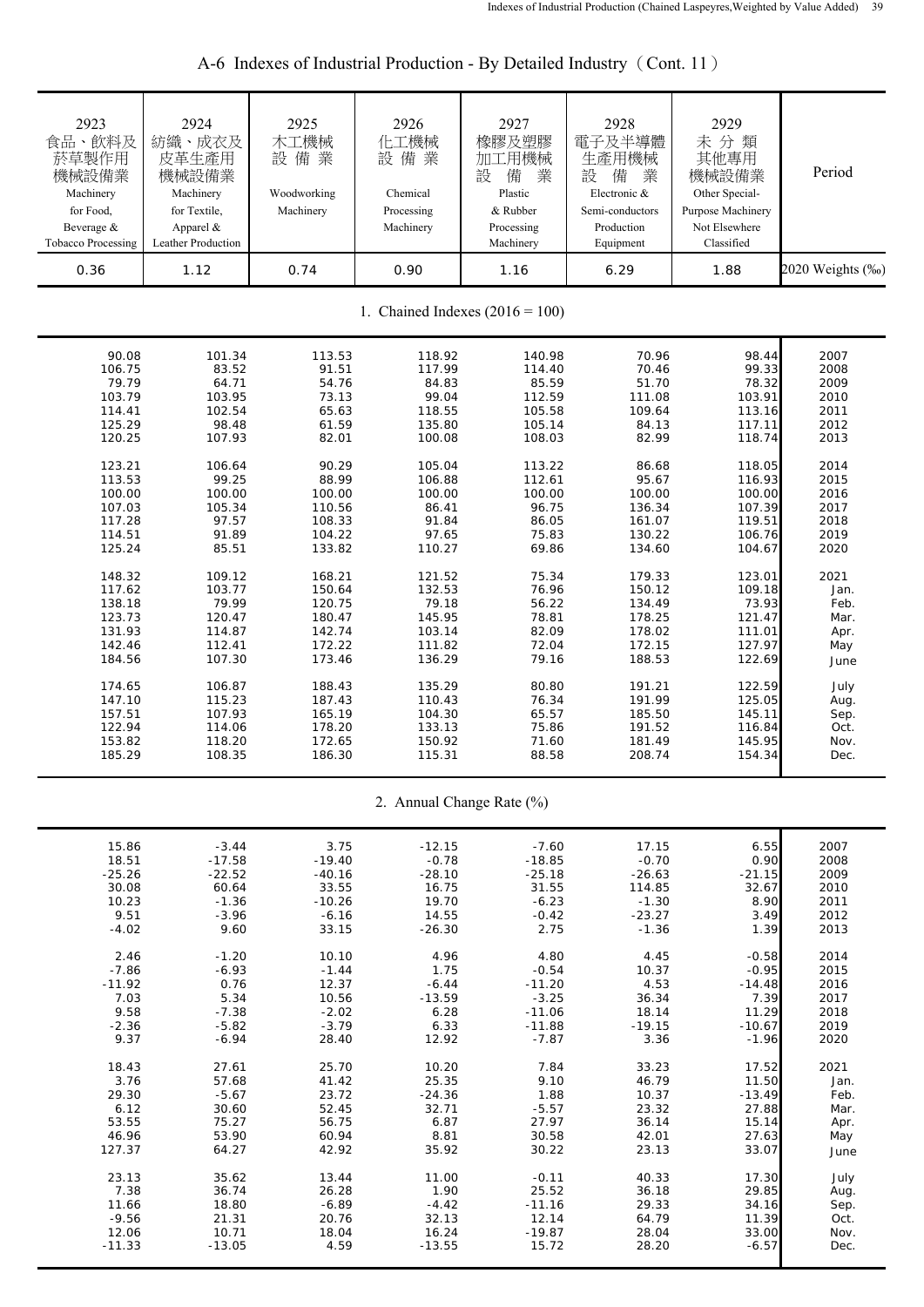## A-6 Indexes of Industrial Production - By Detailed Industry（Cont. 11）

| 2923 食品、飲料及菸草製作用機械設備業 Machinery for Food, Beverage & Tobacco Processing | 2924 紡織、成衣及皮革生產用機械設備業 Machinery for Textile, Apparel & Leather Production | 2925 木工機械設備業 Woodworking Machinery | 2926 化工機械設備業 Chemical Processing Machinery | 2927 橡膠及塑膠加工用機械設備業 Plastic & Rubber Processing Machinery | 2928 電子及半導體生產用機械設備業 Electronic & Semi-conductors Production Equipment | 2929 未分類其他專用機械設備業 Other Special-Purpose Machinery Not Elsewhere Classified | Period |
|---|---|---|---|---|---|---|---|
| 0.36 | 1.12 | 0.74 | 0.90 | 1.16 | 6.29 | 1.88 | 2020 Weights (‰) |
| **1. Chained Indexes (2016 = 100)** | | | | | | | |
| 90.08 | 101.34 | 113.53 | 118.92 | 140.98 | 70.96 | 98.44 | 2007 |
| 106.75 | 83.52 | 91.51 | 117.99 | 114.40 | 70.46 | 99.33 | 2008 |
| 79.79 | 64.71 | 54.76 | 84.83 | 85.59 | 51.70 | 78.32 | 2009 |
| 103.79 | 103.95 | 73.13 | 99.04 | 112.59 | 111.08 | 103.91 | 2010 |
| 114.41 | 102.54 | 65.63 | 118.55 | 105.58 | 109.64 | 113.16 | 2011 |
| 125.29 | 98.48 | 61.59 | 135.80 | 105.14 | 84.13 | 117.11 | 2012 |
| 120.25 | 107.93 | 82.01 | 100.08 | 108.03 | 82.99 | 118.74 | 2013 |
| 123.21 | 106.64 | 90.29 | 105.04 | 113.22 | 86.68 | 118.05 | 2014 |
| 113.53 | 99.25 | 88.99 | 106.88 | 112.61 | 95.67 | 116.93 | 2015 |
| 100.00 | 100.00 | 100.00 | 100.00 | 100.00 | 100.00 | 100.00 | 2016 |
| 107.03 | 105.34 | 110.56 | 86.41 | 96.75 | 136.34 | 107.39 | 2017 |
| 117.28 | 97.57 | 108.33 | 91.84 | 86.05 | 161.07 | 119.51 | 2018 |
| 114.51 | 91.89 | 104.22 | 97.65 | 75.83 | 130.22 | 106.76 | 2019 |
| 125.24 | 85.51 | 133.82 | 110.27 | 69.86 | 134.60 | 104.67 | 2020 |
| 148.32 | 109.12 | 168.21 | 121.52 | 75.34 | 179.33 | 123.01 | 2021 |
| 117.62 | 103.77 | 150.64 | 132.53 | 76.96 | 150.12 | 109.18 | Jan. |
| 138.18 | 79.99 | 120.75 | 79.18 | 56.22 | 134.49 | 73.93 | Feb. |
| 123.73 | 120.47 | 180.47 | 145.95 | 78.81 | 178.25 | 121.47 | Mar. |
| 131.93 | 114.87 | 142.74 | 103.14 | 82.09 | 178.02 | 111.01 | Apr. |
| 142.46 | 112.41 | 172.22 | 111.82 | 72.04 | 172.15 | 127.97 | May |
| 184.56 | 107.30 | 173.46 | 136.29 | 79.16 | 188.53 | 122.69 | June |
| 174.65 | 106.87 | 188.43 | 135.29 | 80.80 | 191.21 | 122.59 | July |
| 147.10 | 115.23 | 187.43 | 110.43 | 76.34 | 191.99 | 125.05 | Aug. |
| 157.51 | 107.93 | 165.19 | 104.30 | 65.57 | 185.50 | 145.11 | Sep. |
| 122.94 | 114.06 | 178.20 | 133.13 | 75.86 | 191.52 | 116.84 | Oct. |
| 153.82 | 118.20 | 172.65 | 150.92 | 71.60 | 181.49 | 145.95 | Nov. |
| 185.29 | 108.35 | 186.30 | 115.31 | 88.58 | 208.74 | 154.34 | Dec. |
| **2. Annual Change Rate (%)** | | | | | | | |
| 15.86 | -3.44 | 3.75 | -12.15 | -7.60 | 17.15 | 6.55 | 2007 |
| 18.51 | -17.58 | -19.40 | -0.78 | -18.85 | -0.70 | 0.90 | 2008 |
| -25.26 | -22.52 | -40.16 | -28.10 | -25.18 | -26.63 | -21.15 | 2009 |
| 30.08 | 60.64 | 33.55 | 16.75 | 31.55 | 114.85 | 32.67 | 2010 |
| 10.23 | -1.36 | -10.26 | 19.70 | -6.23 | -1.30 | 8.90 | 2011 |
| 9.51 | -3.96 | -6.16 | 14.55 | -0.42 | -23.27 | 3.49 | 2012 |
| -4.02 | 9.60 | 33.15 | -26.30 | 2.75 | -1.36 | 1.39 | 2013 |
| 2.46 | -1.20 | 10.10 | 4.96 | 4.80 | 4.45 | -0.58 | 2014 |
| -7.86 | -6.93 | -1.44 | 1.75 | -0.54 | 10.37 | -0.95 | 2015 |
| -11.92 | 0.76 | 12.37 | -6.44 | -11.20 | 4.53 | -14.48 | 2016 |
| 7.03 | 5.34 | 10.56 | -13.59 | -3.25 | 36.34 | 7.39 | 2017 |
| 9.58 | -7.38 | -2.02 | 6.28 | -11.06 | 18.14 | 11.29 | 2018 |
| -2.36 | -5.82 | -3.79 | 6.33 | -11.88 | -19.15 | -10.67 | 2019 |
| 9.37 | -6.94 | 28.40 | 12.92 | -7.87 | 3.36 | -1.96 | 2020 |
| 18.43 | 27.61 | 25.70 | 10.20 | 7.84 | 33.23 | 17.52 | 2021 |
| 3.76 | 57.68 | 41.42 | 25.35 | 9.10 | 46.79 | 11.50 | Jan. |
| 29.30 | -5.67 | 23.72 | -24.36 | 1.88 | 10.37 | -13.49 | Feb. |
| 6.12 | 30.60 | 52.45 | 32.71 | -5.57 | 23.32 | 27.88 | Mar. |
| 53.55 | 75.27 | 56.75 | 6.87 | 27.97 | 36.14 | 15.14 | Apr. |
| 46.96 | 53.90 | 60.94 | 8.81 | 30.58 | 42.01 | 27.63 | May |
| 127.37 | 64.27 | 42.92 | 35.92 | 30.22 | 23.13 | 33.07 | June |
| 23.13 | 35.62 | 13.44 | 11.00 | -0.11 | 40.33 | 17.30 | July |
| 7.38 | 36.74 | 26.28 | 1.90 | 25.52 | 36.18 | 29.85 | Aug. |
| 11.66 | 18.80 | -6.89 | -4.42 | -11.16 | 29.33 | 34.16 | Sep. |
| -9.56 | 21.31 | 20.76 | 32.13 | 12.14 | 64.79 | 11.39 | Oct. |
| 12.06 | 10.71 | 18.04 | 16.24 | -19.87 | 28.04 | 33.00 | Nov. |
| -11.33 | -13.05 | 4.59 | -13.55 | 15.72 | 28.20 | -6.57 | Dec. |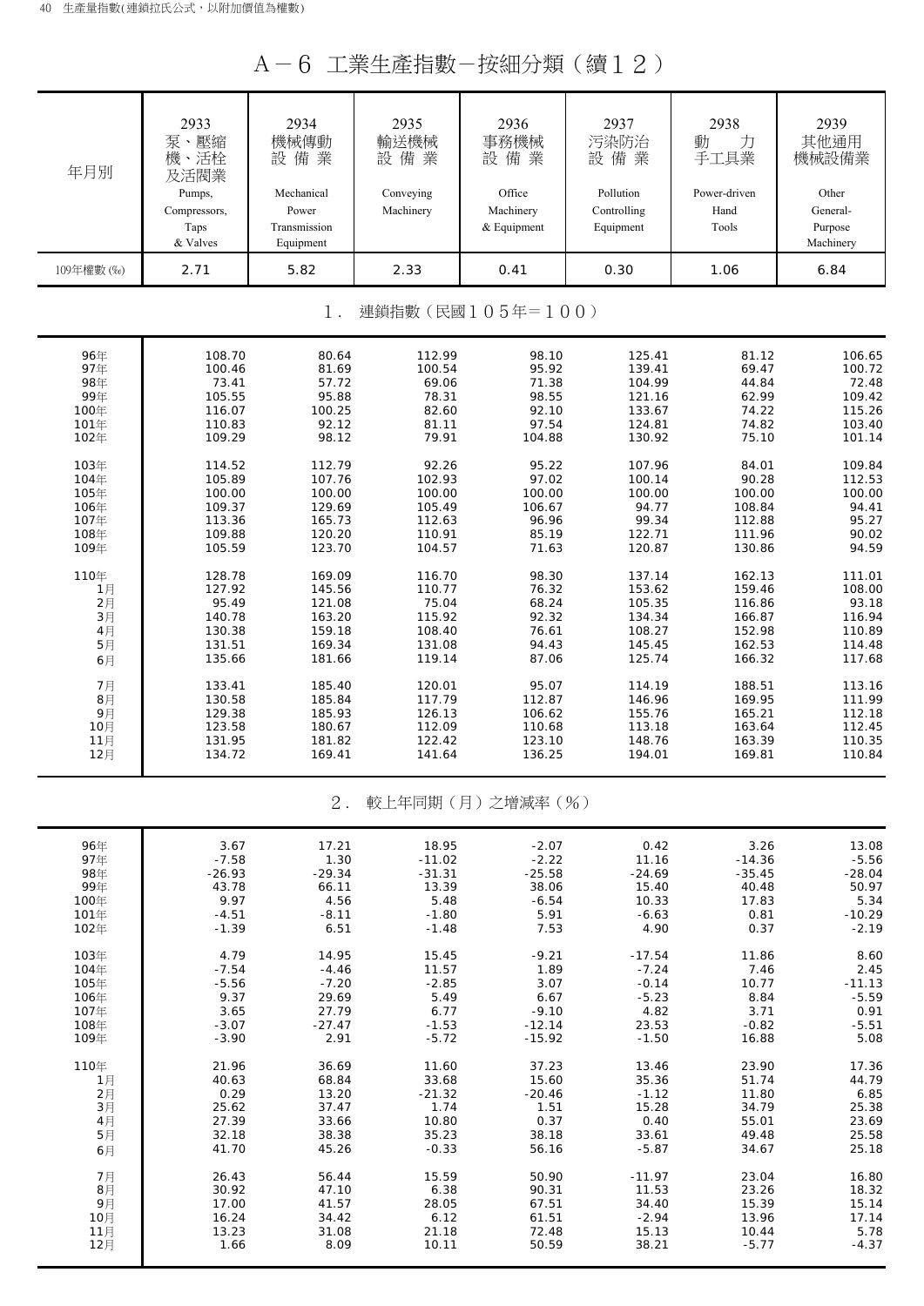# A－6 工業生產指數－按細分類（續１２）

| 年月別 | 2933 泵、壓縮機、活栓及活閥業 Pumps, Compressors, Taps & Valves | 2934 機械傳動設備業 Mechanical Power Transmission Equipment | 2935 輸送機械設備業 Conveying Machinery | 2936 事務機械設備業 Office Machinery & Equipment | 2937 污染防治設備業 Pollution Controlling Equipment | 2938 動力手工具業 Power-driven Hand Tools | 2939 其他通用機械設備業 Other General-Purpose Machinery |
|---|---|---|---|---|---|---|---|
| 109年權數 (‰) | 2.71 | 5.82 | 2.33 | 0.41 | 0.30 | 1.06 | 6.84 |
| **１. 連鎖指數（民國１０５年＝１００）** | | | | | | | |
| 96年 | 108.70 | 80.64 | 112.99 | 98.10 | 125.41 | 81.12 | 106.65 |
| 97年 | 100.46 | 81.69 | 100.54 | 95.92 | 139.41 | 69.47 | 100.72 |
| 98年 | 73.41 | 57.72 | 69.06 | 71.38 | 104.99 | 44.84 | 72.48 |
| 99年 | 105.55 | 95.88 | 78.31 | 98.55 | 121.16 | 62.99 | 109.42 |
| 100年 | 116.07 | 100.25 | 82.60 | 92.10 | 133.67 | 74.22 | 115.26 |
| 101年 | 110.83 | 92.12 | 81.11 | 97.54 | 124.81 | 74.82 | 103.40 |
| 102年 | 109.29 | 98.12 | 79.91 | 104.88 | 130.92 | 75.10 | 101.14 |
| 103年 | 114.52 | 112.79 | 92.26 | 95.22 | 107.96 | 84.01 | 109.84 |
| 104年 | 105.89 | 107.76 | 102.93 | 97.02 | 100.14 | 90.28 | 112.53 |
| 105年 | 100.00 | 100.00 | 100.00 | 100.00 | 100.00 | 100.00 | 100.00 |
| 106年 | 109.37 | 129.69 | 105.49 | 106.67 | 94.77 | 108.84 | 94.41 |
| 107年 | 113.36 | 165.73 | 112.63 | 96.96 | 99.34 | 112.88 | 95.27 |
| 108年 | 109.88 | 120.20 | 110.91 | 85.19 | 122.71 | 111.96 | 90.02 |
| 109年 | 105.59 | 123.70 | 104.57 | 71.63 | 120.87 | 130.86 | 94.59 |
| 110年 | 128.78 | 169.09 | 116.70 | 98.30 | 137.14 | 162.13 | 111.01 |
| 1月 | 127.92 | 145.56 | 110.77 | 76.32 | 153.62 | 159.46 | 108.00 |
| 2月 | 95.49 | 121.08 | 75.04 | 68.24 | 105.35 | 116.86 | 93.18 |
| 3月 | 140.78 | 163.20 | 115.92 | 92.32 | 134.34 | 166.87 | 116.94 |
| 4月 | 130.38 | 159.18 | 108.40 | 76.61 | 108.27 | 152.98 | 110.89 |
| 5月 | 131.51 | 169.34 | 131.08 | 94.43 | 145.45 | 162.53 | 114.48 |
| 6月 | 135.66 | 181.66 | 119.14 | 87.06 | 125.74 | 166.32 | 117.68 |
| 7月 | 133.41 | 185.40 | 120.01 | 95.07 | 114.19 | 188.51 | 113.16 |
| 8月 | 130.58 | 185.84 | 117.79 | 112.87 | 146.96 | 169.95 | 111.99 |
| 9月 | 129.38 | 185.93 | 126.13 | 106.62 | 155.76 | 165.21 | 112.18 |
| 10月 | 123.58 | 180.67 | 112.09 | 110.68 | 113.18 | 163.64 | 112.45 |
| 11月 | 131.95 | 181.82 | 122.42 | 123.10 | 148.76 | 163.39 | 110.35 |
| 12月 | 134.72 | 169.41 | 141.64 | 136.25 | 194.01 | 169.81 | 110.84 |
| **２. 較上年同期（月）之增減率（％）** | | | | | | | |
| 96年 | 3.67 | 17.21 | 18.95 | -2.07 | 0.42 | 3.26 | 13.08 |
| 97年 | -7.58 | 1.30 | -11.02 | -2.22 | 11.16 | -14.36 | -5.56 |
| 98年 | -26.93 | -29.34 | -31.31 | -25.58 | -24.69 | -35.45 | -28.04 |
| 99年 | 43.78 | 66.11 | 13.39 | 38.06 | 15.40 | 40.48 | 50.97 |
| 100年 | 9.97 | 4.56 | 5.48 | -6.54 | 10.33 | 17.83 | 5.34 |
| 101年 | -4.51 | -8.11 | -1.80 | 5.91 | -6.63 | 0.81 | -10.29 |
| 102年 | -1.39 | 6.51 | -1.48 | 7.53 | 4.90 | 0.37 | -2.19 |
| 103年 | 4.79 | 14.95 | 15.45 | -9.21 | -17.54 | 11.86 | 8.60 |
| 104年 | -7.54 | -4.46 | 11.57 | 1.89 | -7.24 | 7.46 | 2.45 |
| 105年 | -5.56 | -7.20 | -2.85 | 3.07 | -0.14 | 10.77 | -11.13 |
| 106年 | 9.37 | 29.69 | 5.49 | 6.67 | -5.23 | 8.84 | -5.59 |
| 107年 | 3.65 | 27.79 | 6.77 | -9.10 | 4.82 | 3.71 | 0.91 |
| 108年 | -3.07 | -27.47 | -1.53 | -12.14 | 23.53 | -0.82 | -5.51 |
| 109年 | -3.90 | 2.91 | -5.72 | -15.92 | -1.50 | 16.88 | 5.08 |
| 110年 | 21.96 | 36.69 | 11.60 | 37.23 | 13.46 | 23.90 | 17.36 |
| 1月 | 40.63 | 68.84 | 33.68 | 15.60 | 35.36 | 51.74 | 44.79 |
| 2月 | 0.29 | 13.20 | -21.32 | -20.46 | -1.12 | 11.80 | 6.85 |
| 3月 | 25.62 | 37.47 | 1.74 | 1.51 | 15.28 | 34.79 | 25.38 |
| 4月 | 27.39 | 33.66 | 10.80 | 0.37 | 0.40 | 55.01 | 23.69 |
| 5月 | 32.18 | 38.38 | 35.23 | 38.18 | 33.61 | 49.48 | 25.58 |
| 6月 | 41.70 | 45.26 | -0.33 | 56.16 | -5.87 | 34.67 | 25.18 |
| 7月 | 26.43 | 56.44 | 15.59 | 50.90 | -11.97 | 23.04 | 16.80 |
| 8月 | 30.92 | 47.10 | 6.38 | 90.31 | 11.53 | 23.26 | 18.32 |
| 9月 | 17.00 | 41.57 | 28.05 | 67.51 | 34.40 | 15.39 | 15.14 |
| 10月 | 16.24 | 34.42 | 6.12 | 61.51 | -2.94 | 13.96 | 17.14 |
| 11月 | 13.23 | 31.08 | 21.18 | 72.48 | 15.13 | 10.44 | 5.78 |
| 12月 | 1.66 | 8.09 | 10.11 | 50.59 | 38.21 | -5.77 | -4.37 |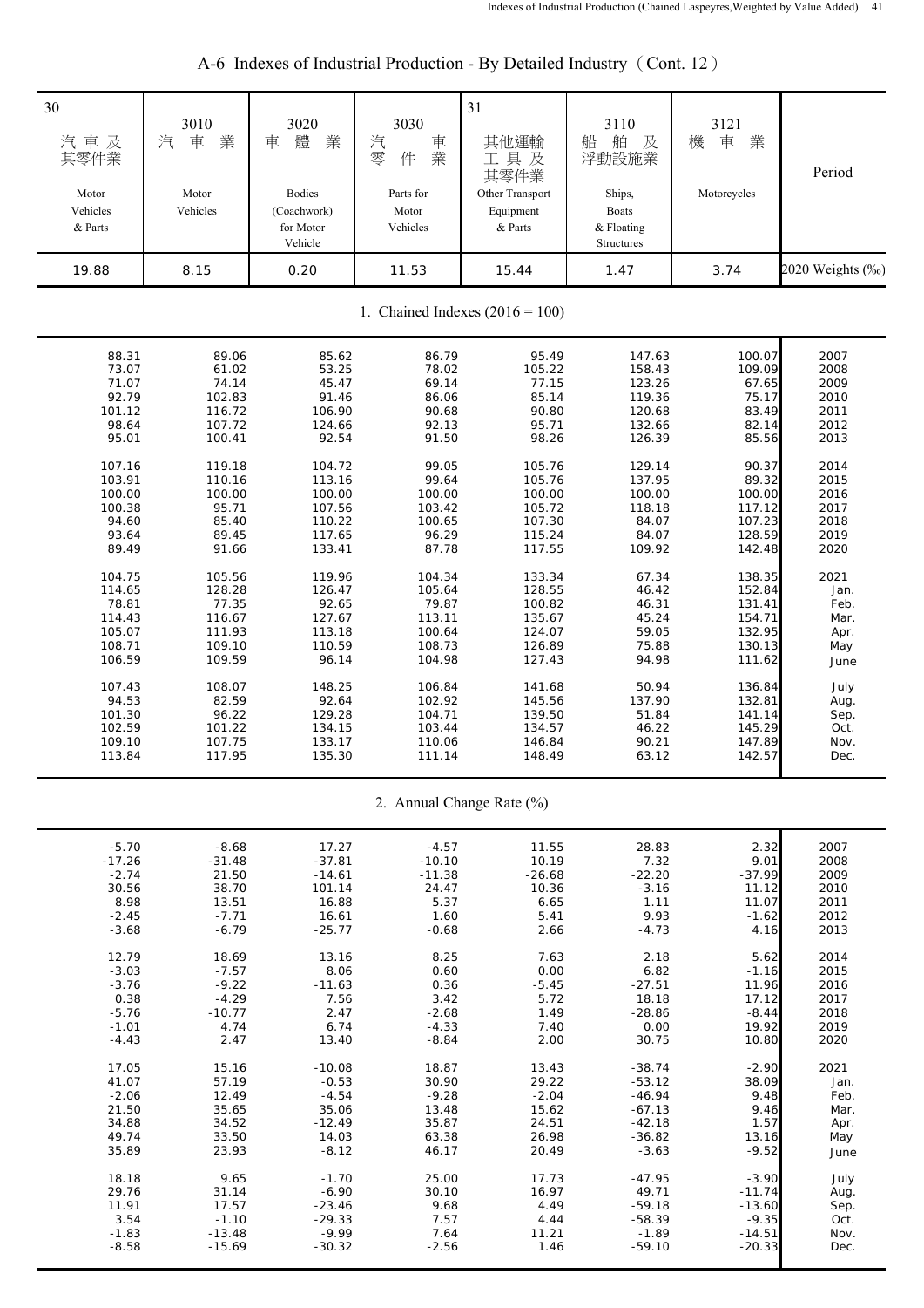# A-6 Indexes of Industrial Production - By Detailed Industry（Cont. 12）

| 30 汽車及其零件業 Motor Vehicles & Parts | 3010 汽車業 Motor Vehicles | 3020 車體業 Bodies (Coachwork) for Motor Vehicle | 3030 汽車零件業 Parts for Motor Vehicles | 31 其他運輸工具及其零件業 Other Transport Equipment & Parts | 3110 船舶及浮動設施業 Ships, Boats & Floating Structures | 3121 機車業 Motorcycles | Period |
|---|---|---|---|---|---|---|---|
| 19.88 | 8.15 | 0.20 | 11.53 | 15.44 | 1.47 | 3.74 | 2020 Weights (‰) |
| **1. Chained Indexes (2016 = 100)** | | | | | | | |
| 88.31 | 89.06 | 85.62 | 86.79 | 95.49 | 147.63 | 100.07 | 2007 |
| 73.07 | 61.02 | 53.25 | 78.02 | 105.22 | 158.43 | 109.09 | 2008 |
| 71.07 | 74.14 | 45.47 | 69.14 | 77.15 | 123.26 | 67.65 | 2009 |
| 92.79 | 102.83 | 91.46 | 86.06 | 85.14 | 119.36 | 75.17 | 2010 |
| 101.12 | 116.72 | 106.90 | 90.68 | 90.80 | 120.68 | 83.49 | 2011 |
| 98.64 | 107.72 | 124.66 | 92.13 | 95.71 | 132.66 | 82.14 | 2012 |
| 95.01 | 100.41 | 92.54 | 91.50 | 98.26 | 126.39 | 85.56 | 2013 |
| 107.16 | 119.18 | 104.72 | 99.05 | 105.76 | 129.14 | 90.37 | 2014 |
| 103.91 | 110.16 | 113.16 | 99.64 | 105.76 | 137.95 | 89.32 | 2015 |
| 100.00 | 100.00 | 100.00 | 100.00 | 100.00 | 100.00 | 100.00 | 2016 |
| 100.38 | 95.71 | 107.56 | 103.42 | 105.72 | 118.18 | 117.12 | 2017 |
| 94.60 | 85.40 | 110.22 | 100.65 | 107.30 | 84.07 | 107.23 | 2018 |
| 93.64 | 89.45 | 117.65 | 96.29 | 115.24 | 84.07 | 128.59 | 2019 |
| 89.49 | 91.66 | 133.41 | 87.78 | 117.55 | 109.92 | 142.48 | 2020 |
| 104.75 | 105.56 | 119.96 | 104.34 | 133.34 | 67.34 | 138.35 | 2021 |
| 114.65 | 128.28 | 126.47 | 105.64 | 128.55 | 46.42 | 152.84 | Jan. |
| 78.81 | 77.35 | 92.65 | 79.87 | 100.82 | 46.31 | 131.41 | Feb. |
| 114.43 | 116.67 | 127.67 | 113.11 | 135.67 | 45.24 | 154.71 | Mar. |
| 105.07 | 111.93 | 113.18 | 100.64 | 124.07 | 59.05 | 132.95 | Apr. |
| 108.71 | 109.10 | 110.59 | 108.73 | 126.89 | 75.88 | 130.13 | May |
| 106.59 | 109.59 | 96.14 | 104.98 | 127.43 | 94.98 | 111.62 | June |
| 107.43 | 108.07 | 148.25 | 106.84 | 141.68 | 50.94 | 136.84 | July |
| 94.53 | 82.59 | 92.64 | 102.92 | 145.56 | 137.90 | 132.81 | Aug. |
| 101.30 | 96.22 | 129.28 | 104.71 | 139.50 | 51.84 | 141.14 | Sep. |
| 102.59 | 101.22 | 134.15 | 103.44 | 134.57 | 46.22 | 145.29 | Oct. |
| 109.10 | 107.75 | 133.17 | 110.06 | 146.84 | 90.21 | 147.89 | Nov. |
| 113.84 | 117.95 | 135.30 | 111.14 | 148.49 | 63.12 | 142.57 | Dec. |
| **2. Annual Change Rate (%)** | | | | | | | |
| -5.70 | -8.68 | 17.27 | -4.57 | 11.55 | 28.83 | 2.32 | 2007 |
| -17.26 | -31.48 | -37.81 | -10.10 | 10.19 | 7.32 | 9.01 | 2008 |
| -2.74 | 21.50 | -14.61 | -11.38 | -26.68 | -22.20 | -37.99 | 2009 |
| 30.56 | 38.70 | 101.14 | 24.47 | 10.36 | -3.16 | 11.12 | 2010 |
| 8.98 | 13.51 | 16.88 | 5.37 | 6.65 | 1.11 | 11.07 | 2011 |
| -2.45 | -7.71 | 16.61 | 1.60 | 5.41 | 9.93 | -1.62 | 2012 |
| -3.68 | -6.79 | -25.77 | -0.68 | 2.66 | -4.73 | 4.16 | 2013 |
| 12.79 | 18.69 | 13.16 | 8.25 | 7.63 | 2.18 | 5.62 | 2014 |
| -3.03 | -7.57 | 8.06 | 0.60 | 0.00 | 6.82 | -1.16 | 2015 |
| -3.76 | -9.22 | -11.63 | 0.36 | -5.45 | -27.51 | 11.96 | 2016 |
| 0.38 | -4.29 | 7.56 | 3.42 | 5.72 | 18.18 | 17.12 | 2017 |
| -5.76 | -10.77 | 2.47 | -2.68 | 1.49 | -28.86 | -8.44 | 2018 |
| -1.01 | 4.74 | 6.74 | -4.33 | 7.40 | 0.00 | 19.92 | 2019 |
| -4.43 | 2.47 | 13.40 | -8.84 | 2.00 | 30.75 | 10.80 | 2020 |
| 17.05 | 15.16 | -10.08 | 18.87 | 13.43 | -38.74 | -2.90 | 2021 |
| 41.07 | 57.19 | -0.53 | 30.90 | 29.22 | -53.12 | 38.09 | Jan. |
| -2.06 | 12.49 | -4.54 | -9.28 | -2.04 | -46.94 | 9.48 | Feb. |
| 21.50 | 35.65 | 35.06 | 13.48 | 15.62 | -67.13 | 9.46 | Mar. |
| 34.88 | 34.52 | -12.49 | 35.87 | 24.51 | -42.18 | 1.57 | Apr. |
| 49.74 | 33.50 | 14.03 | 63.38 | 26.98 | -36.82 | 13.16 | May |
| 35.89 | 23.93 | -8.12 | 46.17 | 20.49 | -3.63 | -9.52 | June |
| 18.18 | 9.65 | -1.70 | 25.00 | 17.73 | -47.95 | -3.90 | July |
| 29.76 | 31.14 | -6.90 | 30.10 | 16.97 | 49.71 | -11.74 | Aug. |
| 11.91 | 17.57 | -23.46 | 9.68 | 4.49 | -59.18 | -13.60 | Sep. |
| 3.54 | -1.10 | -29.33 | 7.57 | 4.44 | -58.39 | -9.35 | Oct. |
| -1.83 | -13.48 | -9.99 | 7.64 | 11.21 | -1.89 | -14.51 | Nov. |
| -8.58 | -15.69 | -30.32 | -2.56 | 1.46 | -59.10 | -20.33 | Dec. |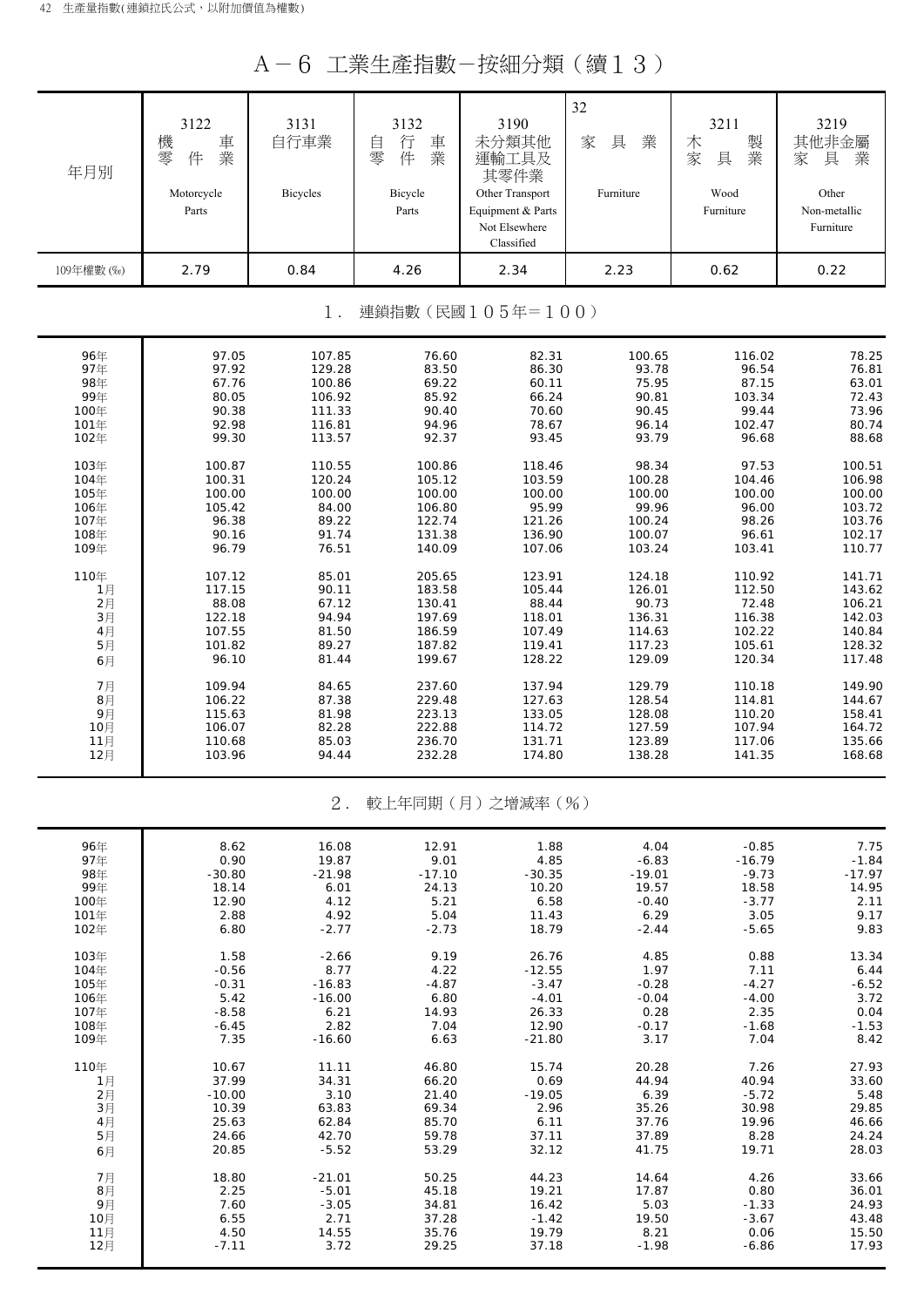# A－6 工業生產指數－按細分類（續１３）

| 年月別 | 3122 機車零件業 Motorcycle Parts | 3131 自行車業 Bicycles | 3132 自行車零件業 Bicycle Parts | 3190 未分類其他運輸工具及其零件業 Other Transport Equipment & Parts Not Elsewhere Classified | 32 家具業 Furniture | 3211 木製家具業 Wood Furniture | 3219 其他非金屬家具業 Other Non-metallic Furniture |
|---|---|---|---|---|---|---|---|
| 109年權數 (‰) | 2.79 | 0.84 | 4.26 | 2.34 | 2.23 | 0.62 | 0.22 |
| **1．連鎖指數（民國１０５年＝１００）** | | | | | | | |
| 96年 | 97.05 | 107.85 | 76.60 | 82.31 | 100.65 | 116.02 | 78.25 |
| 97年 | 97.92 | 129.28 | 83.50 | 86.30 | 93.78 | 96.54 | 76.81 |
| 98年 | 67.76 | 100.86 | 69.22 | 60.11 | 75.95 | 87.15 | 63.01 |
| 99年 | 80.05 | 106.92 | 85.92 | 66.24 | 90.81 | 103.34 | 72.43 |
| 100年 | 90.38 | 111.33 | 90.40 | 70.60 | 90.45 | 99.44 | 73.96 |
| 101年 | 92.98 | 116.81 | 94.96 | 78.67 | 96.14 | 102.47 | 80.74 |
| 102年 | 99.30 | 113.57 | 92.37 | 93.45 | 93.79 | 96.68 | 88.68 |
| 103年 | 100.87 | 110.55 | 100.86 | 118.46 | 98.34 | 97.53 | 100.51 |
| 104年 | 100.31 | 120.24 | 105.12 | 103.59 | 100.28 | 104.46 | 106.98 |
| 105年 | 100.00 | 100.00 | 100.00 | 100.00 | 100.00 | 100.00 | 100.00 |
| 106年 | 105.42 | 84.00 | 106.80 | 95.99 | 99.96 | 96.00 | 103.72 |
| 107年 | 96.38 | 89.22 | 122.74 | 121.26 | 100.24 | 98.26 | 103.76 |
| 108年 | 90.16 | 91.74 | 131.38 | 136.90 | 100.07 | 96.61 | 102.17 |
| 109年 | 96.79 | 76.51 | 140.09 | 107.06 | 103.24 | 103.41 | 110.77 |
| 110年 | 107.12 | 85.01 | 205.65 | 123.91 | 124.18 | 110.92 | 141.71 |
| 1月 | 117.15 | 90.11 | 183.58 | 105.44 | 126.01 | 112.50 | 143.62 |
| 2月 | 88.08 | 67.12 | 130.41 | 88.44 | 90.73 | 72.48 | 106.21 |
| 3月 | 122.18 | 94.94 | 197.69 | 118.01 | 136.31 | 116.38 | 142.03 |
| 4月 | 107.55 | 81.50 | 186.59 | 107.49 | 114.63 | 102.22 | 140.84 |
| 5月 | 101.82 | 89.27 | 187.82 | 119.41 | 117.23 | 105.61 | 128.32 |
| 6月 | 96.10 | 81.44 | 199.67 | 128.22 | 129.09 | 120.34 | 117.48 |
| 7月 | 109.94 | 84.65 | 237.60 | 137.94 | 129.79 | 110.18 | 149.90 |
| 8月 | 106.22 | 87.38 | 229.48 | 127.63 | 128.54 | 114.81 | 144.67 |
| 9月 | 115.63 | 81.98 | 223.13 | 133.05 | 128.08 | 110.20 | 158.41 |
| 10月 | 106.07 | 82.28 | 222.88 | 114.72 | 127.59 | 107.94 | 164.72 |
| 11月 | 110.68 | 85.03 | 236.70 | 131.71 | 123.89 | 117.06 | 135.66 |
| 12月 | 103.96 | 94.44 | 232.28 | 174.80 | 138.28 | 141.35 | 168.68 |
| **2．較上年同期（月）之增減率（%）** | | | | | | | |
| 96年 | 8.62 | 16.08 | 12.91 | 1.88 | 4.04 | -0.85 | 7.75 |
| 97年 | 0.90 | 19.87 | 9.01 | 4.85 | -6.83 | -16.79 | -1.84 |
| 98年 | -30.80 | -21.98 | -17.10 | -30.35 | -19.01 | -9.73 | -17.97 |
| 99年 | 18.14 | 6.01 | 24.13 | 10.20 | 19.57 | 18.58 | 14.95 |
| 100年 | 12.90 | 4.12 | 5.21 | 6.58 | -0.40 | -3.77 | 2.11 |
| 101年 | 2.88 | 4.92 | 5.04 | 11.43 | 6.29 | 3.05 | 9.17 |
| 102年 | 6.80 | -2.77 | -2.73 | 18.79 | -2.44 | -5.65 | 9.83 |
| 103年 | 1.58 | -2.66 | 9.19 | 26.76 | 4.85 | 0.88 | 13.34 |
| 104年 | -0.56 | 8.77 | 4.22 | -12.55 | 1.97 | 7.11 | 6.44 |
| 105年 | -0.31 | -16.83 | -4.87 | -3.47 | -0.28 | -4.27 | -6.52 |
| 106年 | 5.42 | -16.00 | 6.80 | -4.01 | -0.04 | -4.00 | 3.72 |
| 107年 | -8.58 | 6.21 | 14.93 | 26.33 | 0.28 | 2.35 | 0.04 |
| 108年 | -6.45 | 2.82 | 7.04 | 12.90 | -0.17 | -1.68 | -1.53 |
| 109年 | 7.35 | -16.60 | 6.63 | -21.80 | 3.17 | 7.04 | 8.42 |
| 110年 | 10.67 | 11.11 | 46.80 | 15.74 | 20.28 | 7.26 | 27.93 |
| 1月 | 37.99 | 34.31 | 66.20 | 0.69 | 44.94 | 40.94 | 33.60 |
| 2月 | -10.00 | 3.10 | 21.40 | -19.05 | 6.39 | -5.72 | 5.48 |
| 3月 | 10.39 | 63.83 | 69.34 | 2.96 | 35.26 | 30.98 | 29.85 |
| 4月 | 25.63 | 62.84 | 85.70 | 6.11 | 37.76 | 19.96 | 46.66 |
| 5月 | 24.66 | 42.70 | 59.78 | 37.11 | 37.89 | 8.28 | 24.24 |
| 6月 | 20.85 | -5.52 | 53.29 | 32.12 | 41.75 | 19.71 | 28.03 |
| 7月 | 18.80 | -21.01 | 50.25 | 44.23 | 14.64 | 4.26 | 33.66 |
| 8月 | 2.25 | -5.01 | 45.18 | 19.21 | 17.87 | 0.80 | 36.01 |
| 9月 | 7.60 | -3.05 | 34.81 | 16.42 | 5.03 | -1.33 | 24.93 |
| 10月 | 6.55 | 2.71 | 37.28 | -1.42 | 19.50 | -3.67 | 43.48 |
| 11月 | 4.50 | 14.55 | 35.76 | 19.79 | 8.21 | 0.06 | 15.50 |
| 12月 | -7.11 | 3.72 | 29.25 | 37.18 | -1.98 | -6.86 | 17.93 |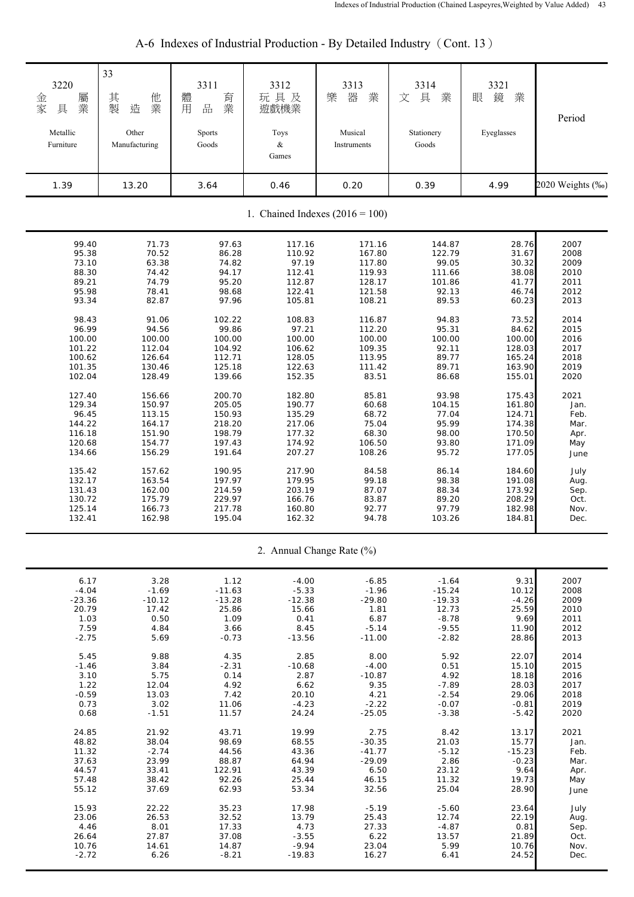# A-6 Indexes of Industrial Production - By Detailed Industry（Cont. 13）

| 3220 金屬家具業 Metallic Furniture | 33 其他製造業 Other Manufacturing | 3311 體育用品業 Sports Goods | 3312 玩具及遊戲機業 Toys & Games | 3313 樂器業 Musical Instruments | 3314 文具業 Stationery Goods | 3321 眼鏡業 Eyeglasses | Period |
|---|---|---|---|---|---|---|---|
| 1.39 | 13.20 | 3.64 | 0.46 | 0.20 | 0.39 | 4.99 | 2020 Weights (‰) |
| **1. Chained Indexes (2016 = 100)** | | | | | | | |
| 99.40 | 71.73 | 97.63 | 117.16 | 171.16 | 144.87 | 28.76 | 2007 |
| 95.38 | 70.52 | 86.28 | 110.92 | 167.80 | 122.79 | 31.67 | 2008 |
| 73.10 | 63.38 | 74.82 | 97.19 | 117.80 | 99.05 | 30.32 | 2009 |
| 88.30 | 74.42 | 94.17 | 112.41 | 119.93 | 111.66 | 38.08 | 2010 |
| 89.21 | 74.79 | 95.20 | 112.87 | 128.17 | 101.86 | 41.77 | 2011 |
| 95.98 | 78.41 | 98.68 | 122.41 | 121.58 | 92.13 | 46.74 | 2012 |
| 93.34 | 82.87 | 97.96 | 105.81 | 108.21 | 89.53 | 60.23 | 2013 |
| 98.43 | 91.06 | 102.22 | 108.83 | 116.87 | 94.83 | 73.52 | 2014 |
| 96.99 | 94.56 | 99.86 | 97.21 | 112.20 | 95.31 | 84.62 | 2015 |
| 100.00 | 100.00 | 100.00 | 100.00 | 100.00 | 100.00 | 100.00 | 2016 |
| 101.22 | 112.04 | 104.92 | 106.62 | 109.35 | 92.11 | 128.03 | 2017 |
| 100.62 | 126.64 | 112.71 | 128.05 | 113.95 | 89.77 | 165.24 | 2018 |
| 101.35 | 130.46 | 125.18 | 122.63 | 111.42 | 89.71 | 163.90 | 2019 |
| 102.04 | 128.49 | 139.66 | 152.35 | 83.51 | 86.68 | 155.01 | 2020 |
| 127.40 | 156.66 | 200.70 | 182.80 | 85.81 | 93.98 | 175.43 | 2021 |
| 129.34 | 150.97 | 205.05 | 190.77 | 60.68 | 104.15 | 161.80 | Jan. |
| 96.45 | 113.15 | 150.93 | 135.29 | 68.72 | 77.04 | 124.71 | Feb. |
| 144.22 | 164.17 | 218.20 | 217.06 | 75.04 | 95.99 | 174.38 | Mar. |
| 116.18 | 151.90 | 198.79 | 177.32 | 68.30 | 98.00 | 170.50 | Apr. |
| 120.68 | 154.77 | 197.43 | 174.92 | 106.50 | 93.80 | 171.09 | May |
| 134.66 | 156.29 | 191.64 | 207.27 | 108.26 | 95.72 | 177.05 | June |
| 135.42 | 157.62 | 190.95 | 217.90 | 84.58 | 86.14 | 184.60 | July |
| 132.17 | 163.54 | 197.97 | 179.95 | 99.18 | 98.38 | 191.08 | Aug. |
| 131.43 | 162.00 | 214.59 | 203.19 | 87.07 | 88.34 | 173.92 | Sep. |
| 130.72 | 175.79 | 229.97 | 166.76 | 83.87 | 89.20 | 208.29 | Oct. |
| 125.14 | 166.73 | 217.78 | 160.80 | 92.77 | 97.79 | 182.98 | Nov. |
| 132.41 | 162.98 | 195.04 | 162.32 | 94.78 | 103.26 | 184.81 | Dec. |
| **2. Annual Change Rate (%)** | | | | | | | |
| 6.17 | 3.28 | 1.12 | -4.00 | -6.85 | -1.64 | 9.31 | 2007 |
| -4.04 | -1.69 | -11.63 | -5.33 | -1.96 | -15.24 | 10.12 | 2008 |
| -23.36 | -10.12 | -13.28 | -12.38 | -29.80 | -19.33 | -4.26 | 2009 |
| 20.79 | 17.42 | 25.86 | 15.66 | 1.81 | 12.73 | 25.59 | 2010 |
| 1.03 | 0.50 | 1.09 | 0.41 | 6.87 | -8.78 | 9.69 | 2011 |
| 7.59 | 4.84 | 3.66 | 8.45 | -5.14 | -9.55 | 11.90 | 2012 |
| -2.75 | 5.69 | -0.73 | -13.56 | -11.00 | -2.82 | 28.86 | 2013 |
| 5.45 | 9.88 | 4.35 | 2.85 | 8.00 | 5.92 | 22.07 | 2014 |
| -1.46 | 3.84 | -2.31 | -10.68 | -4.00 | 0.51 | 15.10 | 2015 |
| 3.10 | 5.75 | 0.14 | 2.87 | -10.87 | 4.92 | 18.18 | 2016 |
| 1.22 | 12.04 | 4.92 | 6.62 | 9.35 | -7.89 | 28.03 | 2017 |
| -0.59 | 13.03 | 7.42 | 20.10 | 4.21 | -2.54 | 29.06 | 2018 |
| 0.73 | 3.02 | 11.06 | -4.23 | -2.22 | -0.07 | -0.81 | 2019 |
| 0.68 | -1.51 | 11.57 | 24.24 | -25.05 | -3.38 | -5.42 | 2020 |
| 24.85 | 21.92 | 43.71 | 19.99 | 2.75 | 8.42 | 13.17 | 2021 |
| 48.82 | 38.04 | 98.69 | 68.55 | -30.35 | 21.03 | 15.77 | Jan. |
| 11.32 | -2.74 | 44.56 | 43.36 | -41.77 | -5.12 | -15.23 | Feb. |
| 37.63 | 23.99 | 88.87 | 64.94 | -29.09 | 2.86 | -0.23 | Mar. |
| 44.57 | 33.41 | 122.91 | 43.39 | 6.50 | 23.12 | 9.64 | Apr. |
| 57.48 | 38.42 | 92.26 | 25.44 | 46.15 | 11.32 | 19.73 | May |
| 55.12 | 37.69 | 62.93 | 53.34 | 32.56 | 25.04 | 28.90 | June |
| 15.93 | 22.22 | 35.23 | 17.98 | -5.19 | -5.60 | 23.64 | July |
| 23.06 | 26.53 | 32.52 | 13.79 | 25.43 | 12.74 | 22.19 | Aug. |
| 4.46 | 8.01 | 17.33 | 4.73 | 27.33 | -4.87 | 0.81 | Sep. |
| 26.64 | 27.87 | 37.08 | -3.55 | 6.22 | 13.57 | 21.89 | Oct. |
| 10.76 | 14.61 | 14.87 | -9.94 | 23.04 | 5.99 | 10.76 | Nov. |
| -2.72 | 6.26 | -8.21 | -19.83 | 16.27 | 6.41 | 24.52 | Dec. |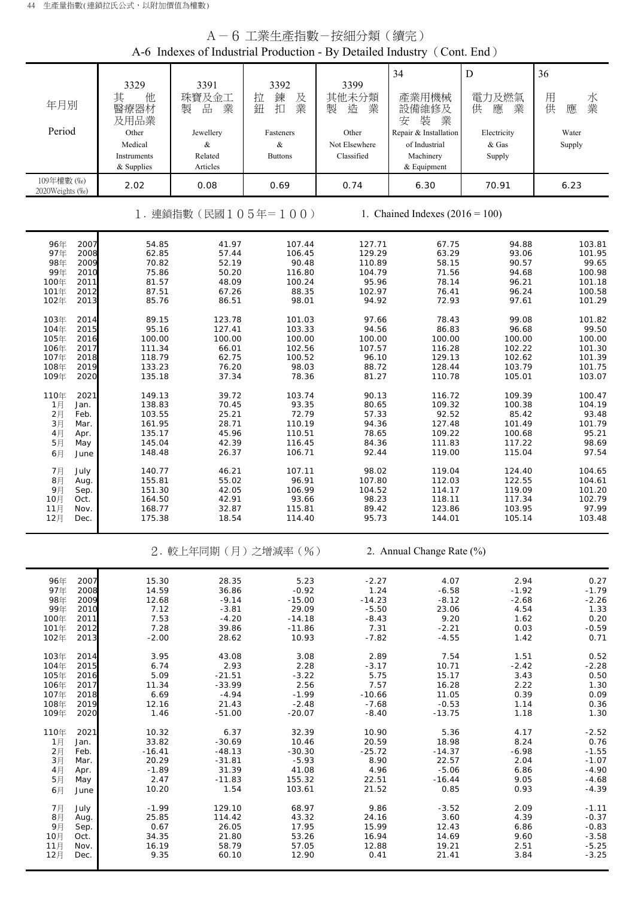# A－6 工業生產指數－按細分類（續完）

## A-6 Indexes of Industrial Production - By Detailed Industry（Cont. End）

| 年月別 Period | 3329 其他醫療器材及用品業 Other Medical Instruments & Supplies | 3391 珠寶及金工製品業 Jewellery & Related Articles | 3392 拉鍊及鈕扣業 Fasteners & Buttons | 3399 其他未分類製造業 Other Not Elsewhere Classified | 34 產業用機械設備維修及安裝業 Repair & Installation of Industrial Machinery & Equipment | D 電力及燃氣供應業 Electricity & Gas Supply | 36 用水供應業 Water Supply |
|---|---|---|---|---|---|---|---|
| 109年權數 (‰) 2020Weights (‰) | 2.02 | 0.08 | 0.69 | 0.74 | 6.30 | 70.91 | 6.23 |
| **1. 連鎖指數（民國105年＝100） 1. Chained Indexes (2016 = 100)** | | | | | | | |
| 96年 2007 | 54.85 | 41.97 | 107.44 | 127.71 | 67.75 | 94.88 | 103.81 |
| 97年 2008 | 62.85 | 57.44 | 106.45 | 129.29 | 63.29 | 93.06 | 101.95 |
| 98年 2009 | 70.82 | 52.19 | 90.48 | 110.89 | 58.15 | 90.57 | 99.65 |
| 99年 2010 | 75.86 | 50.20 | 116.80 | 104.79 | 71.56 | 94.68 | 100.98 |
| 100年 2011 | 81.57 | 48.09 | 100.24 | 95.96 | 78.14 | 96.21 | 101.18 |
| 101年 2012 | 87.51 | 67.26 | 88.35 | 102.97 | 76.41 | 96.24 | 100.58 |
| 102年 2013 | 85.76 | 86.51 | 98.01 | 94.92 | 72.93 | 97.61 | 101.29 |
| 103年 2014 | 89.15 | 123.78 | 101.03 | 97.66 | 78.43 | 99.08 | 101.82 |
| 104年 2015 | 95.16 | 127.41 | 103.33 | 94.56 | 86.83 | 96.68 | 99.50 |
| 105年 2016 | 100.00 | 100.00 | 100.00 | 100.00 | 100.00 | 100.00 | 100.00 |
| 106年 2017 | 111.34 | 66.01 | 102.56 | 107.57 | 116.28 | 102.22 | 101.30 |
| 107年 2018 | 118.79 | 62.75 | 100.52 | 96.10 | 129.13 | 102.62 | 101.39 |
| 108年 2019 | 133.23 | 76.20 | 98.03 | 88.72 | 128.44 | 103.79 | 101.75 |
| 109年 2020 | 135.18 | 37.34 | 78.36 | 81.27 | 110.78 | 105.01 | 103.07 |
| 110年 2021 | 149.13 | 39.72 | 103.74 | 90.13 | 116.72 | 109.39 | 100.47 |
| 1月 Jan. | 138.83 | 70.45 | 93.35 | 80.65 | 109.32 | 100.38 | 104.19 |
| 2月 Feb. | 103.55 | 25.21 | 72.79 | 57.33 | 92.52 | 85.42 | 93.48 |
| 3月 Mar. | 161.95 | 28.71 | 110.19 | 94.36 | 127.48 | 101.49 | 101.79 |
| 4月 Apr. | 135.17 | 45.96 | 110.51 | 78.65 | 109.22 | 100.68 | 95.21 |
| 5月 May | 145.04 | 42.39 | 116.45 | 84.36 | 111.83 | 117.22 | 98.69 |
| 6月 June | 148.48 | 26.37 | 106.71 | 92.44 | 119.00 | 115.04 | 97.54 |
| 7月 July | 140.77 | 46.21 | 107.11 | 98.02 | 119.04 | 124.40 | 104.65 |
| 8月 Aug. | 155.81 | 55.02 | 96.91 | 107.80 | 112.03 | 122.55 | 104.61 |
| 9月 Sep. | 151.30 | 42.05 | 106.99 | 104.52 | 114.17 | 119.09 | 101.20 |
| 10月 Oct. | 164.50 | 42.91 | 93.66 | 98.23 | 118.11 | 117.34 | 102.79 |
| 11月 Nov. | 168.77 | 32.87 | 115.81 | 89.42 | 123.86 | 103.95 | 97.99 |
| 12月 Dec. | 175.38 | 18.54 | 114.40 | 95.73 | 144.01 | 105.14 | 103.48 |
| **2. 較上年同期（月）之增減率（%） 2. Annual Change Rate (%)** | | | | | | | |
| 96年 2007 | 15.30 | 28.35 | 5.23 | -2.27 | 4.07 | 2.94 | 0.27 |
| 97年 2008 | 14.59 | 36.86 | -0.92 | 1.24 | -6.58 | -1.92 | -1.79 |
| 98年 2009 | 12.68 | -9.14 | -15.00 | -14.23 | -8.12 | -2.68 | -2.26 |
| 99年 2010 | 7.12 | -3.81 | 29.09 | -5.50 | 23.06 | 4.54 | 1.33 |
| 100年 2011 | 7.53 | -4.20 | -14.18 | -8.43 | 9.20 | 1.62 | 0.20 |
| 101年 2012 | 7.28 | 39.86 | -11.86 | 7.31 | -2.21 | 0.03 | -0.59 |
| 102年 2013 | -2.00 | 28.62 | 10.93 | -7.82 | -4.55 | 1.42 | 0.71 |
| 103年 2014 | 3.95 | 43.08 | 3.08 | 2.89 | 7.54 | 1.51 | 0.52 |
| 104年 2015 | 6.74 | 2.93 | 2.28 | -3.17 | 10.71 | -2.42 | -2.28 |
| 105年 2016 | 5.09 | -21.51 | -3.22 | 5.75 | 15.17 | 3.43 | 0.50 |
| 106年 2017 | 11.34 | -33.99 | 2.56 | 7.57 | 16.28 | 2.22 | 1.30 |
| 107年 2018 | 6.69 | -4.94 | -1.99 | -10.66 | 11.05 | 0.39 | 0.09 |
| 108年 2019 | 12.16 | 21.43 | -2.48 | -7.68 | -0.53 | 1.14 | 0.36 |
| 109年 2020 | 1.46 | -51.00 | -20.07 | -8.40 | -13.75 | 1.18 | 1.30 |
| 110年 2021 | 10.32 | 6.37 | 32.39 | 10.90 | 5.36 | 4.17 | -2.52 |
| 1月 Jan. | 33.82 | -30.69 | 10.46 | 20.59 | 18.98 | 8.24 | 0.76 |
| 2月 Feb. | -16.41 | -48.13 | -30.30 | -25.72 | -14.37 | -6.98 | -1.55 |
| 3月 Mar. | 20.29 | -31.81 | -5.93 | 8.90 | 22.57 | 2.04 | -1.07 |
| 4月 Apr. | -1.89 | 31.39 | 41.08 | 4.96 | -5.06 | 6.86 | -4.90 |
| 5月 May | 2.47 | -11.83 | 155.32 | 22.51 | -16.44 | 9.05 | -4.68 |
| 6月 June | 10.20 | 1.54 | 103.61 | 21.52 | 0.85 | 0.93 | -4.39 |
| 7月 July | -1.99 | 129.10 | 68.97 | 9.86 | -3.52 | 2.09 | -1.11 |
| 8月 Aug. | 25.85 | 114.42 | 43.32 | 24.16 | 3.60 | 4.39 | -0.37 |
| 9月 Sep. | 0.67 | 26.05 | 17.95 | 15.99 | 12.43 | 6.86 | -0.83 |
| 10月 Oct. | 34.35 | 21.80 | 53.26 | 16.94 | 14.69 | 9.60 | -3.58 |
| 11月 Nov. | 16.19 | 58.79 | 57.05 | 12.88 | 19.21 | 2.51 | -5.25 |
| 12月 Dec. | 9.35 | 60.10 | 12.90 | 0.41 | 21.41 | 3.84 | -3.25 |